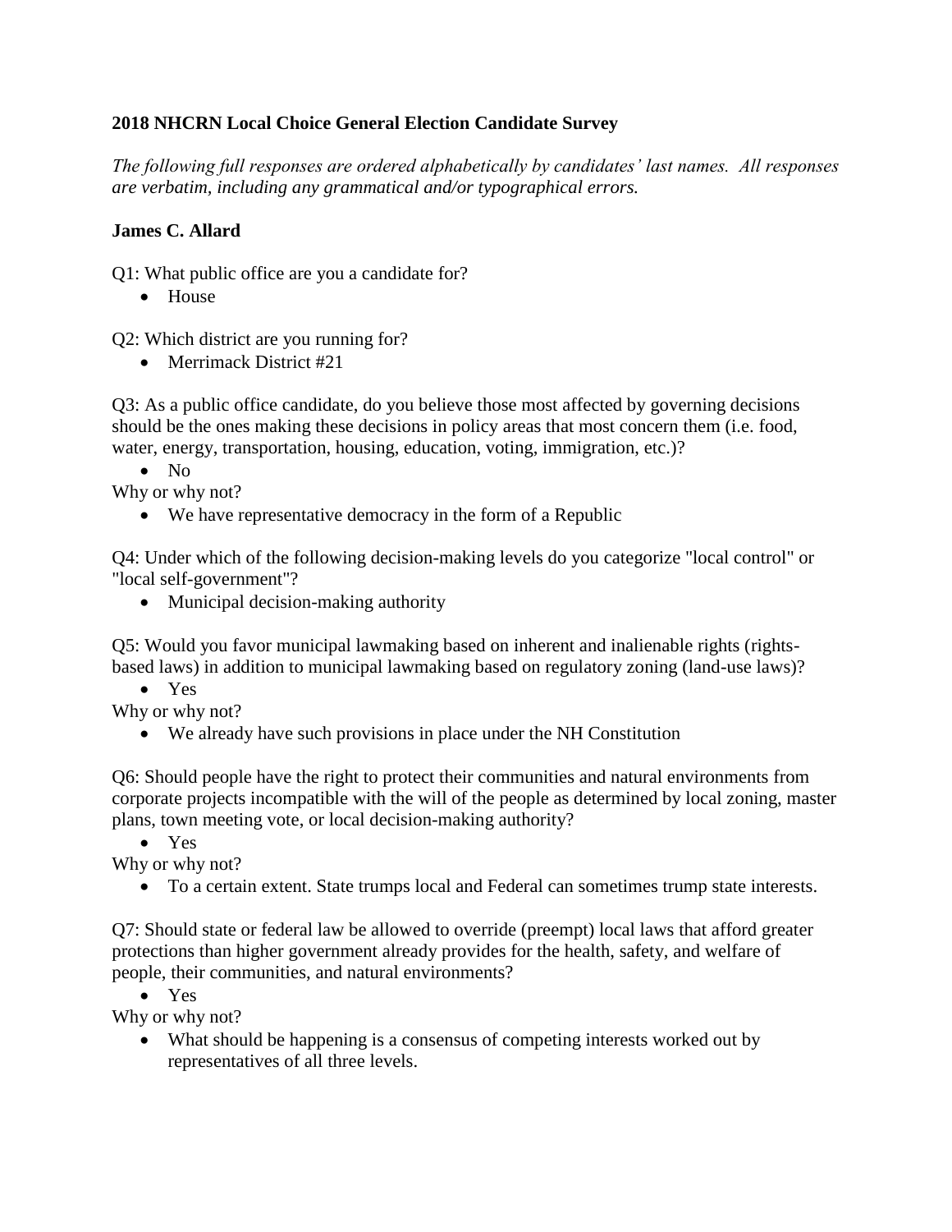**2018 NHCRN Local Choice General Election Candidate Survey**

*The following full responses are ordered alphabetically by candidates' last names. All responses are verbatim, including any grammatical and/or typographical errors.*

**James C. Allard**

Q1: What public office are you a candidate for?

- House

Q2: Which district are you running for?

- Merrimack District #21

Q3: As a public office candidate, do you believe those most affected by governing decisions should be the ones making these decisions in policy areas that most concern them (i.e. food, water, energy, transportation, housing, education, voting, immigration, etc.)?

- No

Why or why not?

- We have representative democracy in the form of a Republic

Q4: Under which of the following decision-making levels do you categorize "local control" or "local self-government"?

- Municipal decision-making authority

Q5: Would you favor municipal lawmaking based on inherent and inalienable rights (rights-based laws) in addition to municipal lawmaking based on regulatory zoning (land-use laws)?

- Yes

Why or why not?

- We already have such provisions in place under the NH Constitution

Q6: Should people have the right to protect their communities and natural environments from corporate projects incompatible with the will of the people as determined by local zoning, master plans, town meeting vote, or local decision-making authority?

- Yes

Why or why not?

- To a certain extent. State trumps local and Federal can sometimes trump state interests.

Q7: Should state or federal law be allowed to override (preempt) local laws that afford greater protections than higher government already provides for the health, safety, and welfare of people, their communities, and natural environments?

- Yes

Why or why not?

- What should be happening is a consensus of competing interests worked out by representatives of all three levels.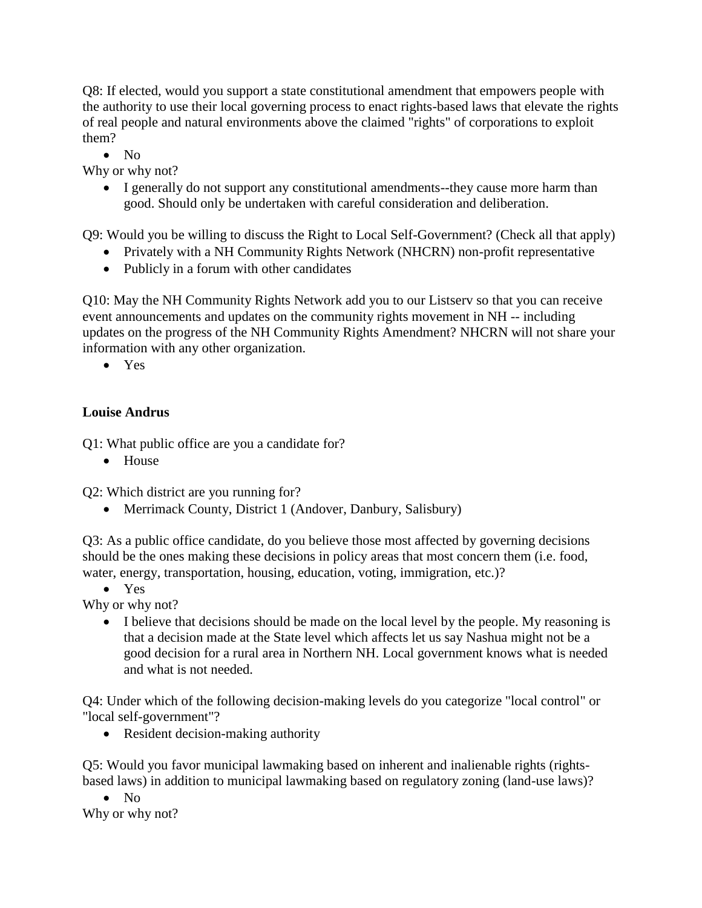Q8: If elected, would you support a state constitutional amendment that empowers people with the authority to use their local governing process to enact rights-based laws that elevate the rights of real people and natural environments above the claimed "rights" of corporations to exploit them?

- No

Why or why not?

- I generally do not support any constitutional amendments--they cause more harm than good. Should only be undertaken with careful consideration and deliberation.

Q9: Would you be willing to discuss the Right to Local Self-Government? (Check all that apply)

- Privately with a NH Community Rights Network (NHCRN) non-profit representative
- Publicly in a forum with other candidates

Q10: May the NH Community Rights Network add you to our Listserv so that you can receive event announcements and updates on the community rights movement in NH -- including updates on the progress of the NH Community Rights Amendment? NHCRN will not share your information with any other organization.

- Yes

**Louise Andrus**

Q1: What public office are you a candidate for?

- House

Q2: Which district are you running for?

- Merrimack County, District 1 (Andover, Danbury, Salisbury)

Q3: As a public office candidate, do you believe those most affected by governing decisions should be the ones making these decisions in policy areas that most concern them (i.e. food, water, energy, transportation, housing, education, voting, immigration, etc.)?

- Yes

Why or why not?

- I believe that decisions should be made on the local level by the people. My reasoning is that a decision made at the State level which affects let us say Nashua might not be a good decision for a rural area in Northern NH. Local government knows what is needed and what is not needed.

Q4: Under which of the following decision-making levels do you categorize "local control" or "local self-government"?

- Resident decision-making authority

Q5: Would you favor municipal lawmaking based on inherent and inalienable rights (rights-based laws) in addition to municipal lawmaking based on regulatory zoning (land-use laws)?

- No

Why or why not?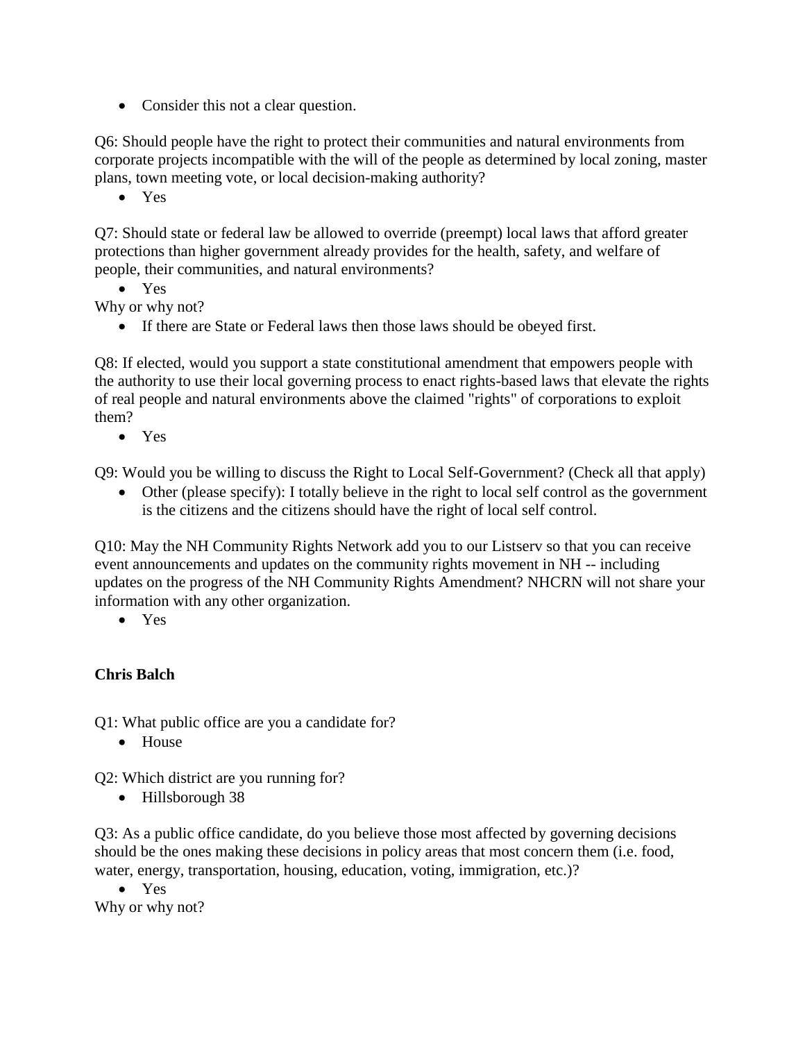- Consider this not a clear question.

Q6: Should people have the right to protect their communities and natural environments from corporate projects incompatible with the will of the people as determined by local zoning, master plans, town meeting vote, or local decision-making authority?

- Yes

Q7: Should state or federal law be allowed to override (preempt) local laws that afford greater protections than higher government already provides for the health, safety, and welfare of people, their communities, and natural environments?

- Yes

Why or why not?

- If there are State or Federal laws then those laws should be obeyed first.

Q8: If elected, would you support a state constitutional amendment that empowers people with the authority to use their local governing process to enact rights-based laws that elevate the rights of real people and natural environments above the claimed "rights" of corporations to exploit them?

- Yes

Q9: Would you be willing to discuss the Right to Local Self-Government? (Check all that apply)

- Other (please specify): I totally believe in the right to local self control as the government is the citizens and the citizens should have the right of local self control.

Q10: May the NH Community Rights Network add you to our Listserv so that you can receive event announcements and updates on the community rights movement in NH -- including updates on the progress of the NH Community Rights Amendment? NHCRN will not share your information with any other organization.

- Yes

**Chris Balch**

Q1: What public office are you a candidate for?

- House

Q2: Which district are you running for?

- Hillsborough 38

Q3: As a public office candidate, do you believe those most affected by governing decisions should be the ones making these decisions in policy areas that most concern them (i.e. food, water, energy, transportation, housing, education, voting, immigration, etc.)?

- Yes

Why or why not?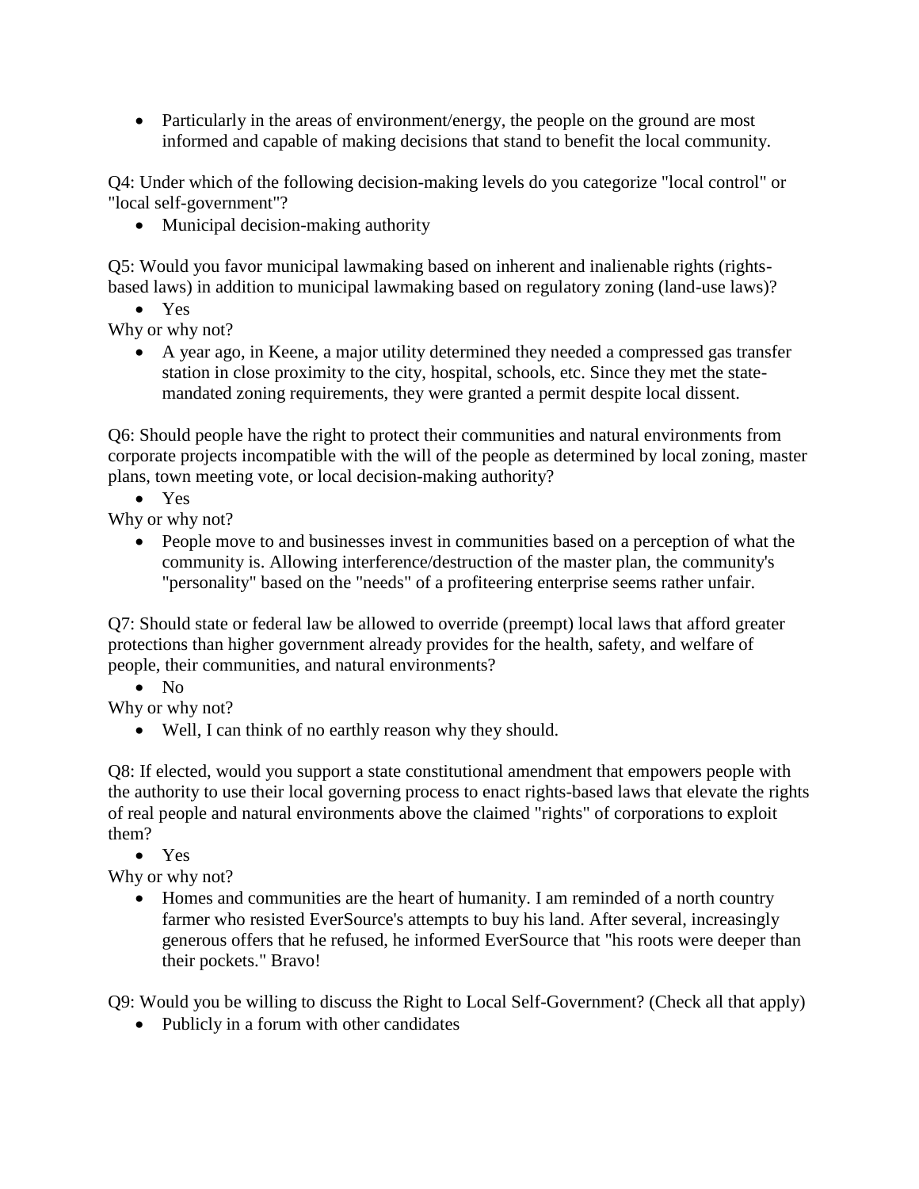- Particularly in the areas of environment/energy, the people on the ground are most informed and capable of making decisions that stand to benefit the local community.

Q4: Under which of the following decision-making levels do you categorize "local control" or "local self-government"?

- Municipal decision-making authority

Q5: Would you favor municipal lawmaking based on inherent and inalienable rights (rights-based laws) in addition to municipal lawmaking based on regulatory zoning (land-use laws)?

- Yes

Why or why not?

- A year ago, in Keene, a major utility determined they needed a compressed gas transfer station in close proximity to the city, hospital, schools, etc. Since they met the state-mandated zoning requirements, they were granted a permit despite local dissent.

Q6: Should people have the right to protect their communities and natural environments from corporate projects incompatible with the will of the people as determined by local zoning, master plans, town meeting vote, or local decision-making authority?

- Yes

Why or why not?

- People move to and businesses invest in communities based on a perception of what the community is. Allowing interference/destruction of the master plan, the community's "personality" based on the "needs" of a profiteering enterprise seems rather unfair.

Q7: Should state or federal law be allowed to override (preempt) local laws that afford greater protections than higher government already provides for the health, safety, and welfare of people, their communities, and natural environments?

- No

Why or why not?

- Well, I can think of no earthly reason why they should.

Q8: If elected, would you support a state constitutional amendment that empowers people with the authority to use their local governing process to enact rights-based laws that elevate the rights of real people and natural environments above the claimed "rights" of corporations to exploit them?

- Yes

Why or why not?

- Homes and communities are the heart of humanity. I am reminded of a north country farmer who resisted EverSource's attempts to buy his land. After several, increasingly generous offers that he refused, he informed EverSource that "his roots were deeper than their pockets." Bravo!

Q9: Would you be willing to discuss the Right to Local Self-Government? (Check all that apply)

- Publicly in a forum with other candidates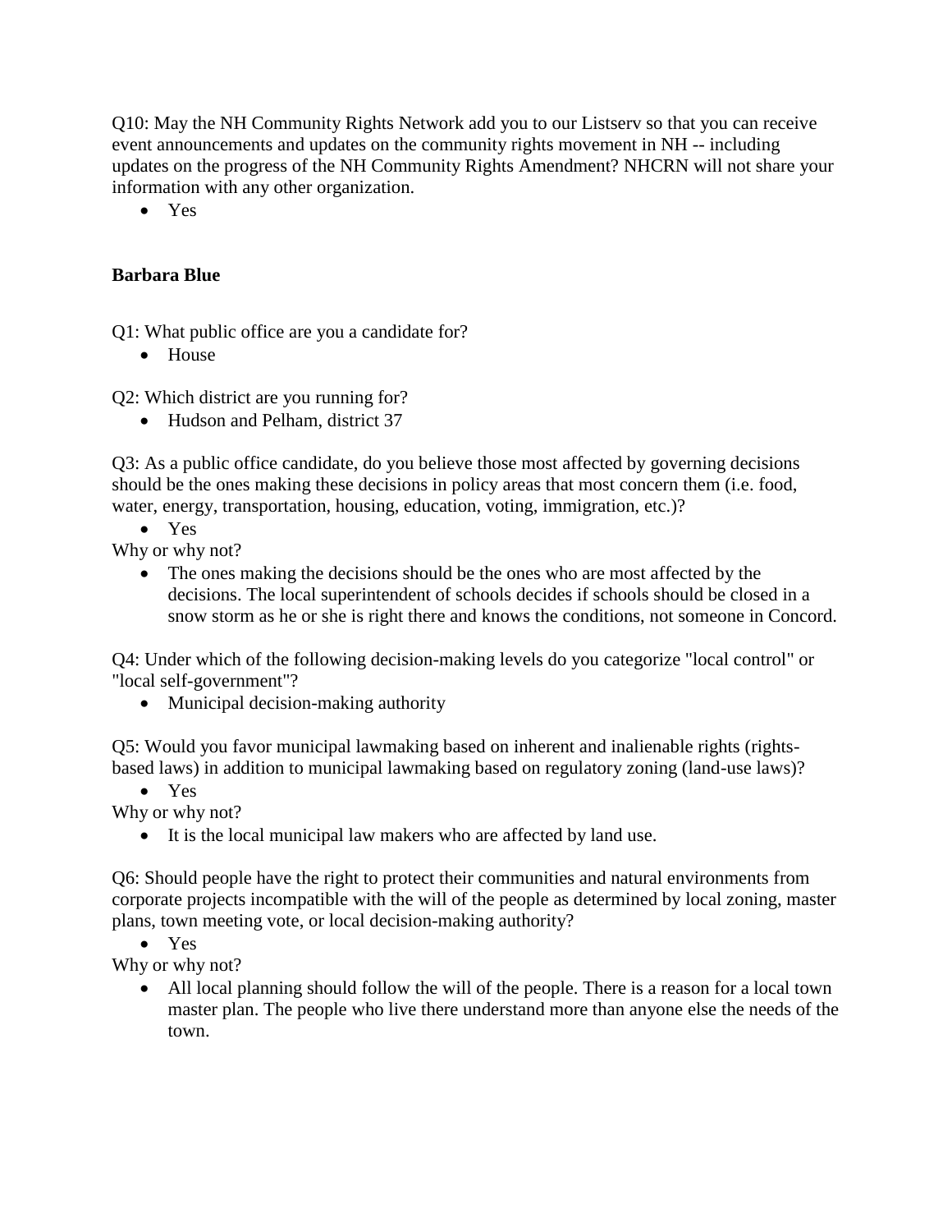Q10: May the NH Community Rights Network add you to our Listserv so that you can receive event announcements and updates on the community rights movement in NH -- including updates on the progress of the NH Community Rights Amendment? NHCRN will not share your information with any other organization.

- Yes

**Barbara Blue**

Q1: What public office are you a candidate for?

- House

Q2: Which district are you running for?

- Hudson and Pelham, district 37

Q3: As a public office candidate, do you believe those most affected by governing decisions should be the ones making these decisions in policy areas that most concern them (i.e. food, water, energy, transportation, housing, education, voting, immigration, etc.)?

- Yes

Why or why not?

- The ones making the decisions should be the ones who are most affected by the decisions. The local superintendent of schools decides if schools should be closed in a snow storm as he or she is right there and knows the conditions, not someone in Concord.

Q4: Under which of the following decision-making levels do you categorize "local control" or "local self-government"?

- Municipal decision-making authority

Q5: Would you favor municipal lawmaking based on inherent and inalienable rights (rights-based laws) in addition to municipal lawmaking based on regulatory zoning (land-use laws)?

- Yes

Why or why not?

- It is the local municipal law makers who are affected by land use.

Q6: Should people have the right to protect their communities and natural environments from corporate projects incompatible with the will of the people as determined by local zoning, master plans, town meeting vote, or local decision-making authority?

- Yes

Why or why not?

- All local planning should follow the will of the people. There is a reason for a local town master plan. The people who live there understand more than anyone else the needs of the town.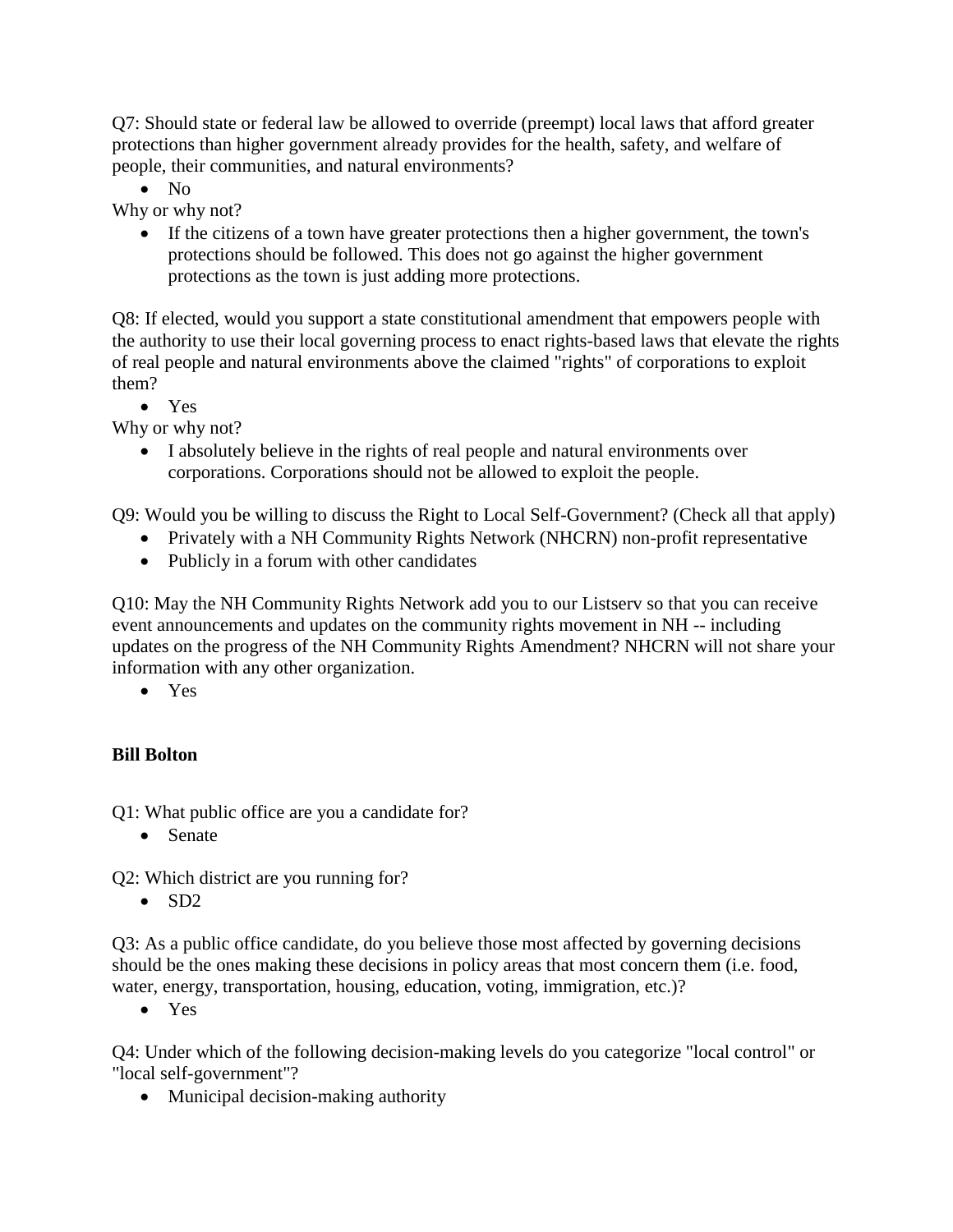Q7: Should state or federal law be allowed to override (preempt) local laws that afford greater protections than higher government already provides for the health, safety, and welfare of people, their communities, and natural environments?

- No

Why or why not?

- If the citizens of a town have greater protections then a higher government, the town's protections should be followed. This does not go against the higher government protections as the town is just adding more protections.

Q8: If elected, would you support a state constitutional amendment that empowers people with the authority to use their local governing process to enact rights-based laws that elevate the rights of real people and natural environments above the claimed "rights" of corporations to exploit them?

- Yes

Why or why not?

- I absolutely believe in the rights of real people and natural environments over corporations. Corporations should not be allowed to exploit the people.

Q9: Would you be willing to discuss the Right to Local Self-Government? (Check all that apply)

- Privately with a NH Community Rights Network (NHCRN) non-profit representative
- Publicly in a forum with other candidates

Q10: May the NH Community Rights Network add you to our Listserv so that you can receive event announcements and updates on the community rights movement in NH -- including updates on the progress of the NH Community Rights Amendment? NHCRN will not share your information with any other organization.

- Yes

**Bill Bolton**

Q1: What public office are you a candidate for?

- Senate

Q2: Which district are you running for?

- SD2

Q3: As a public office candidate, do you believe those most affected by governing decisions should be the ones making these decisions in policy areas that most concern them (i.e. food, water, energy, transportation, housing, education, voting, immigration, etc.)?

- Yes

Q4: Under which of the following decision-making levels do you categorize "local control" or "local self-government"?

- Municipal decision-making authority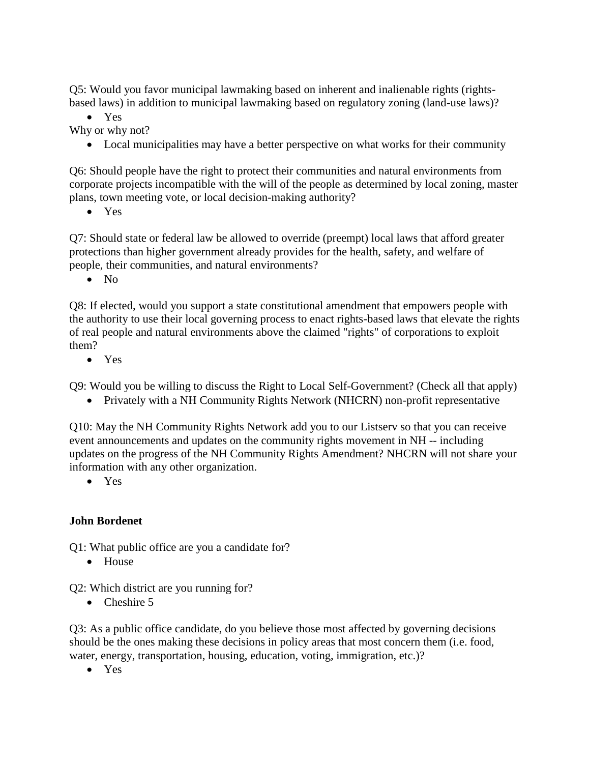Q5: Would you favor municipal lawmaking based on inherent and inalienable rights (rights-based laws) in addition to municipal lawmaking based on regulatory zoning (land-use laws)?

- Yes

Why or why not?

- Local municipalities may have a better perspective on what works for their community

Q6: Should people have the right to protect their communities and natural environments from corporate projects incompatible with the will of the people as determined by local zoning, master plans, town meeting vote, or local decision-making authority?

- Yes

Q7: Should state or federal law be allowed to override (preempt) local laws that afford greater protections than higher government already provides for the health, safety, and welfare of people, their communities, and natural environments?

- No

Q8: If elected, would you support a state constitutional amendment that empowers people with the authority to use their local governing process to enact rights-based laws that elevate the rights of real people and natural environments above the claimed "rights" of corporations to exploit them?

- Yes

Q9: Would you be willing to discuss the Right to Local Self-Government? (Check all that apply)

- Privately with a NH Community Rights Network (NHCRN) non-profit representative

Q10: May the NH Community Rights Network add you to our Listserv so that you can receive event announcements and updates on the community rights movement in NH -- including updates on the progress of the NH Community Rights Amendment? NHCRN will not share your information with any other organization.

- Yes

**John Bordenet**

Q1: What public office are you a candidate for?

- House

Q2: Which district are you running for?

- Cheshire 5

Q3: As a public office candidate, do you believe those most affected by governing decisions should be the ones making these decisions in policy areas that most concern them (i.e. food, water, energy, transportation, housing, education, voting, immigration, etc.)?

- Yes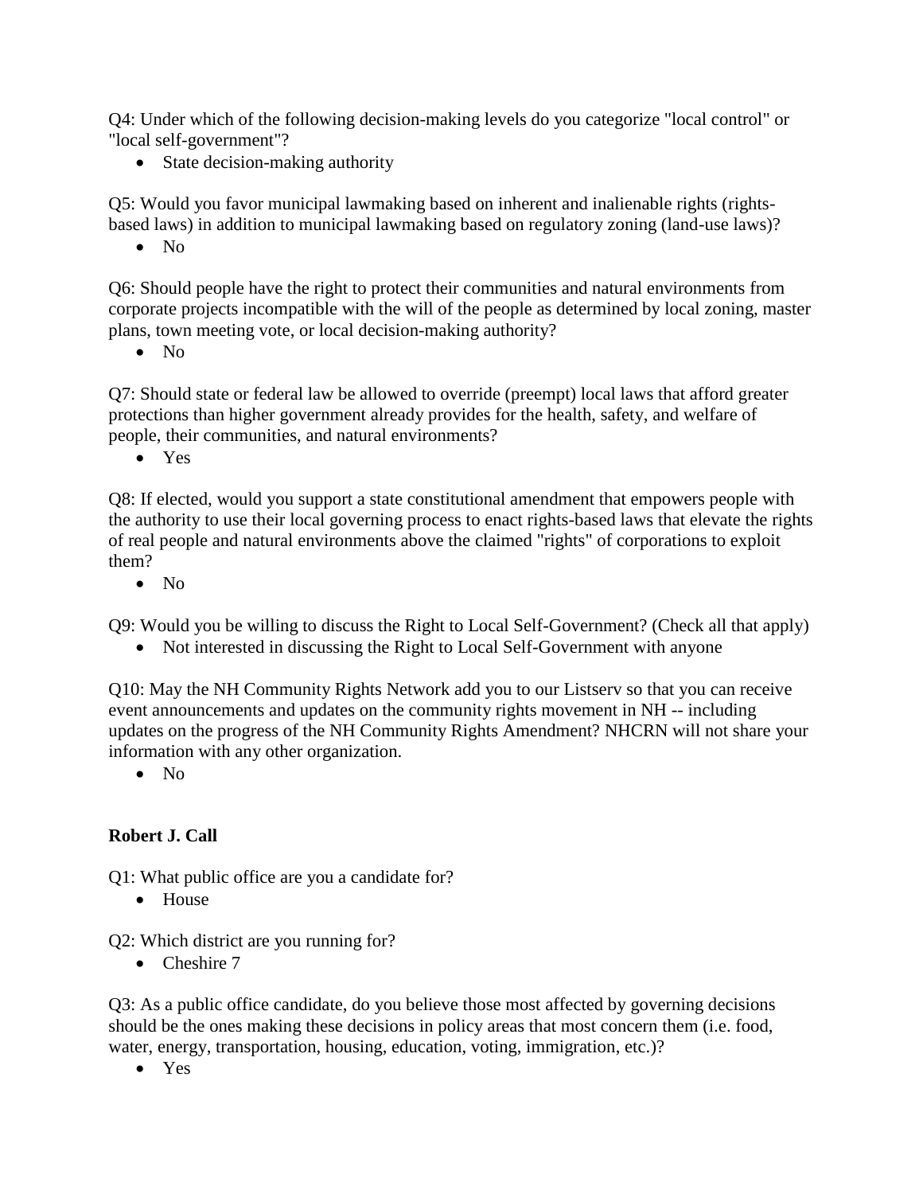Q4: Under which of the following decision-making levels do you categorize "local control" or "local self-government"?

- State decision-making authority

Q5: Would you favor municipal lawmaking based on inherent and inalienable rights (rights-based laws) in addition to municipal lawmaking based on regulatory zoning (land-use laws)?

- No

Q6: Should people have the right to protect their communities and natural environments from corporate projects incompatible with the will of the people as determined by local zoning, master plans, town meeting vote, or local decision-making authority?

- No

Q7: Should state or federal law be allowed to override (preempt) local laws that afford greater protections than higher government already provides for the health, safety, and welfare of people, their communities, and natural environments?

- Yes

Q8: If elected, would you support a state constitutional amendment that empowers people with the authority to use their local governing process to enact rights-based laws that elevate the rights of real people and natural environments above the claimed "rights" of corporations to exploit them?

- No

Q9: Would you be willing to discuss the Right to Local Self-Government? (Check all that apply)

- Not interested in discussing the Right to Local Self-Government with anyone

Q10: May the NH Community Rights Network add you to our Listserv so that you can receive event announcements and updates on the community rights movement in NH -- including updates on the progress of the NH Community Rights Amendment? NHCRN will not share your information with any other organization.

- No

**Robert J. Call**

Q1: What public office are you a candidate for?

- House

Q2: Which district are you running for?

- Cheshire 7

Q3: As a public office candidate, do you believe those most affected by governing decisions should be the ones making these decisions in policy areas that most concern them (i.e. food, water, energy, transportation, housing, education, voting, immigration, etc.)?

- Yes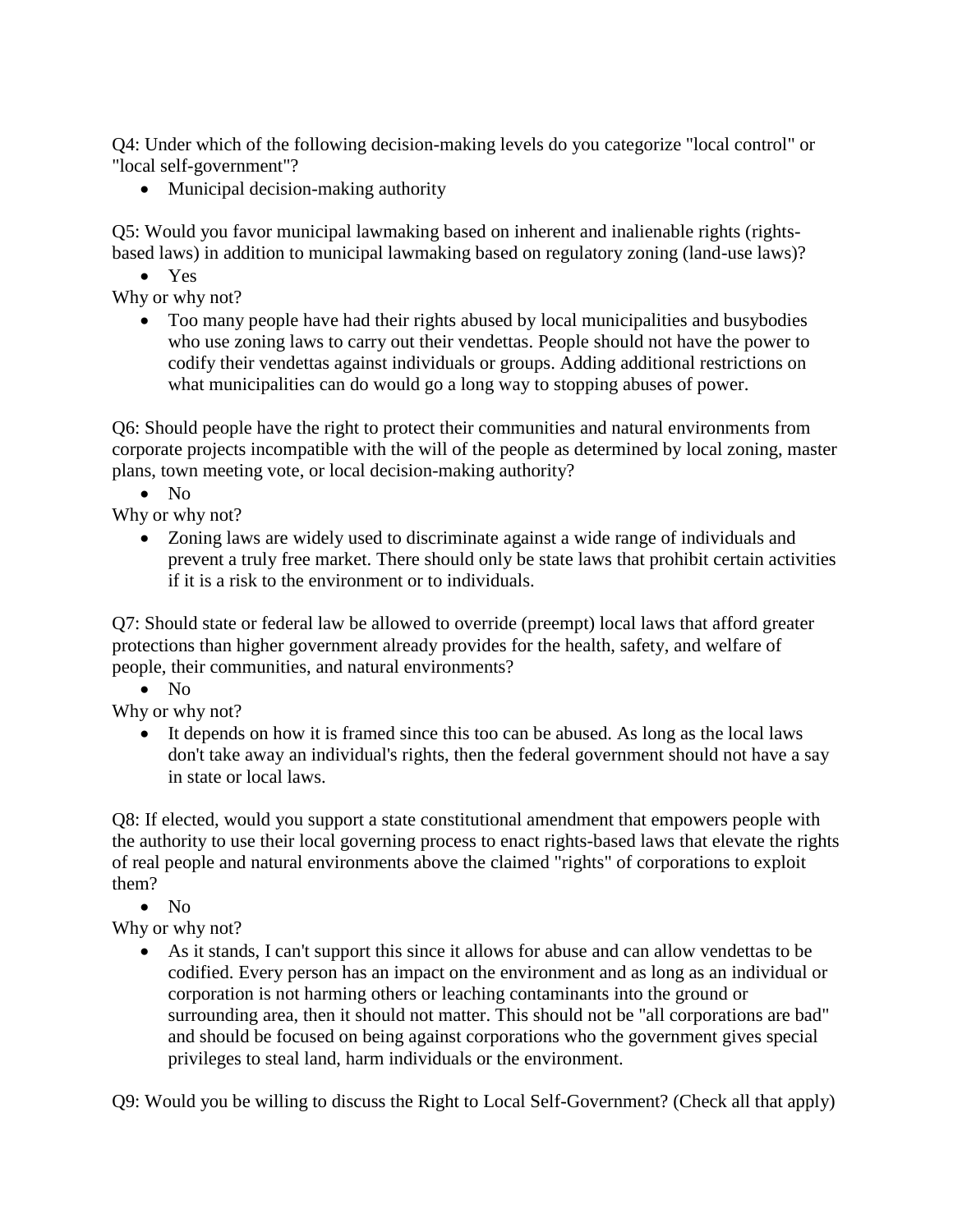Q4: Under which of the following decision-making levels do you categorize "local control" or "local self-government"?

- Municipal decision-making authority

Q5: Would you favor municipal lawmaking based on inherent and inalienable rights (rights-based laws) in addition to municipal lawmaking based on regulatory zoning (land-use laws)?

- Yes

Why or why not?

- Too many people have had their rights abused by local municipalities and busybodies who use zoning laws to carry out their vendettas. People should not have the power to codify their vendettas against individuals or groups. Adding additional restrictions on what municipalities can do would go a long way to stopping abuses of power.

Q6: Should people have the right to protect their communities and natural environments from corporate projects incompatible with the will of the people as determined by local zoning, master plans, town meeting vote, or local decision-making authority?

- No

Why or why not?

- Zoning laws are widely used to discriminate against a wide range of individuals and prevent a truly free market. There should only be state laws that prohibit certain activities if it is a risk to the environment or to individuals.

Q7: Should state or federal law be allowed to override (preempt) local laws that afford greater protections than higher government already provides for the health, safety, and welfare of people, their communities, and natural environments?

- No

Why or why not?

- It depends on how it is framed since this too can be abused. As long as the local laws don't take away an individual's rights, then the federal government should not have a say in state or local laws.

Q8: If elected, would you support a state constitutional amendment that empowers people with the authority to use their local governing process to enact rights-based laws that elevate the rights of real people and natural environments above the claimed "rights" of corporations to exploit them?

- No

Why or why not?

- As it stands, I can't support this since it allows for abuse and can allow vendettas to be codified. Every person has an impact on the environment and as long as an individual or corporation is not harming others or leaching contaminants into the ground or surrounding area, then it should not matter. This should not be "all corporations are bad" and should be focused on being against corporations who the government gives special privileges to steal land, harm individuals or the environment.

Q9: Would you be willing to discuss the Right to Local Self-Government? (Check all that apply)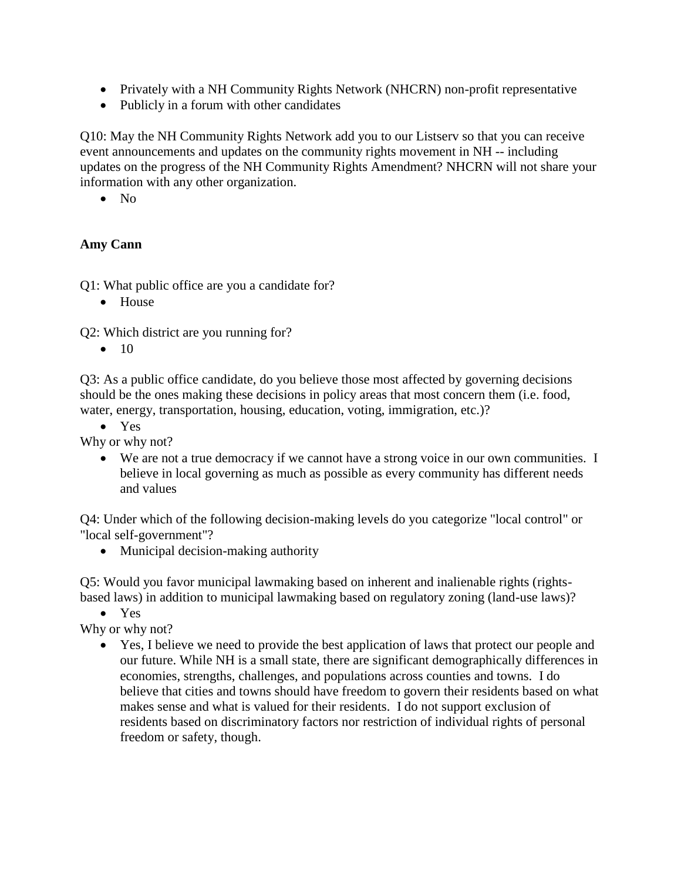- Privately with a NH Community Rights Network (NHCRN) non-profit representative
- Publicly in a forum with other candidates

Q10: May the NH Community Rights Network add you to our Listserv so that you can receive event announcements and updates on the community rights movement in NH -- including updates on the progress of the NH Community Rights Amendment? NHCRN will not share your information with any other organization.

- No

**Amy Cann**

Q1: What public office are you a candidate for?

- House

Q2: Which district are you running for?

- 10

Q3: As a public office candidate, do you believe those most affected by governing decisions should be the ones making these decisions in policy areas that most concern them (i.e. food, water, energy, transportation, housing, education, voting, immigration, etc.)?

- Yes

Why or why not?

- We are not a true democracy if we cannot have a strong voice in our own communities. I believe in local governing as much as possible as every community has different needs and values

Q4: Under which of the following decision-making levels do you categorize "local control" or "local self-government"?

- Municipal decision-making authority

Q5: Would you favor municipal lawmaking based on inherent and inalienable rights (rights-based laws) in addition to municipal lawmaking based on regulatory zoning (land-use laws)?

- Yes

Why or why not?

- Yes, I believe we need to provide the best application of laws that protect our people and our future. While NH is a small state, there are significant demographically differences in economies, strengths, challenges, and populations across counties and towns. I do believe that cities and towns should have freedom to govern their residents based on what makes sense and what is valued for their residents. I do not support exclusion of residents based on discriminatory factors nor restriction of individual rights of personal freedom or safety, though.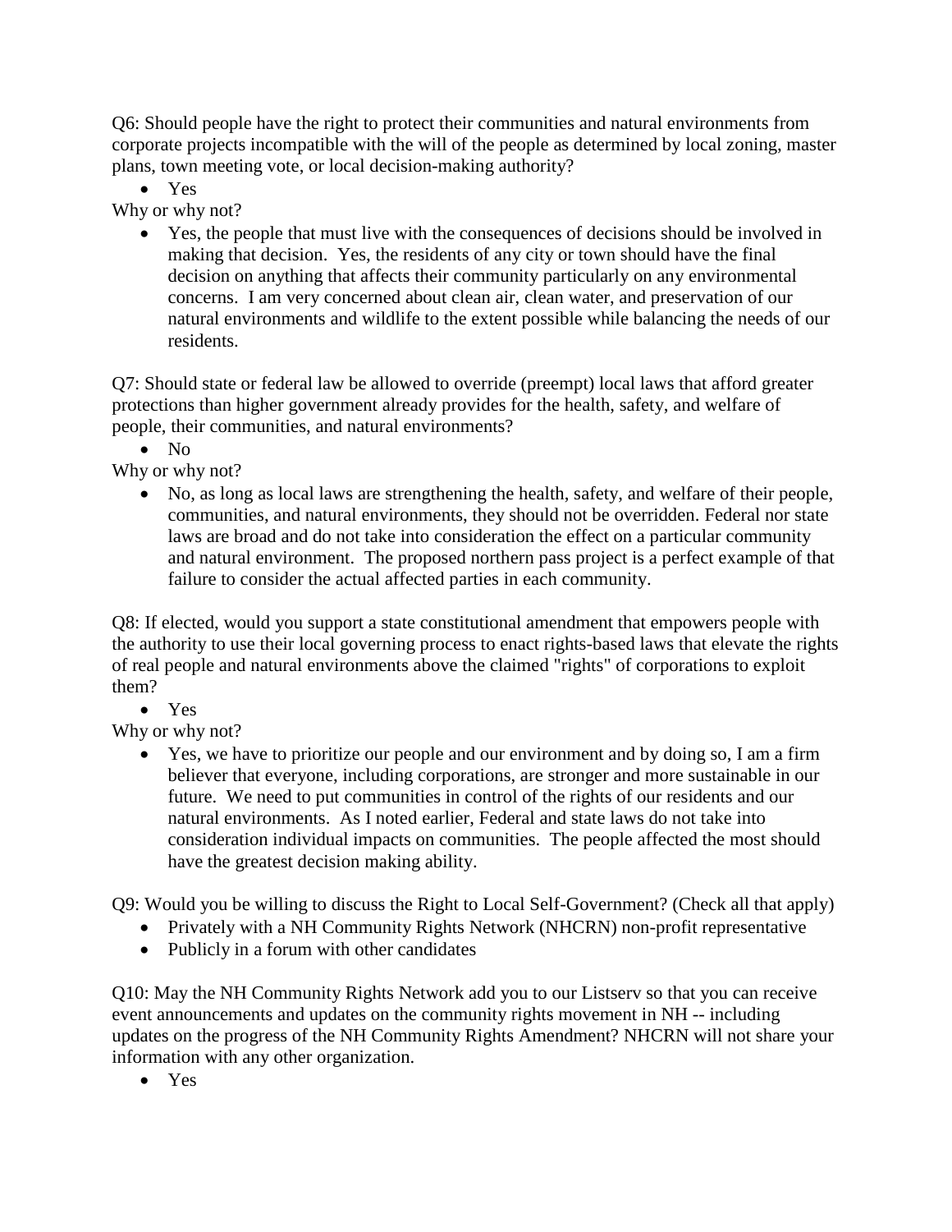Q6: Should people have the right to protect their communities and natural environments from corporate projects incompatible with the will of the people as determined by local zoning, master plans, town meeting vote, or local decision-making authority?

- Yes

Why or why not?

- Yes, the people that must live with the consequences of decisions should be involved in making that decision. Yes, the residents of any city or town should have the final decision on anything that affects their community particularly on any environmental concerns. I am very concerned about clean air, clean water, and preservation of our natural environments and wildlife to the extent possible while balancing the needs of our residents.

Q7: Should state or federal law be allowed to override (preempt) local laws that afford greater protections than higher government already provides for the health, safety, and welfare of people, their communities, and natural environments?

- No

Why or why not?

- No, as long as local laws are strengthening the health, safety, and welfare of their people, communities, and natural environments, they should not be overridden. Federal nor state laws are broad and do not take into consideration the effect on a particular community and natural environment. The proposed northern pass project is a perfect example of that failure to consider the actual affected parties in each community.

Q8: If elected, would you support a state constitutional amendment that empowers people with the authority to use their local governing process to enact rights-based laws that elevate the rights of real people and natural environments above the claimed "rights" of corporations to exploit them?

- Yes

Why or why not?

- Yes, we have to prioritize our people and our environment and by doing so, I am a firm believer that everyone, including corporations, are stronger and more sustainable in our future. We need to put communities in control of the rights of our residents and our natural environments. As I noted earlier, Federal and state laws do not take into consideration individual impacts on communities. The people affected the most should have the greatest decision making ability.

Q9: Would you be willing to discuss the Right to Local Self-Government? (Check all that apply)

- Privately with a NH Community Rights Network (NHCRN) non-profit representative
- Publicly in a forum with other candidates

Q10: May the NH Community Rights Network add you to our Listserv so that you can receive event announcements and updates on the community rights movement in NH -- including updates on the progress of the NH Community Rights Amendment? NHCRN will not share your information with any other organization.

- Yes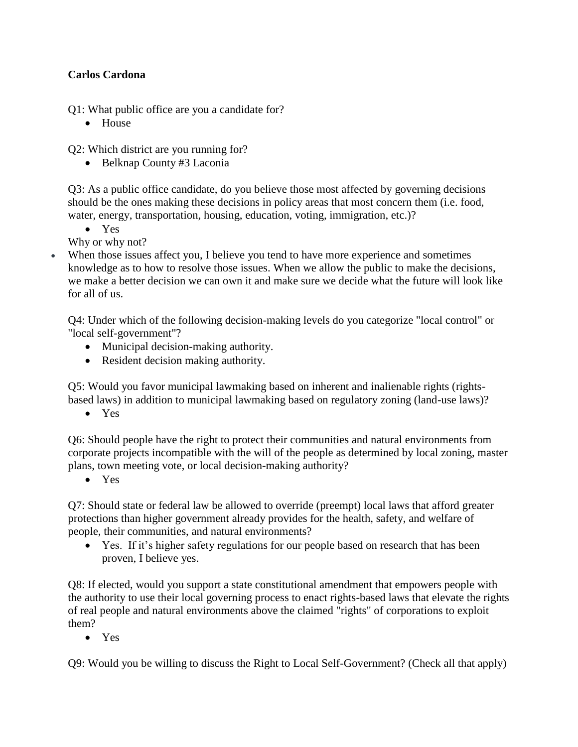**Carlos Cardona**

Q1: What public office are you a candidate for?

- House

Q2: Which district are you running for?

- Belknap County #3 Laconia

Q3: As a public office candidate, do you believe those most affected by governing decisions should be the ones making these decisions in policy areas that most concern them (i.e. food, water, energy, transportation, housing, education, voting, immigration, etc.)?

- Yes

Why or why not?

- When those issues affect you, I believe you tend to have more experience and sometimes knowledge as to how to resolve those issues. When we allow the public to make the decisions, we make a better decision we can own it and make sure we decide what the future will look like for all of us.

Q4: Under which of the following decision-making levels do you categorize "local control" or "local self-government"?

- Municipal decision-making authority.
- Resident decision making authority.

Q5: Would you favor municipal lawmaking based on inherent and inalienable rights (rights-based laws) in addition to municipal lawmaking based on regulatory zoning (land-use laws)?

- Yes

Q6: Should people have the right to protect their communities and natural environments from corporate projects incompatible with the will of the people as determined by local zoning, master plans, town meeting vote, or local decision-making authority?

- Yes

Q7: Should state or federal law be allowed to override (preempt) local laws that afford greater protections than higher government already provides for the health, safety, and welfare of people, their communities, and natural environments?

- Yes. If it's higher safety regulations for our people based on research that has been proven, I believe yes.

Q8: If elected, would you support a state constitutional amendment that empowers people with the authority to use their local governing process to enact rights-based laws that elevate the rights of real people and natural environments above the claimed "rights" of corporations to exploit them?

- Yes

Q9: Would you be willing to discuss the Right to Local Self-Government? (Check all that apply)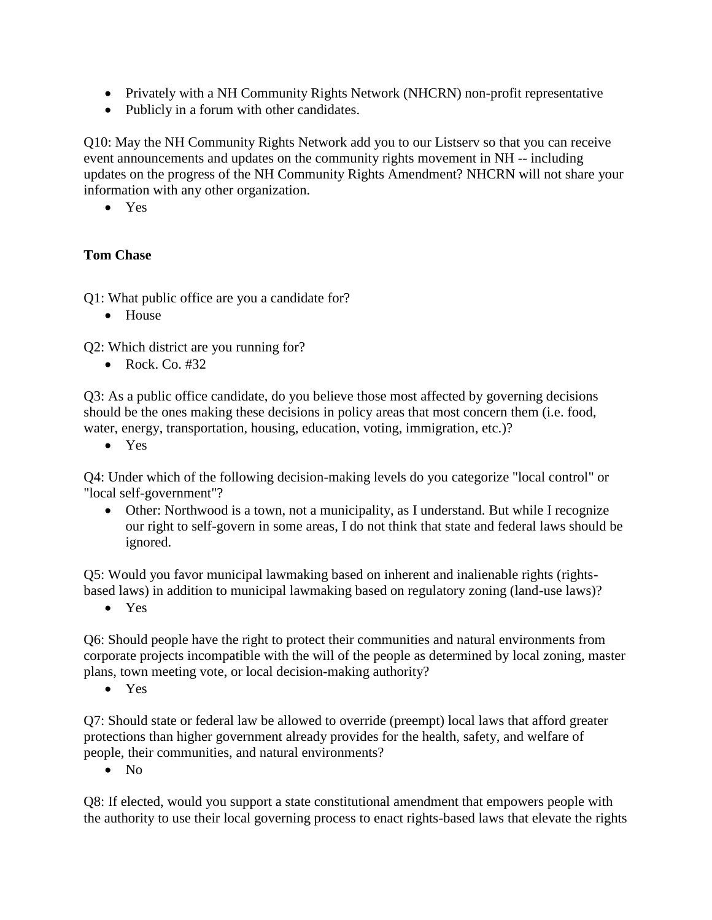- Privately with a NH Community Rights Network (NHCRN) non-profit representative
- Publicly in a forum with other candidates.

Q10: May the NH Community Rights Network add you to our Listserv so that you can receive event announcements and updates on the community rights movement in NH -- including updates on the progress of the NH Community Rights Amendment? NHCRN will not share your information with any other organization.

- Yes

**Tom Chase**

Q1: What public office are you a candidate for?

- House

Q2: Which district are you running for?

- Rock. Co. #32

Q3: As a public office candidate, do you believe those most affected by governing decisions should be the ones making these decisions in policy areas that most concern them (i.e. food, water, energy, transportation, housing, education, voting, immigration, etc.)?

- Yes

Q4: Under which of the following decision-making levels do you categorize "local control" or "local self-government"?

- Other: Northwood is a town, not a municipality, as I understand. But while I recognize our right to self-govern in some areas, I do not think that state and federal laws should be ignored.

Q5: Would you favor municipal lawmaking based on inherent and inalienable rights (rights-based laws) in addition to municipal lawmaking based on regulatory zoning (land-use laws)?

- Yes

Q6: Should people have the right to protect their communities and natural environments from corporate projects incompatible with the will of the people as determined by local zoning, master plans, town meeting vote, or local decision-making authority?

- Yes

Q7: Should state or federal law be allowed to override (preempt) local laws that afford greater protections than higher government already provides for the health, safety, and welfare of people, their communities, and natural environments?

- No

Q8: If elected, would you support a state constitutional amendment that empowers people with the authority to use their local governing process to enact rights-based laws that elevate the rights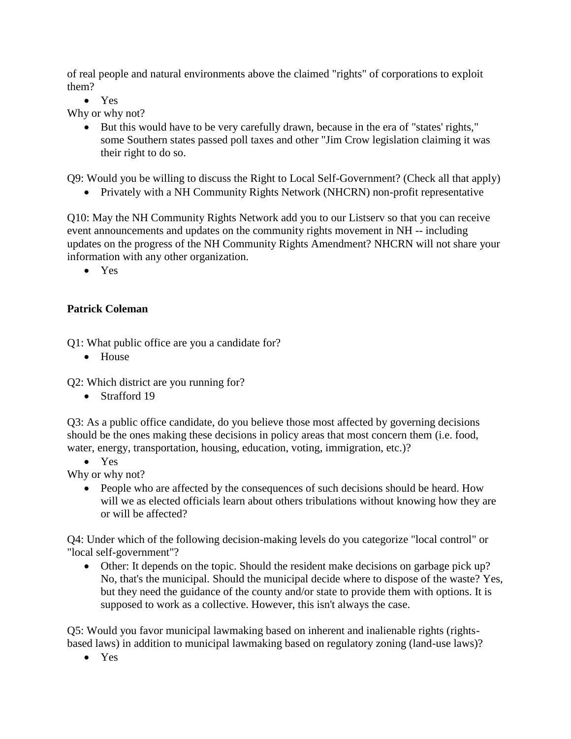of real people and natural environments above the claimed "rights" of corporations to exploit them?

- Yes

Why or why not?

- But this would have to be very carefully drawn, because in the era of "states' rights," some Southern states passed poll taxes and other "Jim Crow legislation claiming it was their right to do so.

Q9: Would you be willing to discuss the Right to Local Self-Government? (Check all that apply)

- Privately with a NH Community Rights Network (NHCRN) non-profit representative

Q10: May the NH Community Rights Network add you to our Listserv so that you can receive event announcements and updates on the community rights movement in NH -- including updates on the progress of the NH Community Rights Amendment? NHCRN will not share your information with any other organization.

- Yes

**Patrick Coleman**

Q1: What public office are you a candidate for?

- House

Q2: Which district are you running for?

- Strafford 19

Q3: As a public office candidate, do you believe those most affected by governing decisions should be the ones making these decisions in policy areas that most concern them (i.e. food, water, energy, transportation, housing, education, voting, immigration, etc.)?

- Yes

Why or why not?

- People who are affected by the consequences of such decisions should be heard. How will we as elected officials learn about others tribulations without knowing how they are or will be affected?

Q4: Under which of the following decision-making levels do you categorize "local control" or "local self-government"?

- Other: It depends on the topic. Should the resident make decisions on garbage pick up? No, that's the municipal. Should the municipal decide where to dispose of the waste? Yes, but they need the guidance of the county and/or state to provide them with options. It is supposed to work as a collective. However, this isn't always the case.

Q5: Would you favor municipal lawmaking based on inherent and inalienable rights (rights-based laws) in addition to municipal lawmaking based on regulatory zoning (land-use laws)?

- Yes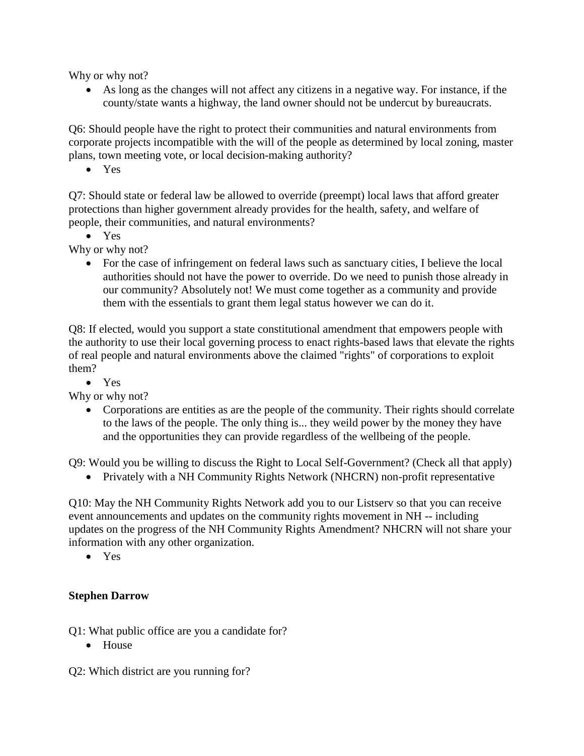Why or why not?

- As long as the changes will not affect any citizens in a negative way. For instance, if the county/state wants a highway, the land owner should not be undercut by bureaucrats.

Q6: Should people have the right to protect their communities and natural environments from corporate projects incompatible with the will of the people as determined by local zoning, master plans, town meeting vote, or local decision-making authority?

- Yes

Q7: Should state or federal law be allowed to override (preempt) local laws that afford greater protections than higher government already provides for the health, safety, and welfare of people, their communities, and natural environments?

- Yes

Why or why not?

- For the case of infringement on federal laws such as sanctuary cities, I believe the local authorities should not have the power to override. Do we need to punish those already in our community? Absolutely not! We must come together as a community and provide them with the essentials to grant them legal status however we can do it.

Q8: If elected, would you support a state constitutional amendment that empowers people with the authority to use their local governing process to enact rights-based laws that elevate the rights of real people and natural environments above the claimed "rights" of corporations to exploit them?

- Yes

Why or why not?

- Corporations are entities as are the people of the community. Their rights should correlate to the laws of the people. The only thing is... they weild power by the money they have and the opportunities they can provide regardless of the wellbeing of the people.

Q9: Would you be willing to discuss the Right to Local Self-Government? (Check all that apply)

- Privately with a NH Community Rights Network (NHCRN) non-profit representative

Q10: May the NH Community Rights Network add you to our Listserv so that you can receive event announcements and updates on the community rights movement in NH -- including updates on the progress of the NH Community Rights Amendment? NHCRN will not share your information with any other organization.

- Yes

**Stephen Darrow**

Q1: What public office are you a candidate for?

- House

Q2: Which district are you running for?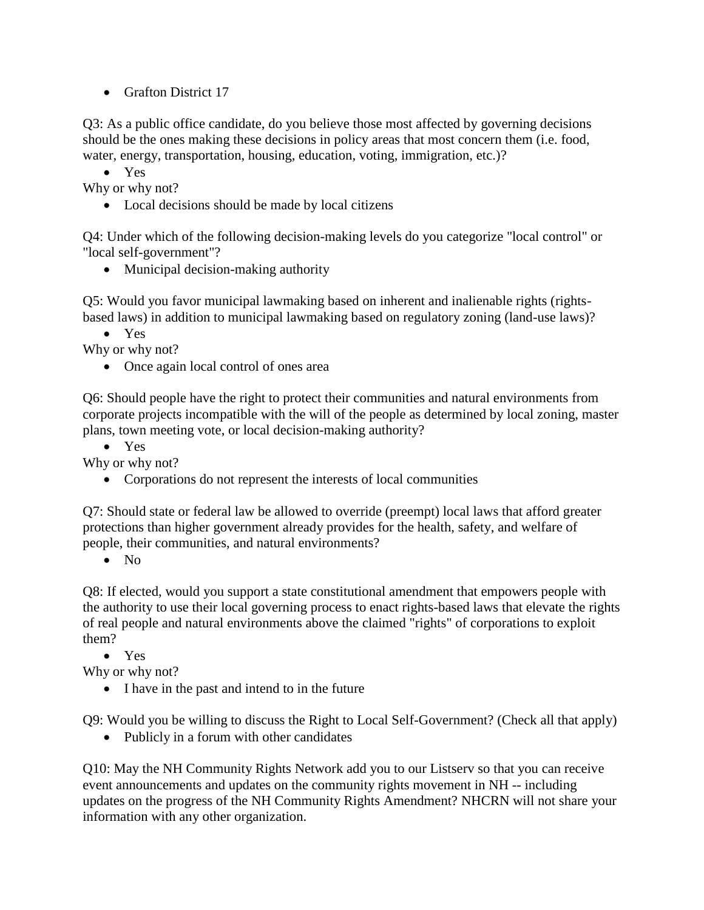- Grafton District 17

Q3: As a public office candidate, do you believe those most affected by governing decisions should be the ones making these decisions in policy areas that most concern them (i.e. food, water, energy, transportation, housing, education, voting, immigration, etc.)?

- Yes

Why or why not?

- Local decisions should be made by local citizens

Q4: Under which of the following decision-making levels do you categorize "local control" or "local self-government"?

- Municipal decision-making authority

Q5: Would you favor municipal lawmaking based on inherent and inalienable rights (rights-based laws) in addition to municipal lawmaking based on regulatory zoning (land-use laws)?

- Yes

Why or why not?

- Once again local control of ones area

Q6: Should people have the right to protect their communities and natural environments from corporate projects incompatible with the will of the people as determined by local zoning, master plans, town meeting vote, or local decision-making authority?

- Yes

Why or why not?

- Corporations do not represent the interests of local communities

Q7: Should state or federal law be allowed to override (preempt) local laws that afford greater protections than higher government already provides for the health, safety, and welfare of people, their communities, and natural environments?

- No

Q8: If elected, would you support a state constitutional amendment that empowers people with the authority to use their local governing process to enact rights-based laws that elevate the rights of real people and natural environments above the claimed "rights" of corporations to exploit them?

- Yes

Why or why not?

- I have in the past and intend to in the future

Q9: Would you be willing to discuss the Right to Local Self-Government? (Check all that apply)

- Publicly in a forum with other candidates

Q10: May the NH Community Rights Network add you to our Listserv so that you can receive event announcements and updates on the community rights movement in NH -- including updates on the progress of the NH Community Rights Amendment? NHCRN will not share your information with any other organization.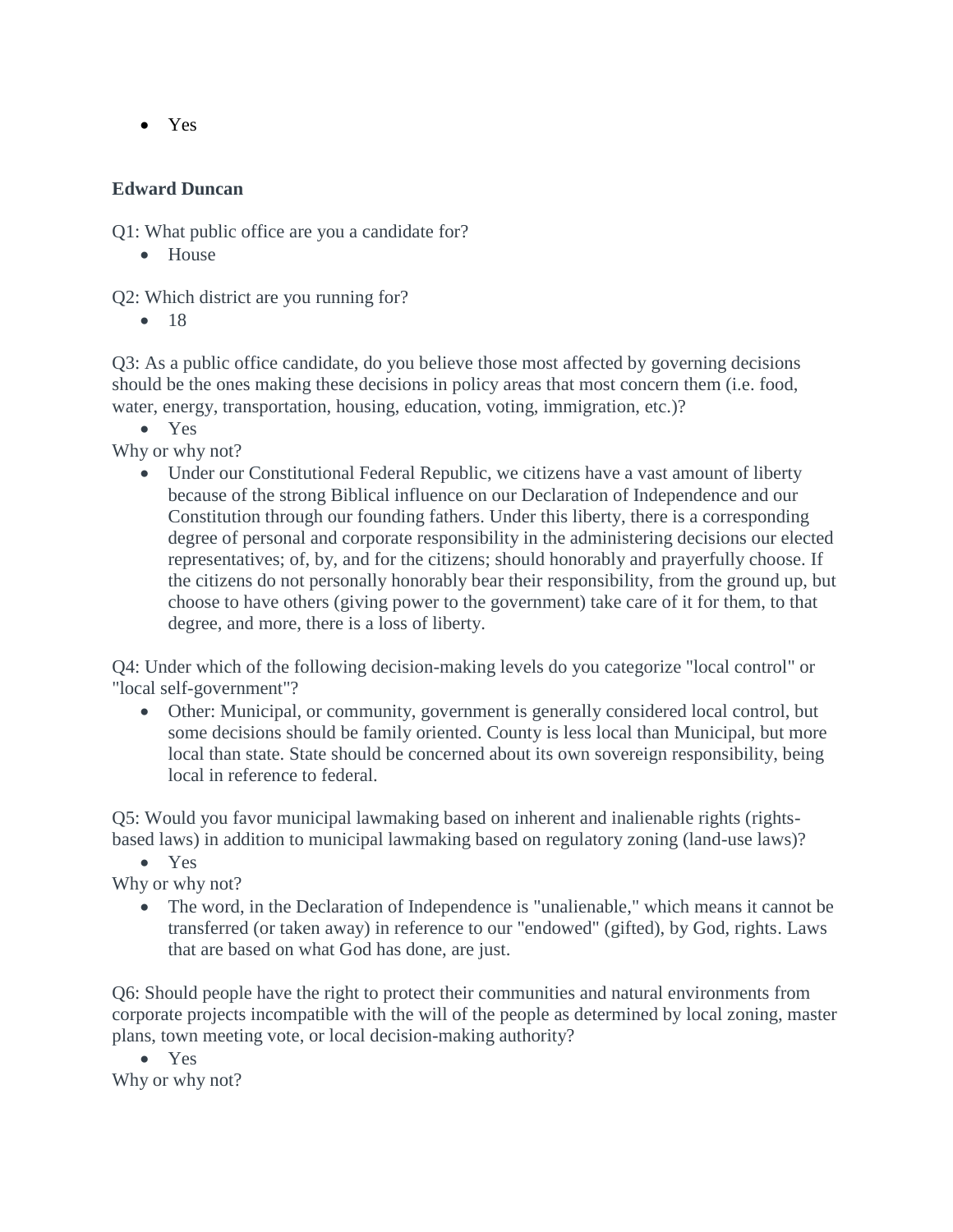- Yes

**Edward Duncan**

Q1: What public office are you a candidate for?

- House

Q2: Which district are you running for?

- 18

Q3: As a public office candidate, do you believe those most affected by governing decisions should be the ones making these decisions in policy areas that most concern them (i.e. food, water, energy, transportation, housing, education, voting, immigration, etc.)?

- Yes

Why or why not?

- Under our Constitutional Federal Republic, we citizens have a vast amount of liberty because of the strong Biblical influence on our Declaration of Independence and our Constitution through our founding fathers. Under this liberty, there is a corresponding degree of personal and corporate responsibility in the administering decisions our elected representatives; of, by, and for the citizens; should honorably and prayerfully choose. If the citizens do not personally honorably bear their responsibility, from the ground up, but choose to have others (giving power to the government) take care of it for them, to that degree, and more, there is a loss of liberty.

Q4: Under which of the following decision-making levels do you categorize "local control" or "local self-government"?

- Other: Municipal, or community, government is generally considered local control, but some decisions should be family oriented. County is less local than Municipal, but more local than state. State should be concerned about its own sovereign responsibility, being local in reference to federal.

Q5: Would you favor municipal lawmaking based on inherent and inalienable rights (rights-based laws) in addition to municipal lawmaking based on regulatory zoning (land-use laws)?

- Yes

Why or why not?

- The word, in the Declaration of Independence is "unalienable," which means it cannot be transferred (or taken away) in reference to our "endowed" (gifted), by God, rights. Laws that are based on what God has done, are just.

Q6: Should people have the right to protect their communities and natural environments from corporate projects incompatible with the will of the people as determined by local zoning, master plans, town meeting vote, or local decision-making authority?

- Yes

Why or why not?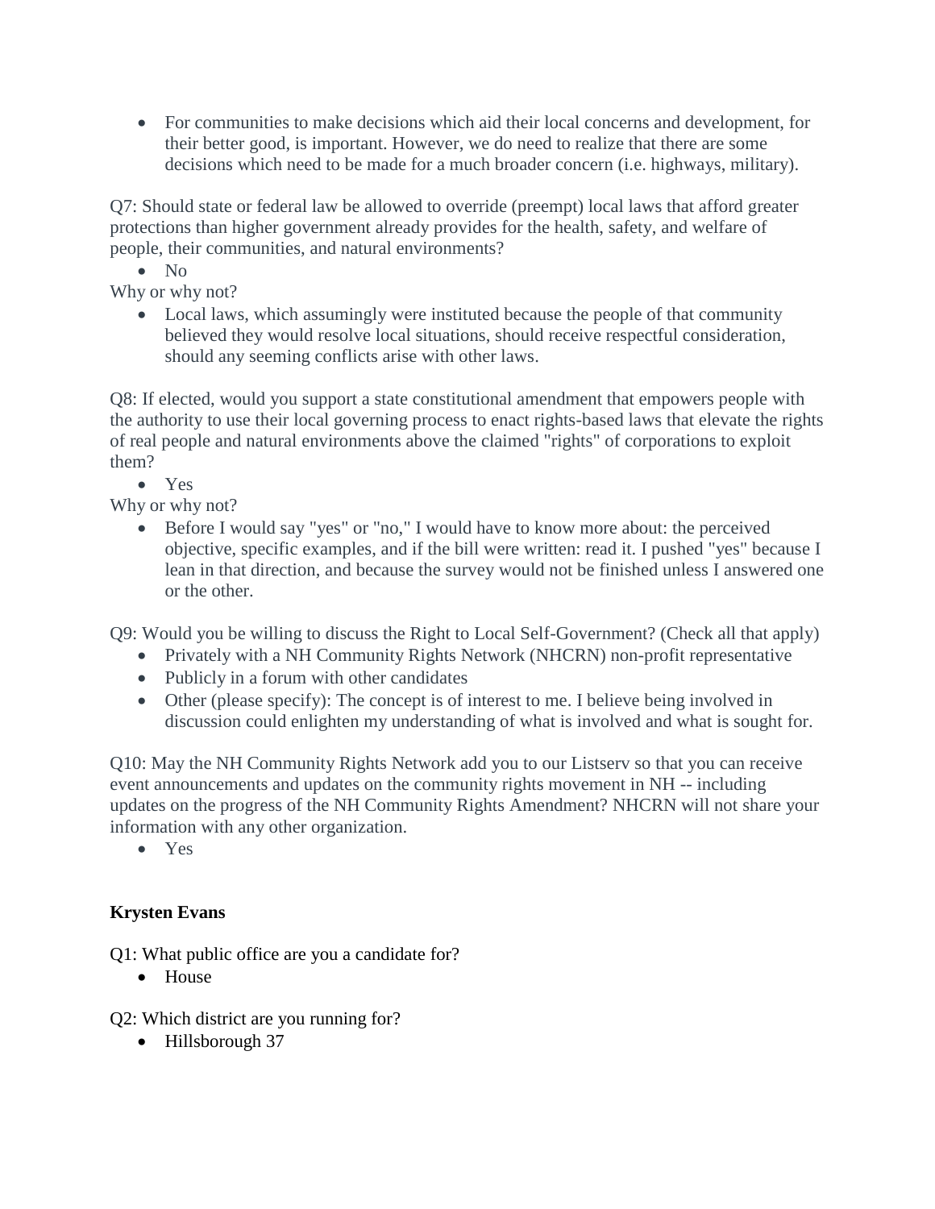- For communities to make decisions which aid their local concerns and development, for their better good, is important. However, we do need to realize that there are some decisions which need to be made for a much broader concern (i.e. highways, military).

Q7: Should state or federal law be allowed to override (preempt) local laws that afford greater protections than higher government already provides for the health, safety, and welfare of people, their communities, and natural environments?

- No

Why or why not?

- Local laws, which assumingly were instituted because the people of that community believed they would resolve local situations, should receive respectful consideration, should any seeming conflicts arise with other laws.

Q8: If elected, would you support a state constitutional amendment that empowers people with the authority to use their local governing process to enact rights-based laws that elevate the rights of real people and natural environments above the claimed "rights" of corporations to exploit them?

- Yes

Why or why not?

- Before I would say "yes" or "no," I would have to know more about: the perceived objective, specific examples, and if the bill were written: read it. I pushed "yes" because I lean in that direction, and because the survey would not be finished unless I answered one or the other.

Q9: Would you be willing to discuss the Right to Local Self-Government? (Check all that apply)

- Privately with a NH Community Rights Network (NHCRN) non-profit representative
- Publicly in a forum with other candidates
- Other (please specify): The concept is of interest to me. I believe being involved in discussion could enlighten my understanding of what is involved and what is sought for.

Q10: May the NH Community Rights Network add you to our Listserv so that you can receive event announcements and updates on the community rights movement in NH -- including updates on the progress of the NH Community Rights Amendment? NHCRN will not share your information with any other organization.

- Yes

**Krysten Evans**

Q1: What public office are you a candidate for?

- House

Q2: Which district are you running for?

- Hillsborough 37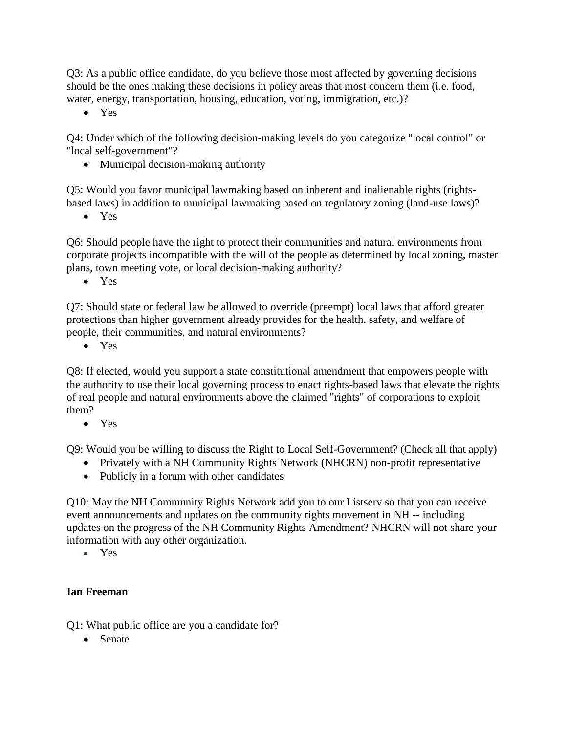Q3: As a public office candidate, do you believe those most affected by governing decisions should be the ones making these decisions in policy areas that most concern them (i.e. food, water, energy, transportation, housing, education, voting, immigration, etc.)?

- Yes

Q4: Under which of the following decision-making levels do you categorize "local control" or "local self-government"?

- Municipal decision-making authority

Q5: Would you favor municipal lawmaking based on inherent and inalienable rights (rights-based laws) in addition to municipal lawmaking based on regulatory zoning (land-use laws)?

- Yes

Q6: Should people have the right to protect their communities and natural environments from corporate projects incompatible with the will of the people as determined by local zoning, master plans, town meeting vote, or local decision-making authority?

- Yes

Q7: Should state or federal law be allowed to override (preempt) local laws that afford greater protections than higher government already provides for the health, safety, and welfare of people, their communities, and natural environments?

- Yes

Q8: If elected, would you support a state constitutional amendment that empowers people with the authority to use their local governing process to enact rights-based laws that elevate the rights of real people and natural environments above the claimed "rights" of corporations to exploit them?

- Yes

Q9: Would you be willing to discuss the Right to Local Self-Government? (Check all that apply)

- Privately with a NH Community Rights Network (NHCRN) non-profit representative
- Publicly in a forum with other candidates

Q10: May the NH Community Rights Network add you to our Listserv so that you can receive event announcements and updates on the community rights movement in NH -- including updates on the progress of the NH Community Rights Amendment? NHCRN will not share your information with any other organization.

- Yes

**Ian Freeman**

Q1: What public office are you a candidate for?

- Senate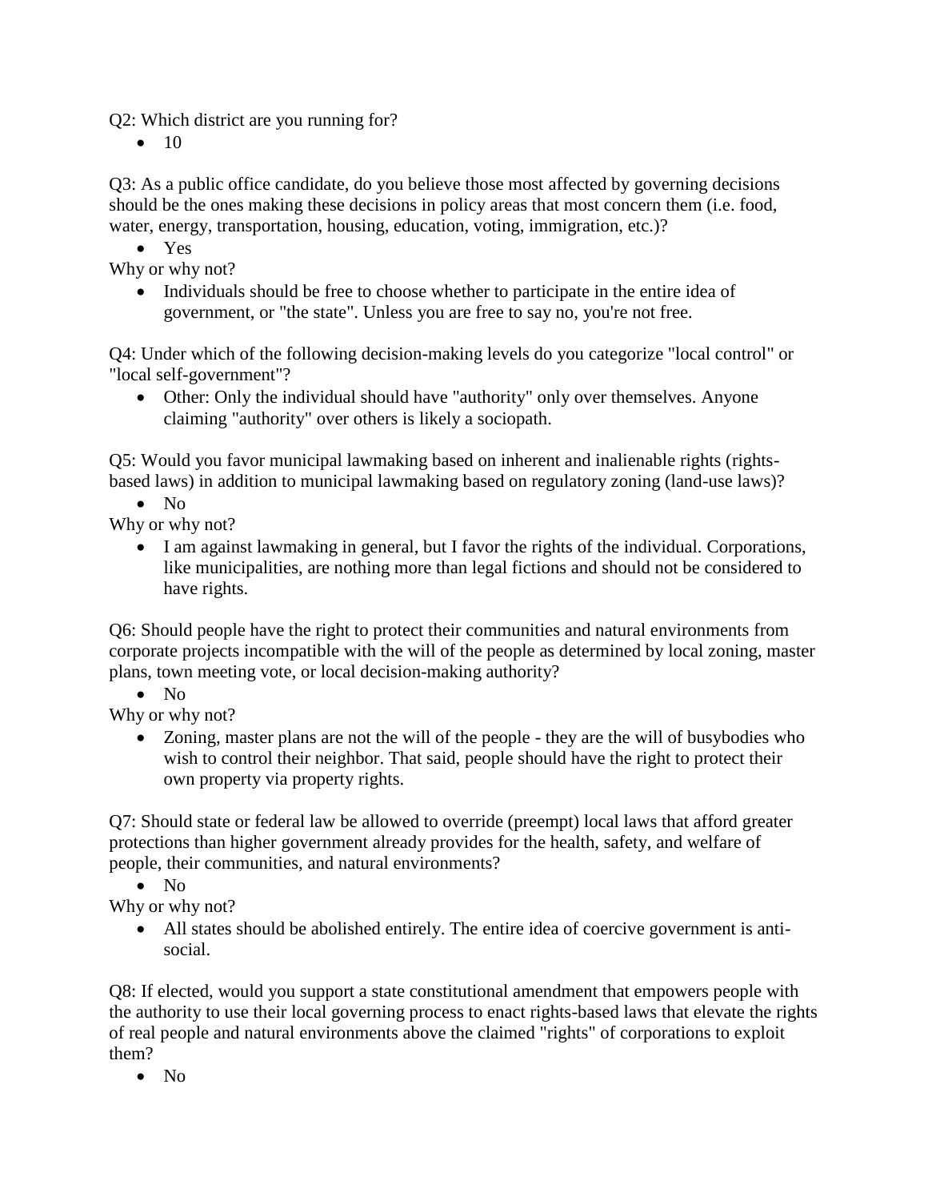Q2: Which district are you running for?

- 10

Q3: As a public office candidate, do you believe those most affected by governing decisions should be the ones making these decisions in policy areas that most concern them (i.e. food, water, energy, transportation, housing, education, voting, immigration, etc.)?

- Yes

Why or why not?

- Individuals should be free to choose whether to participate in the entire idea of government, or "the state". Unless you are free to say no, you're not free.

Q4: Under which of the following decision-making levels do you categorize "local control" or "local self-government"?

- Other: Only the individual should have "authority" only over themselves. Anyone claiming "authority" over others is likely a sociopath.

Q5: Would you favor municipal lawmaking based on inherent and inalienable rights (rights-based laws) in addition to municipal lawmaking based on regulatory zoning (land-use laws)?

- No

Why or why not?

- I am against lawmaking in general, but I favor the rights of the individual. Corporations, like municipalities, are nothing more than legal fictions and should not be considered to have rights.

Q6: Should people have the right to protect their communities and natural environments from corporate projects incompatible with the will of the people as determined by local zoning, master plans, town meeting vote, or local decision-making authority?

- No

Why or why not?

- Zoning, master plans are not the will of the people - they are the will of busybodies who wish to control their neighbor. That said, people should have the right to protect their own property via property rights.

Q7: Should state or federal law be allowed to override (preempt) local laws that afford greater protections than higher government already provides for the health, safety, and welfare of people, their communities, and natural environments?

- No

Why or why not?

- All states should be abolished entirely. The entire idea of coercive government is anti-social.

Q8: If elected, would you support a state constitutional amendment that empowers people with the authority to use their local governing process to enact rights-based laws that elevate the rights of real people and natural environments above the claimed "rights" of corporations to exploit them?

- No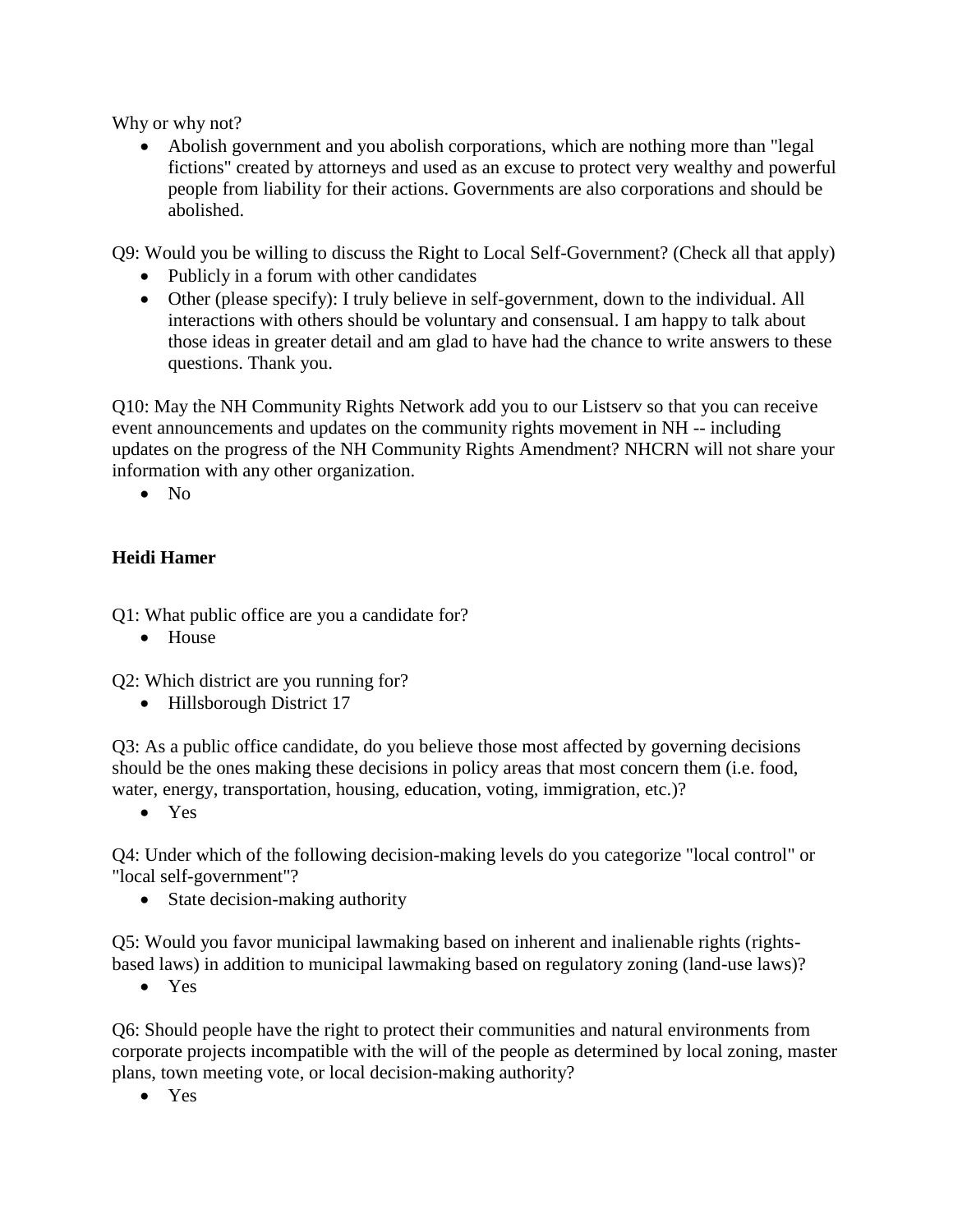Why or why not?

- Abolish government and you abolish corporations, which are nothing more than "legal fictions" created by attorneys and used as an excuse to protect very wealthy and powerful people from liability for their actions. Governments are also corporations and should be abolished.

Q9: Would you be willing to discuss the Right to Local Self-Government? (Check all that apply)

- Publicly in a forum with other candidates
- Other (please specify): I truly believe in self-government, down to the individual. All interactions with others should be voluntary and consensual. I am happy to talk about those ideas in greater detail and am glad to have had the chance to write answers to these questions. Thank you.

Q10: May the NH Community Rights Network add you to our Listserv so that you can receive event announcements and updates on the community rights movement in NH -- including updates on the progress of the NH Community Rights Amendment? NHCRN will not share your information with any other organization.

- No

**Heidi Hamer**

Q1: What public office are you a candidate for?

- House

Q2: Which district are you running for?

- Hillsborough District 17

Q3: As a public office candidate, do you believe those most affected by governing decisions should be the ones making these decisions in policy areas that most concern them (i.e. food, water, energy, transportation, housing, education, voting, immigration, etc.)?

- Yes

Q4: Under which of the following decision-making levels do you categorize "local control" or "local self-government"?

- State decision-making authority

Q5: Would you favor municipal lawmaking based on inherent and inalienable rights (rights-based laws) in addition to municipal lawmaking based on regulatory zoning (land-use laws)?

- Yes

Q6: Should people have the right to protect their communities and natural environments from corporate projects incompatible with the will of the people as determined by local zoning, master plans, town meeting vote, or local decision-making authority?

- Yes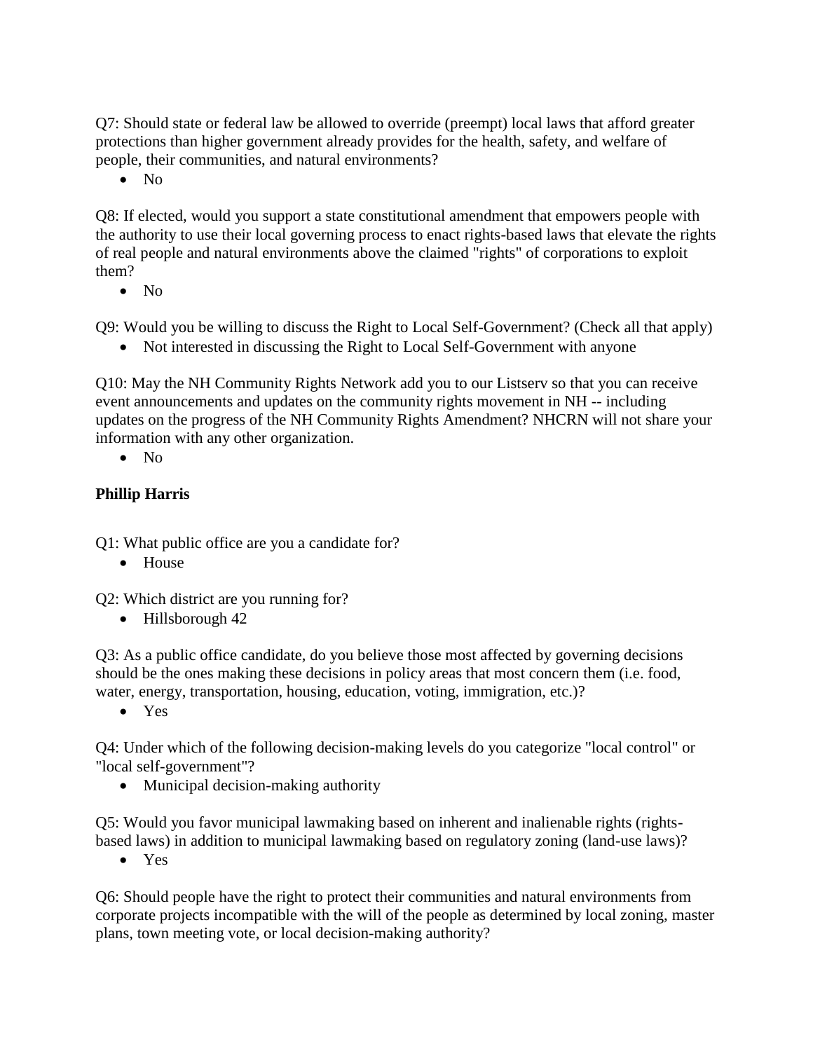Q7: Should state or federal law be allowed to override (preempt) local laws that afford greater protections than higher government already provides for the health, safety, and welfare of people, their communities, and natural environments?

- No

Q8: If elected, would you support a state constitutional amendment that empowers people with the authority to use their local governing process to enact rights-based laws that elevate the rights of real people and natural environments above the claimed "rights" of corporations to exploit them?

- No

Q9: Would you be willing to discuss the Right to Local Self-Government? (Check all that apply)

- Not interested in discussing the Right to Local Self-Government with anyone

Q10: May the NH Community Rights Network add you to our Listserv so that you can receive event announcements and updates on the community rights movement in NH -- including updates on the progress of the NH Community Rights Amendment? NHCRN will not share your information with any other organization.

- No

**Phillip Harris**

Q1: What public office are you a candidate for?

- House

Q2: Which district are you running for?

- Hillsborough 42

Q3: As a public office candidate, do you believe those most affected by governing decisions should be the ones making these decisions in policy areas that most concern them (i.e. food, water, energy, transportation, housing, education, voting, immigration, etc.)?

- Yes

Q4: Under which of the following decision-making levels do you categorize "local control" or "local self-government"?

- Municipal decision-making authority

Q5: Would you favor municipal lawmaking based on inherent and inalienable rights (rights-based laws) in addition to municipal lawmaking based on regulatory zoning (land-use laws)?

- Yes

Q6: Should people have the right to protect their communities and natural environments from corporate projects incompatible with the will of the people as determined by local zoning, master plans, town meeting vote, or local decision-making authority?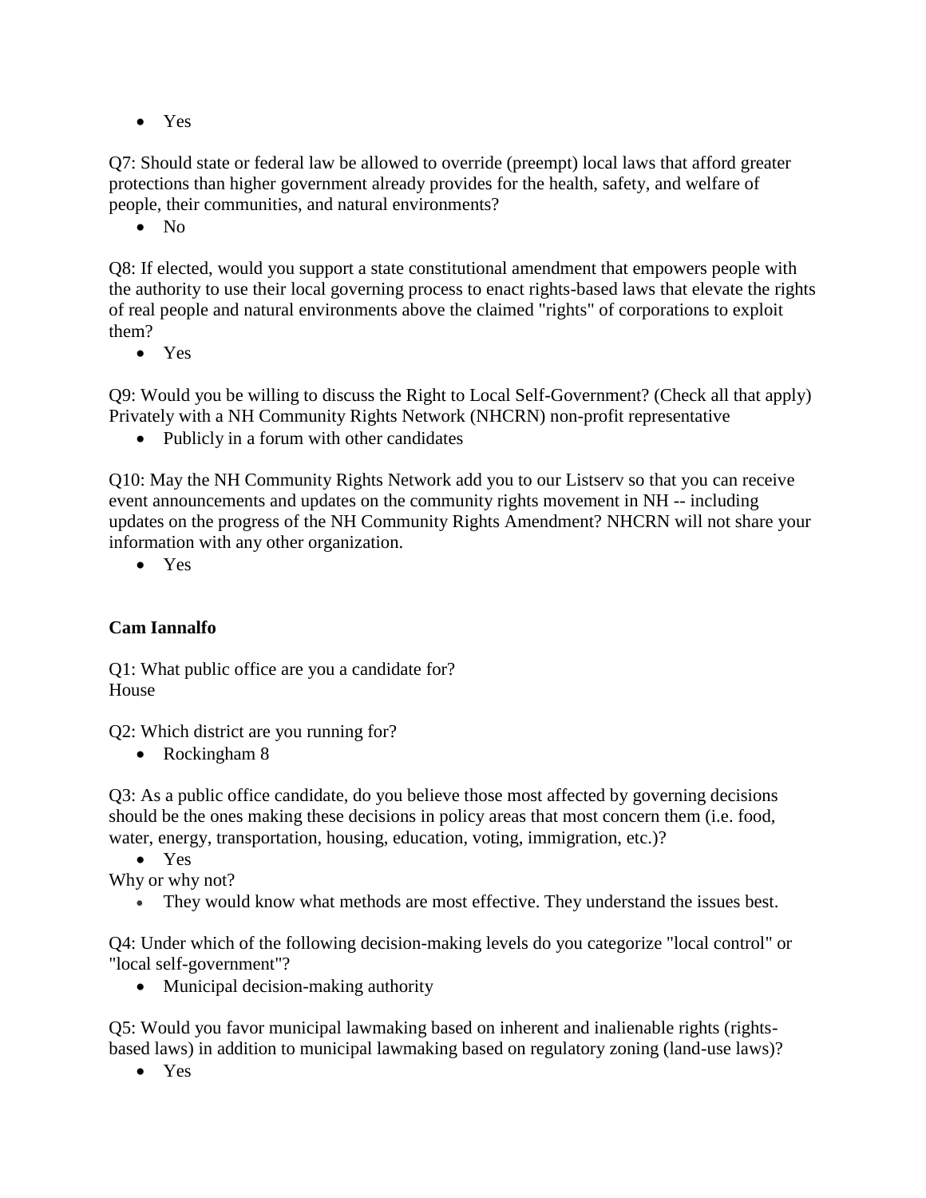- Yes

Q7: Should state or federal law be allowed to override (preempt) local laws that afford greater protections than higher government already provides for the health, safety, and welfare of people, their communities, and natural environments?

- No

Q8: If elected, would you support a state constitutional amendment that empowers people with the authority to use their local governing process to enact rights-based laws that elevate the rights of real people and natural environments above the claimed "rights" of corporations to exploit them?

- Yes

Q9: Would you be willing to discuss the Right to Local Self-Government? (Check all that apply) Privately with a NH Community Rights Network (NHCRN) non-profit representative

- Publicly in a forum with other candidates

Q10: May the NH Community Rights Network add you to our Listserv so that you can receive event announcements and updates on the community rights movement in NH -- including updates on the progress of the NH Community Rights Amendment? NHCRN will not share your information with any other organization.

- Yes

**Cam Iannalfo**

Q1: What public office are you a candidate for?
House

Q2: Which district are you running for?

- Rockingham 8

Q3: As a public office candidate, do you believe those most affected by governing decisions should be the ones making these decisions in policy areas that most concern them (i.e. food, water, energy, transportation, housing, education, voting, immigration, etc.)?

- Yes

Why or why not?

- They would know what methods are most effective. They understand the issues best.

Q4: Under which of the following decision-making levels do you categorize "local control" or "local self-government"?

- Municipal decision-making authority

Q5: Would you favor municipal lawmaking based on inherent and inalienable rights (rights-based laws) in addition to municipal lawmaking based on regulatory zoning (land-use laws)?

- Yes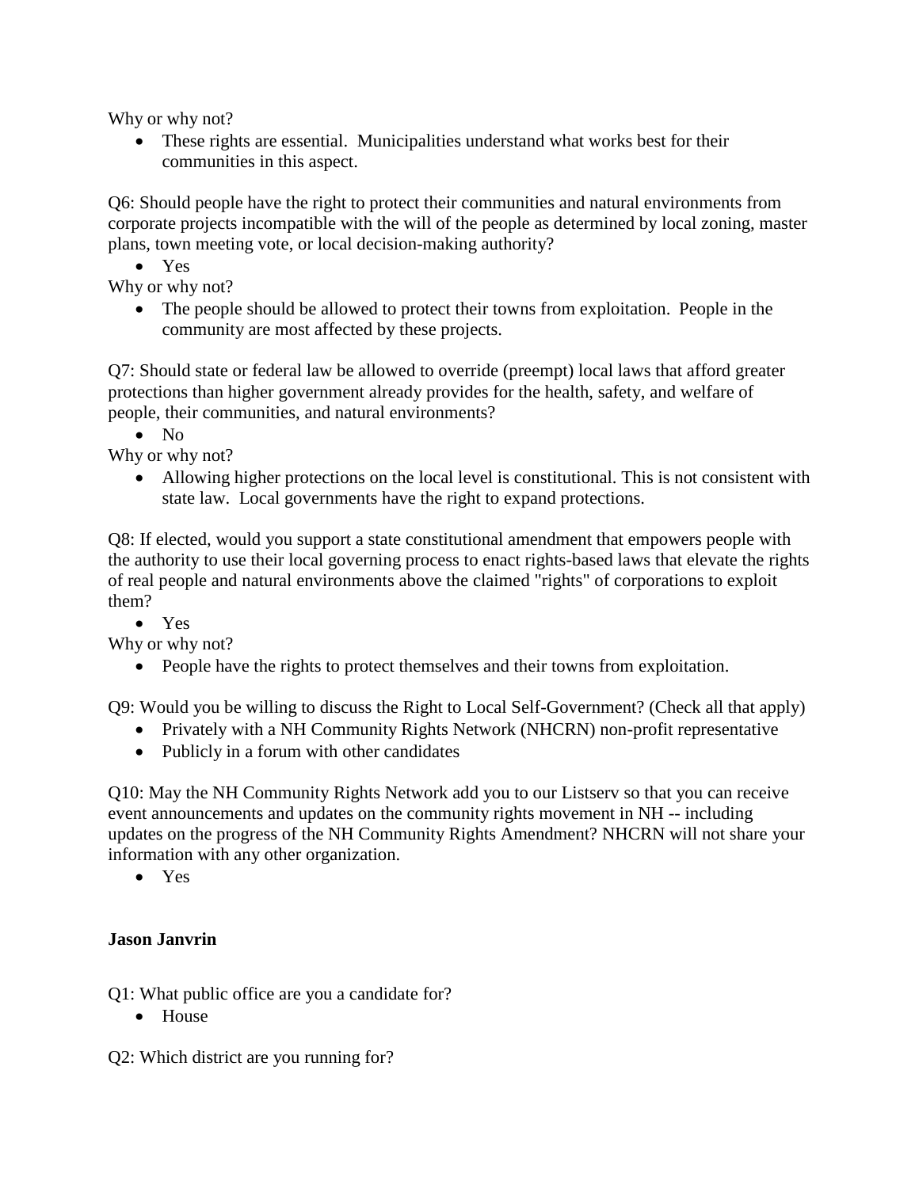Why or why not?

- These rights are essential. Municipalities understand what works best for their communities in this aspect.

Q6: Should people have the right to protect their communities and natural environments from corporate projects incompatible with the will of the people as determined by local zoning, master plans, town meeting vote, or local decision-making authority?

- Yes

Why or why not?

- The people should be allowed to protect their towns from exploitation. People in the community are most affected by these projects.

Q7: Should state or federal law be allowed to override (preempt) local laws that afford greater protections than higher government already provides for the health, safety, and welfare of people, their communities, and natural environments?

- No

Why or why not?

- Allowing higher protections on the local level is constitutional. This is not consistent with state law. Local governments have the right to expand protections.

Q8: If elected, would you support a state constitutional amendment that empowers people with the authority to use their local governing process to enact rights-based laws that elevate the rights of real people and natural environments above the claimed "rights" of corporations to exploit them?

- Yes

Why or why not?

- People have the rights to protect themselves and their towns from exploitation.

Q9: Would you be willing to discuss the Right to Local Self-Government? (Check all that apply)

- Privately with a NH Community Rights Network (NHCRN) non-profit representative
- Publicly in a forum with other candidates

Q10: May the NH Community Rights Network add you to our Listserv so that you can receive event announcements and updates on the community rights movement in NH -- including updates on the progress of the NH Community Rights Amendment? NHCRN will not share your information with any other organization.

- Yes

**Jason Janvrin**

Q1: What public office are you a candidate for?

- House

Q2: Which district are you running for?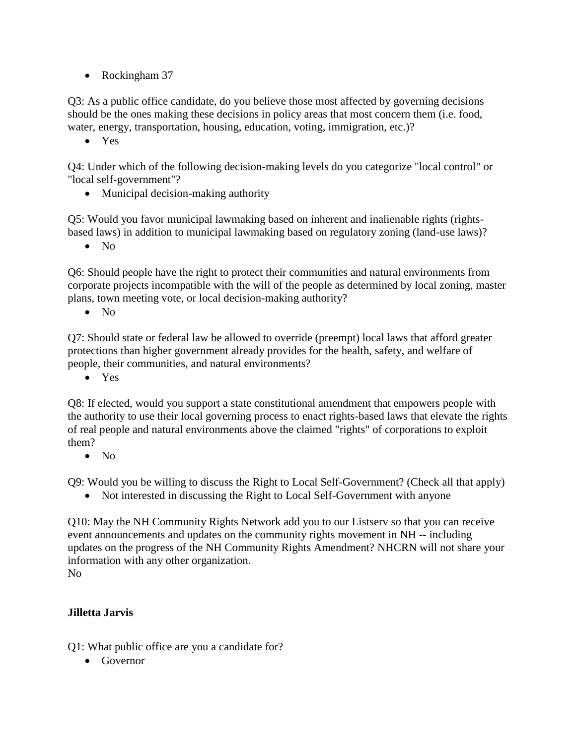- Rockingham 37

Q3: As a public office candidate, do you believe those most affected by governing decisions should be the ones making these decisions in policy areas that most concern them (i.e. food, water, energy, transportation, housing, education, voting, immigration, etc.)?

- Yes

Q4: Under which of the following decision-making levels do you categorize "local control" or "local self-government"?

- Municipal decision-making authority

Q5: Would you favor municipal lawmaking based on inherent and inalienable rights (rights-based laws) in addition to municipal lawmaking based on regulatory zoning (land-use laws)?

- No

Q6: Should people have the right to protect their communities and natural environments from corporate projects incompatible with the will of the people as determined by local zoning, master plans, town meeting vote, or local decision-making authority?

- No

Q7: Should state or federal law be allowed to override (preempt) local laws that afford greater protections than higher government already provides for the health, safety, and welfare of people, their communities, and natural environments?

- Yes

Q8: If elected, would you support a state constitutional amendment that empowers people with the authority to use their local governing process to enact rights-based laws that elevate the rights of real people and natural environments above the claimed "rights" of corporations to exploit them?

- No

Q9: Would you be willing to discuss the Right to Local Self-Government? (Check all that apply)

- Not interested in discussing the Right to Local Self-Government with anyone

Q10: May the NH Community Rights Network add you to our Listserv so that you can receive event announcements and updates on the community rights movement in NH -- including updates on the progress of the NH Community Rights Amendment? NHCRN will not share your information with any other organization.
No

**Jilletta Jarvis**

Q1: What public office are you a candidate for?

- Governor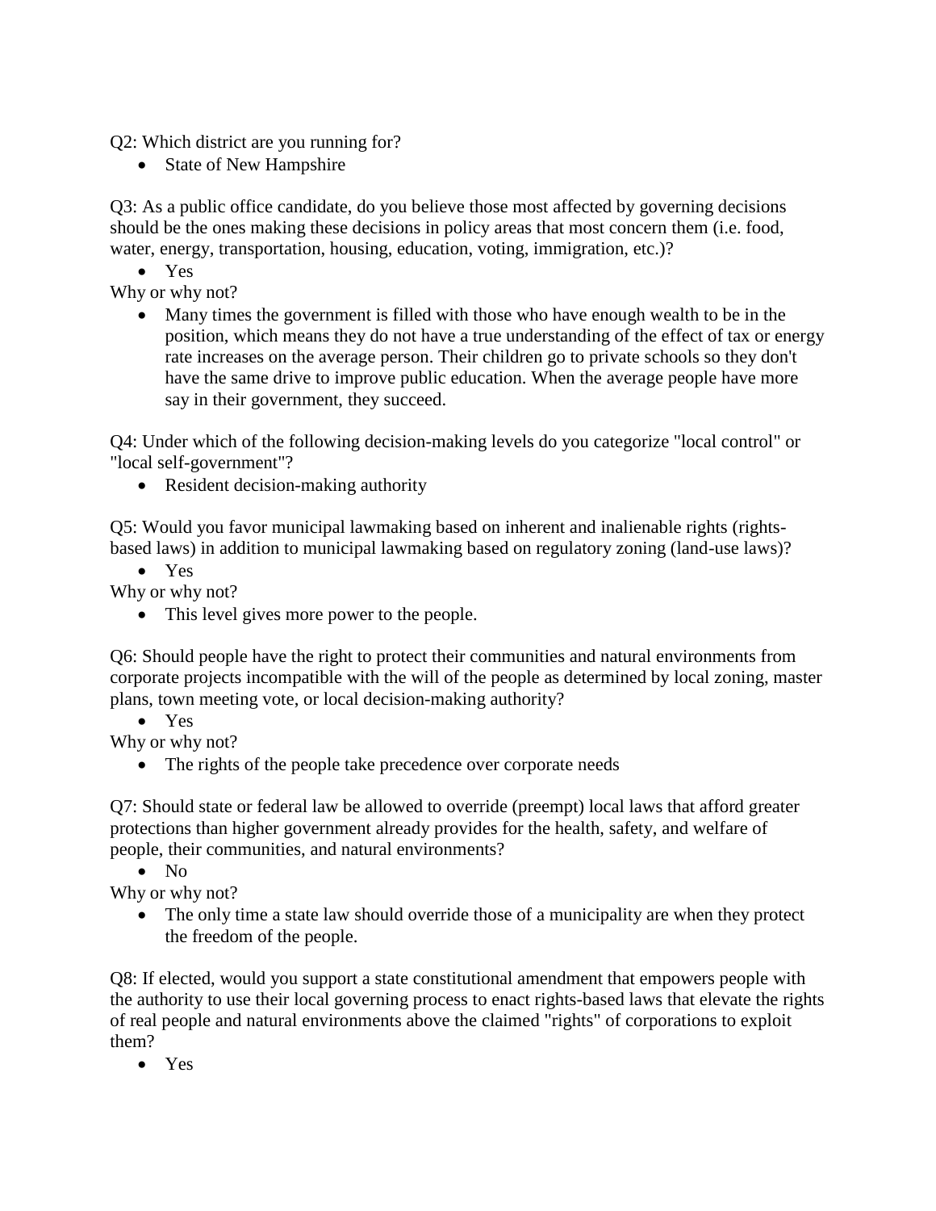Q2: Which district are you running for?

- State of New Hampshire

Q3: As a public office candidate, do you believe those most affected by governing decisions should be the ones making these decisions in policy areas that most concern them (i.e. food, water, energy, transportation, housing, education, voting, immigration, etc.)?

- Yes

Why or why not?

- Many times the government is filled with those who have enough wealth to be in the position, which means they do not have a true understanding of the effect of tax or energy rate increases on the average person. Their children go to private schools so they don't have the same drive to improve public education. When the average people have more say in their government, they succeed.

Q4: Under which of the following decision-making levels do you categorize "local control" or "local self-government"?

- Resident decision-making authority

Q5: Would you favor municipal lawmaking based on inherent and inalienable rights (rights-based laws) in addition to municipal lawmaking based on regulatory zoning (land-use laws)?

- Yes

Why or why not?

- This level gives more power to the people.

Q6: Should people have the right to protect their communities and natural environments from corporate projects incompatible with the will of the people as determined by local zoning, master plans, town meeting vote, or local decision-making authority?

- Yes

Why or why not?

- The rights of the people take precedence over corporate needs

Q7: Should state or federal law be allowed to override (preempt) local laws that afford greater protections than higher government already provides for the health, safety, and welfare of people, their communities, and natural environments?

- No

Why or why not?

- The only time a state law should override those of a municipality are when they protect the freedom of the people.

Q8: If elected, would you support a state constitutional amendment that empowers people with the authority to use their local governing process to enact rights-based laws that elevate the rights of real people and natural environments above the claimed "rights" of corporations to exploit them?

- Yes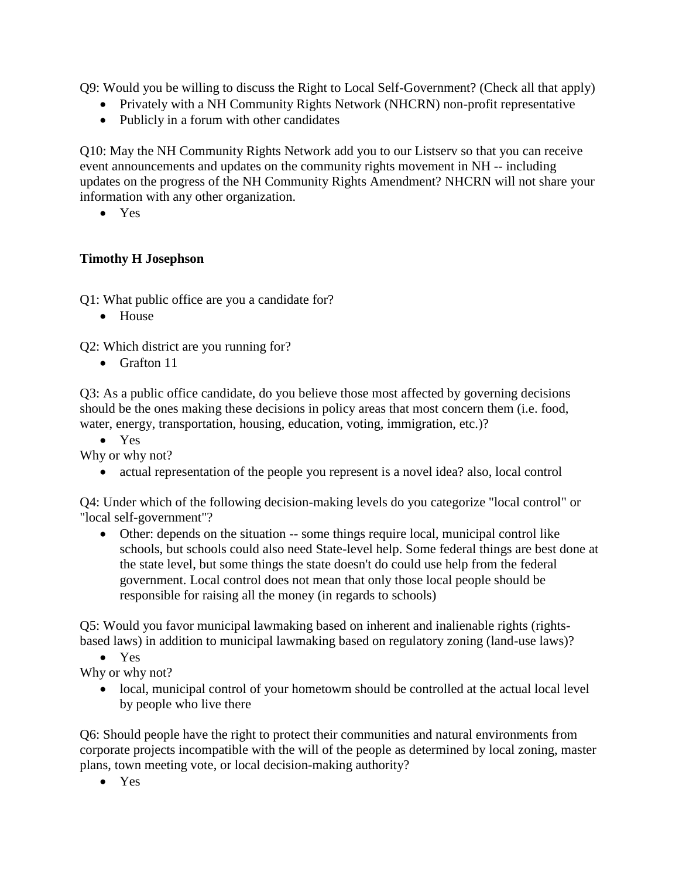Q9: Would you be willing to discuss the Right to Local Self-Government? (Check all that apply)

- Privately with a NH Community Rights Network (NHCRN) non-profit representative
- Publicly in a forum with other candidates

Q10: May the NH Community Rights Network add you to our Listserv so that you can receive event announcements and updates on the community rights movement in NH -- including updates on the progress of the NH Community Rights Amendment? NHCRN will not share your information with any other organization.

- Yes

**Timothy H Josephson**

Q1: What public office are you a candidate for?

- House

Q2: Which district are you running for?

- Grafton 11

Q3: As a public office candidate, do you believe those most affected by governing decisions should be the ones making these decisions in policy areas that most concern them (i.e. food, water, energy, transportation, housing, education, voting, immigration, etc.)?

- Yes

Why or why not?

- actual representation of the people you represent is a novel idea? also, local control

Q4: Under which of the following decision-making levels do you categorize "local control" or "local self-government"?

- Other: depends on the situation -- some things require local, municipal control like schools, but schools could also need State-level help. Some federal things are best done at the state level, but some things the state doesn't do could use help from the federal government. Local control does not mean that only those local people should be responsible for raising all the money (in regards to schools)

Q5: Would you favor municipal lawmaking based on inherent and inalienable rights (rights-based laws) in addition to municipal lawmaking based on regulatory zoning (land-use laws)?

- Yes

Why or why not?

- local, municipal control of your hometowm should be controlled at the actual local level by people who live there

Q6: Should people have the right to protect their communities and natural environments from corporate projects incompatible with the will of the people as determined by local zoning, master plans, town meeting vote, or local decision-making authority?

- Yes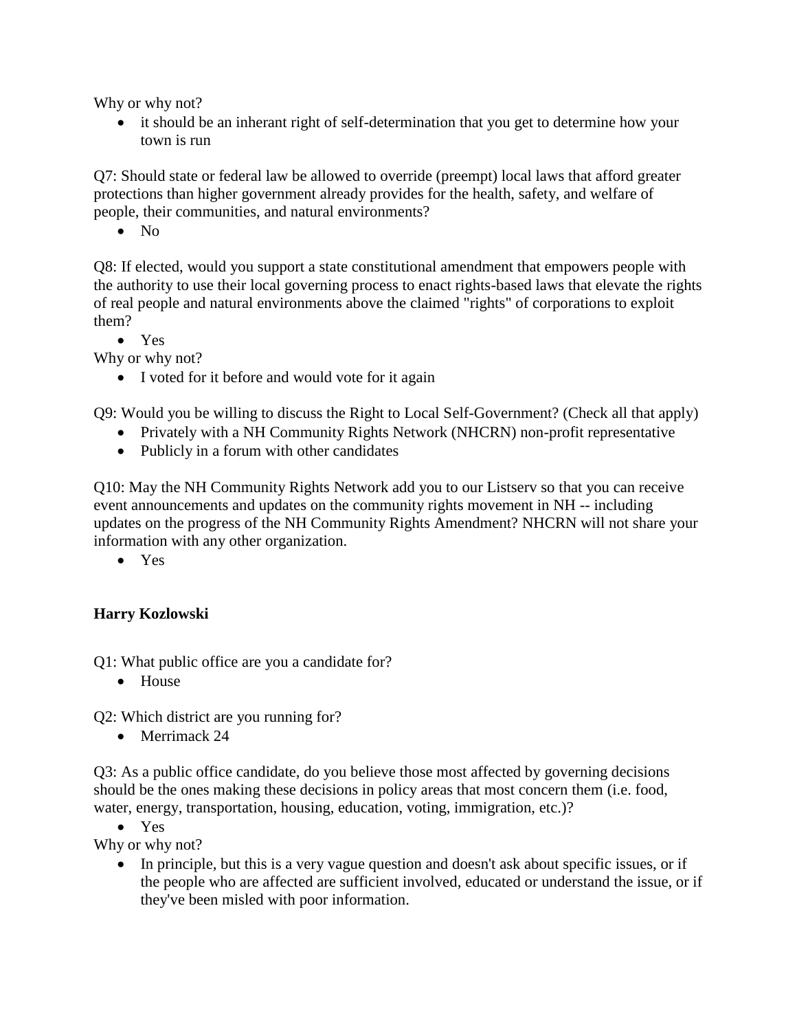Why or why not?

- it should be an inherant right of self-determination that you get to determine how your town is run

Q7: Should state or federal law be allowed to override (preempt) local laws that afford greater protections than higher government already provides for the health, safety, and welfare of people, their communities, and natural environments?

- No

Q8: If elected, would you support a state constitutional amendment that empowers people with the authority to use their local governing process to enact rights-based laws that elevate the rights of real people and natural environments above the claimed "rights" of corporations to exploit them?

- Yes

Why or why not?

- I voted for it before and would vote for it again

Q9: Would you be willing to discuss the Right to Local Self-Government? (Check all that apply)

- Privately with a NH Community Rights Network (NHCRN) non-profit representative
- Publicly in a forum with other candidates

Q10: May the NH Community Rights Network add you to our Listserv so that you can receive event announcements and updates on the community rights movement in NH -- including updates on the progress of the NH Community Rights Amendment? NHCRN will not share your information with any other organization.

- Yes

**Harry Kozlowski**

Q1: What public office are you a candidate for?

- House

Q2: Which district are you running for?

- Merrimack 24

Q3: As a public office candidate, do you believe those most affected by governing decisions should be the ones making these decisions in policy areas that most concern them (i.e. food, water, energy, transportation, housing, education, voting, immigration, etc.)?

- Yes

Why or why not?

- In principle, but this is a very vague question and doesn't ask about specific issues, or if the people who are affected are sufficient involved, educated or understand the issue, or if they've been misled with poor information.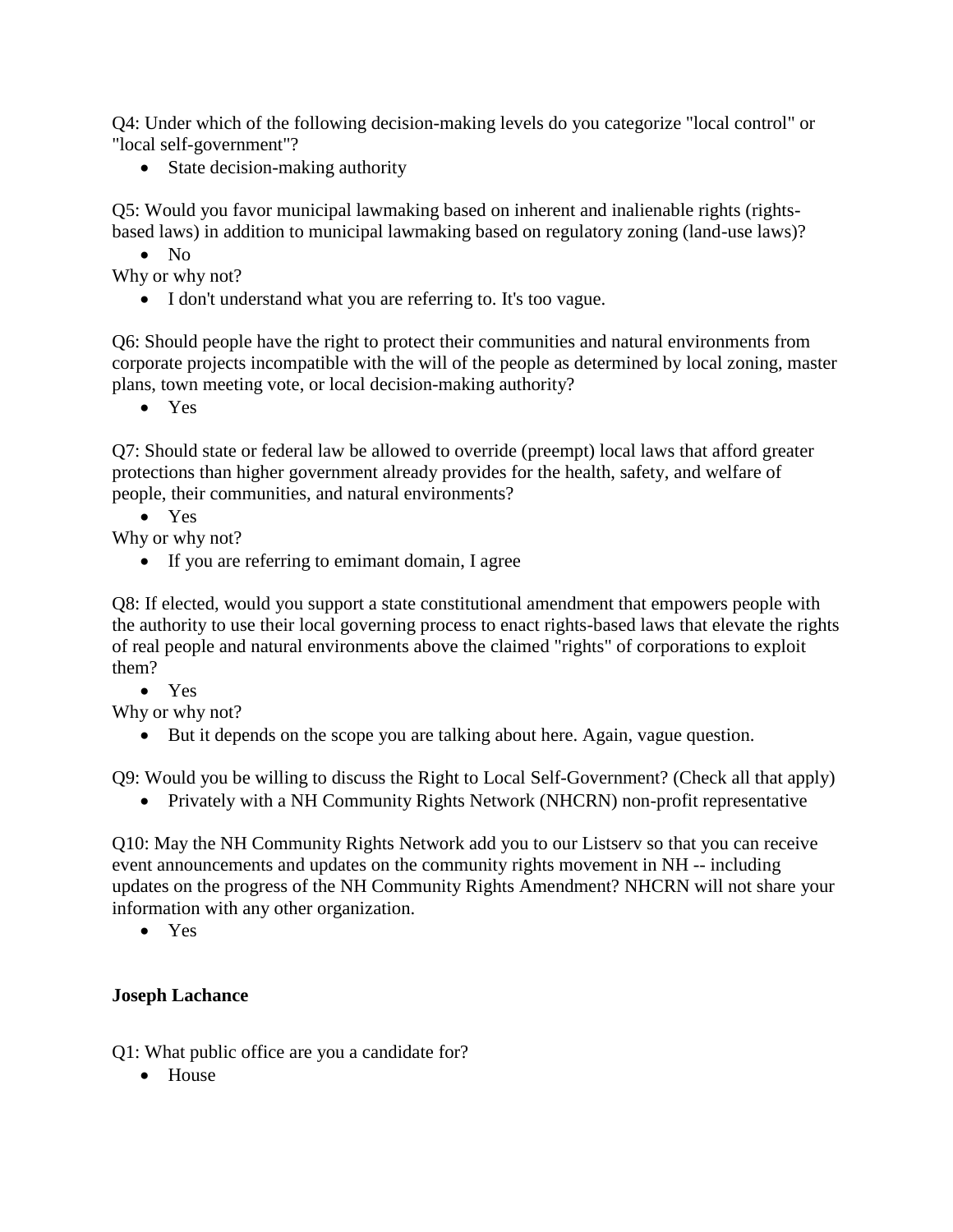Q4: Under which of the following decision-making levels do you categorize "local control" or "local self-government"?

- State decision-making authority

Q5: Would you favor municipal lawmaking based on inherent and inalienable rights (rights-based laws) in addition to municipal lawmaking based on regulatory zoning (land-use laws)?

- No

Why or why not?

- I don't understand what you are referring to. It's too vague.

Q6: Should people have the right to protect their communities and natural environments from corporate projects incompatible with the will of the people as determined by local zoning, master plans, town meeting vote, or local decision-making authority?

- Yes

Q7: Should state or federal law be allowed to override (preempt) local laws that afford greater protections than higher government already provides for the health, safety, and welfare of people, their communities, and natural environments?

- Yes

Why or why not?

- If you are referring to emimant domain, I agree

Q8: If elected, would you support a state constitutional amendment that empowers people with the authority to use their local governing process to enact rights-based laws that elevate the rights of real people and natural environments above the claimed "rights" of corporations to exploit them?

- Yes

Why or why not?

- But it depends on the scope you are talking about here. Again, vague question.

Q9: Would you be willing to discuss the Right to Local Self-Government? (Check all that apply)

- Privately with a NH Community Rights Network (NHCRN) non-profit representative

Q10: May the NH Community Rights Network add you to our Listserv so that you can receive event announcements and updates on the community rights movement in NH -- including updates on the progress of the NH Community Rights Amendment? NHCRN will not share your information with any other organization.

- Yes

**Joseph Lachance**

Q1: What public office are you a candidate for?

- House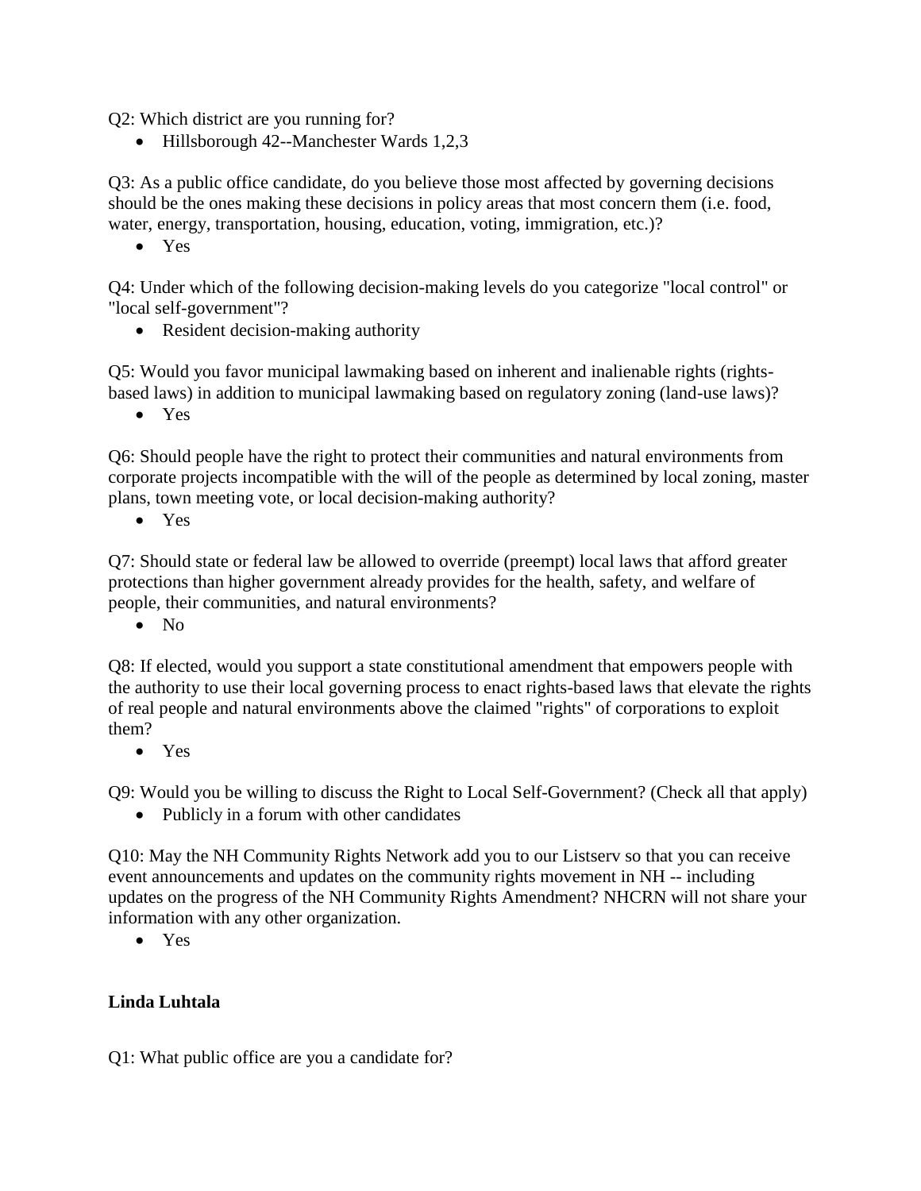Q2: Which district are you running for?

- Hillsborough 42--Manchester Wards 1,2,3

Q3: As a public office candidate, do you believe those most affected by governing decisions should be the ones making these decisions in policy areas that most concern them (i.e. food, water, energy, transportation, housing, education, voting, immigration, etc.)?

- Yes

Q4: Under which of the following decision-making levels do you categorize "local control" or "local self-government"?

- Resident decision-making authority

Q5: Would you favor municipal lawmaking based on inherent and inalienable rights (rights-based laws) in addition to municipal lawmaking based on regulatory zoning (land-use laws)?

- Yes

Q6: Should people have the right to protect their communities and natural environments from corporate projects incompatible with the will of the people as determined by local zoning, master plans, town meeting vote, or local decision-making authority?

- Yes

Q7: Should state or federal law be allowed to override (preempt) local laws that afford greater protections than higher government already provides for the health, safety, and welfare of people, their communities, and natural environments?

- No

Q8: If elected, would you support a state constitutional amendment that empowers people with the authority to use their local governing process to enact rights-based laws that elevate the rights of real people and natural environments above the claimed "rights" of corporations to exploit them?

- Yes

Q9: Would you be willing to discuss the Right to Local Self-Government? (Check all that apply)

- Publicly in a forum with other candidates

Q10: May the NH Community Rights Network add you to our Listserv so that you can receive event announcements and updates on the community rights movement in NH -- including updates on the progress of the NH Community Rights Amendment? NHCRN will not share your information with any other organization.

- Yes

**Linda Luhtala**

Q1: What public office are you a candidate for?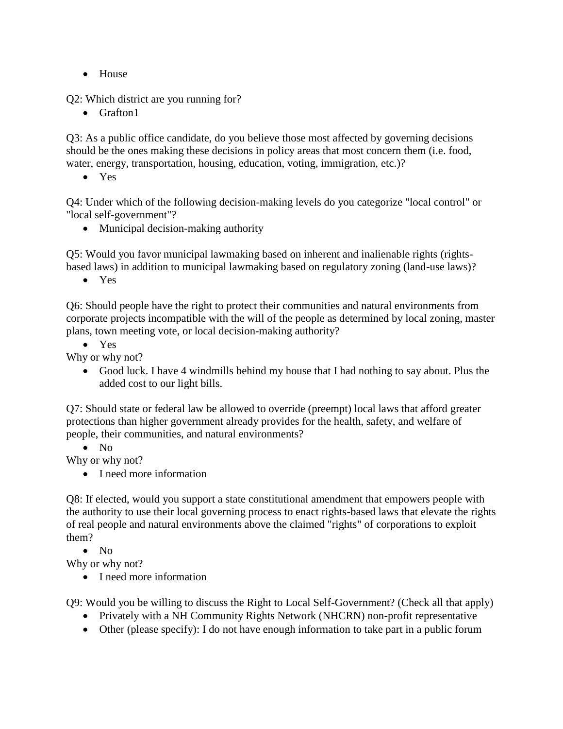- House

Q2: Which district are you running for?

- Grafton1

Q3: As a public office candidate, do you believe those most affected by governing decisions should be the ones making these decisions in policy areas that most concern them (i.e. food, water, energy, transportation, housing, education, voting, immigration, etc.)?

- Yes

Q4: Under which of the following decision-making levels do you categorize "local control" or "local self-government"?

- Municipal decision-making authority

Q5: Would you favor municipal lawmaking based on inherent and inalienable rights (rights-based laws) in addition to municipal lawmaking based on regulatory zoning (land-use laws)?

- Yes

Q6: Should people have the right to protect their communities and natural environments from corporate projects incompatible with the will of the people as determined by local zoning, master plans, town meeting vote, or local decision-making authority?

- Yes

Why or why not?

- Good luck. I have 4 windmills behind my house that I had nothing to say about. Plus the added cost to our light bills.

Q7: Should state or federal law be allowed to override (preempt) local laws that afford greater protections than higher government already provides for the health, safety, and welfare of people, their communities, and natural environments?

- No

Why or why not?

- I need more information

Q8: If elected, would you support a state constitutional amendment that empowers people with the authority to use their local governing process to enact rights-based laws that elevate the rights of real people and natural environments above the claimed "rights" of corporations to exploit them?

- No

Why or why not?

- I need more information

Q9: Would you be willing to discuss the Right to Local Self-Government? (Check all that apply)

- Privately with a NH Community Rights Network (NHCRN) non-profit representative
- Other (please specify): I do not have enough information to take part in a public forum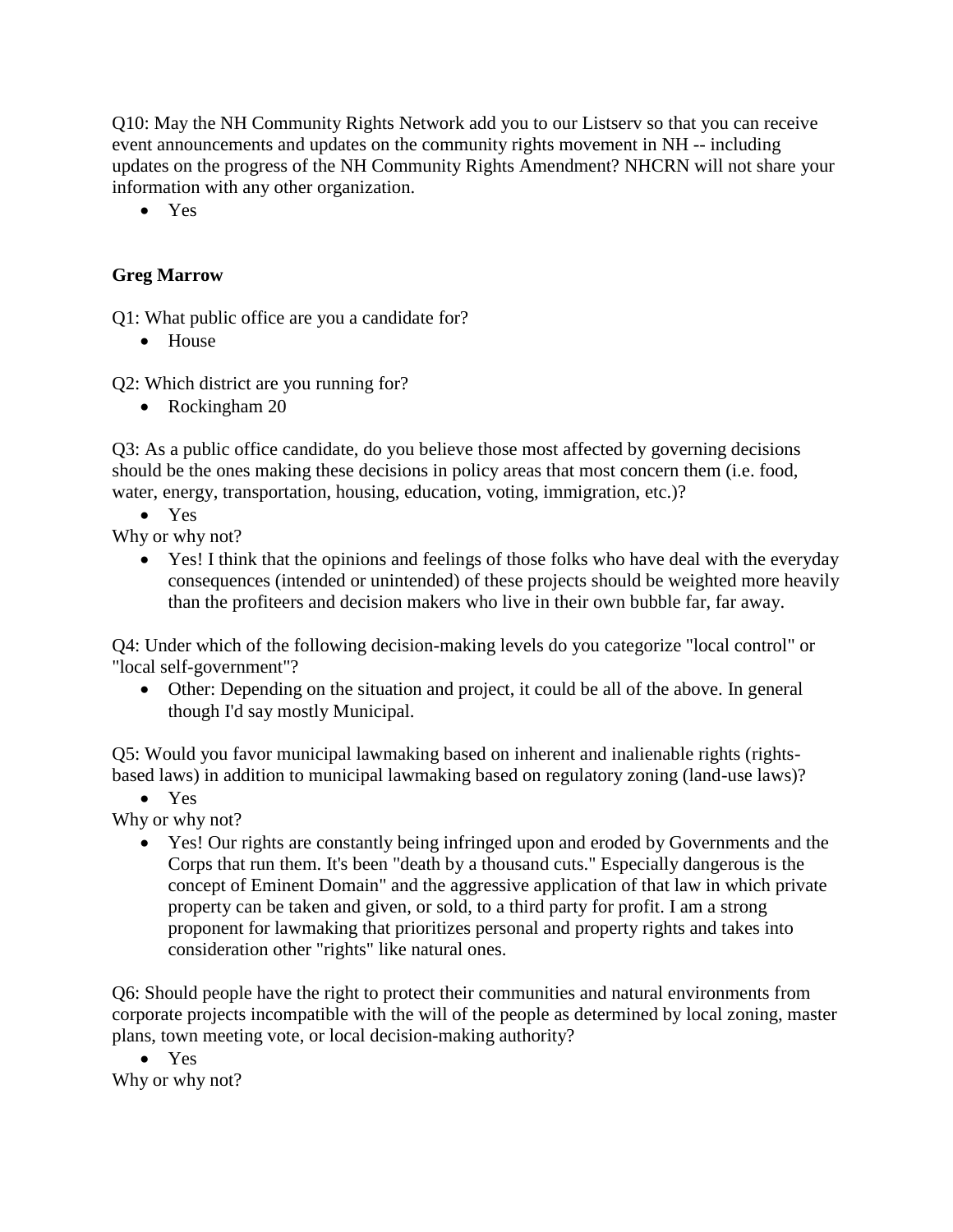Q10: May the NH Community Rights Network add you to our Listserv so that you can receive event announcements and updates on the community rights movement in NH -- including updates on the progress of the NH Community Rights Amendment? NHCRN will not share your information with any other organization.

- Yes

**Greg Marrow**

Q1: What public office are you a candidate for?

- House

Q2: Which district are you running for?

- Rockingham 20

Q3: As a public office candidate, do you believe those most affected by governing decisions should be the ones making these decisions in policy areas that most concern them (i.e. food, water, energy, transportation, housing, education, voting, immigration, etc.)?

- Yes

Why or why not?

- Yes! I think that the opinions and feelings of those folks who have deal with the everyday consequences (intended or unintended) of these projects should be weighted more heavily than the profiteers and decision makers who live in their own bubble far, far away.

Q4: Under which of the following decision-making levels do you categorize "local control" or "local self-government"?

- Other: Depending on the situation and project, it could be all of the above. In general though I'd say mostly Municipal.

Q5: Would you favor municipal lawmaking based on inherent and inalienable rights (rights-based laws) in addition to municipal lawmaking based on regulatory zoning (land-use laws)?

- Yes

Why or why not?

- Yes! Our rights are constantly being infringed upon and eroded by Governments and the Corps that run them. It's been "death by a thousand cuts." Especially dangerous is the concept of Eminent Domain" and the aggressive application of that law in which private property can be taken and given, or sold, to a third party for profit. I am a strong proponent for lawmaking that prioritizes personal and property rights and takes into consideration other "rights" like natural ones.

Q6: Should people have the right to protect their communities and natural environments from corporate projects incompatible with the will of the people as determined by local zoning, master plans, town meeting vote, or local decision-making authority?

- Yes

Why or why not?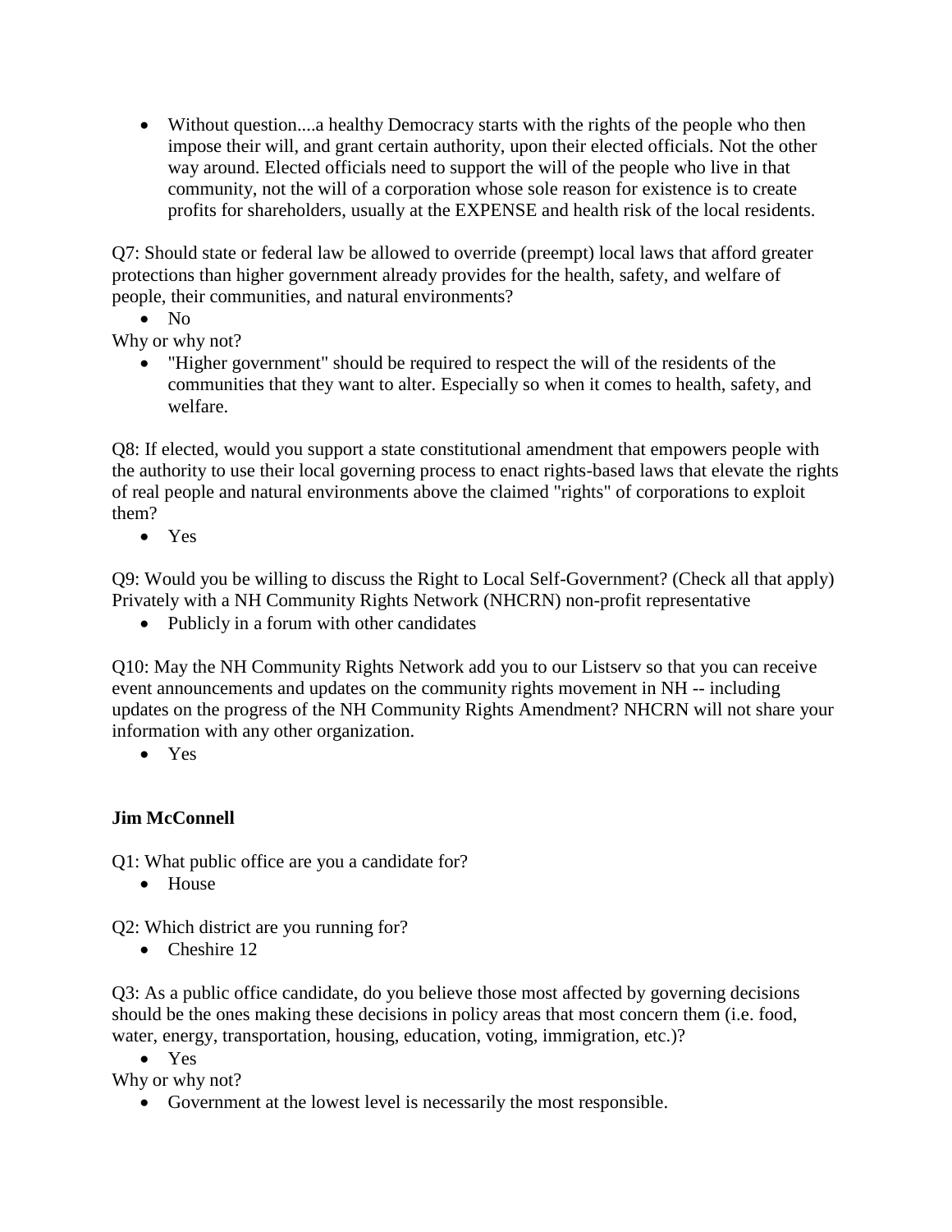- Without question....a healthy Democracy starts with the rights of the people who then impose their will, and grant certain authority, upon their elected officials. Not the other way around. Elected officials need to support the will of the people who live in that community, not the will of a corporation whose sole reason for existence is to create profits for shareholders, usually at the EXPENSE and health risk of the local residents.

Q7: Should state or federal law be allowed to override (preempt) local laws that afford greater protections than higher government already provides for the health, safety, and welfare of people, their communities, and natural environments?

- No

Why or why not?

- "Higher government" should be required to respect the will of the residents of the communities that they want to alter. Especially so when it comes to health, safety, and welfare.

Q8: If elected, would you support a state constitutional amendment that empowers people with the authority to use their local governing process to enact rights-based laws that elevate the rights of real people and natural environments above the claimed "rights" of corporations to exploit them?

- Yes

Q9: Would you be willing to discuss the Right to Local Self-Government? (Check all that apply) Privately with a NH Community Rights Network (NHCRN) non-profit representative

- Publicly in a forum with other candidates

Q10: May the NH Community Rights Network add you to our Listserv so that you can receive event announcements and updates on the community rights movement in NH -- including updates on the progress of the NH Community Rights Amendment? NHCRN will not share your information with any other organization.

- Yes

**Jim McConnell**

Q1: What public office are you a candidate for?

- House

Q2: Which district are you running for?

- Cheshire 12

Q3: As a public office candidate, do you believe those most affected by governing decisions should be the ones making these decisions in policy areas that most concern them (i.e. food, water, energy, transportation, housing, education, voting, immigration, etc.)?

- Yes

Why or why not?

- Government at the lowest level is necessarily the most responsible.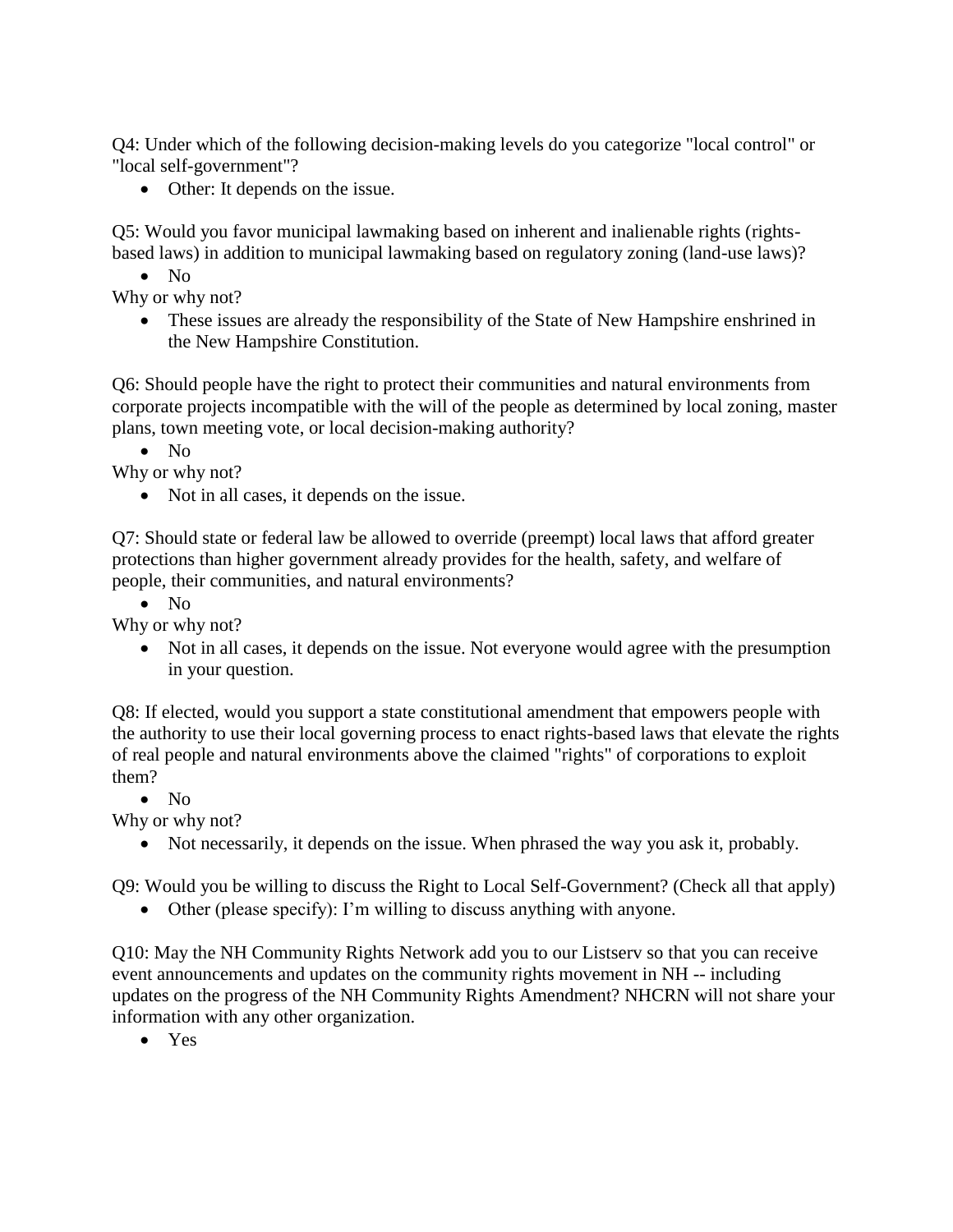Q4: Under which of the following decision-making levels do you categorize "local control" or "local self-government"?

- Other: It depends on the issue.

Q5: Would you favor municipal lawmaking based on inherent and inalienable rights (rights-based laws) in addition to municipal lawmaking based on regulatory zoning (land-use laws)?

- No

Why or why not?

- These issues are already the responsibility of the State of New Hampshire enshrined in the New Hampshire Constitution.

Q6: Should people have the right to protect their communities and natural environments from corporate projects incompatible with the will of the people as determined by local zoning, master plans, town meeting vote, or local decision-making authority?

- No

Why or why not?

- Not in all cases, it depends on the issue.

Q7: Should state or federal law be allowed to override (preempt) local laws that afford greater protections than higher government already provides for the health, safety, and welfare of people, their communities, and natural environments?

- No

Why or why not?

- Not in all cases, it depends on the issue. Not everyone would agree with the presumption in your question.

Q8: If elected, would you support a state constitutional amendment that empowers people with the authority to use their local governing process to enact rights-based laws that elevate the rights of real people and natural environments above the claimed "rights" of corporations to exploit them?

- No

Why or why not?

- Not necessarily, it depends on the issue. When phrased the way you ask it, probably.

Q9: Would you be willing to discuss the Right to Local Self-Government? (Check all that apply)

- Other (please specify): I'm willing to discuss anything with anyone.

Q10: May the NH Community Rights Network add you to our Listserv so that you can receive event announcements and updates on the community rights movement in NH -- including updates on the progress of the NH Community Rights Amendment? NHCRN will not share your information with any other organization.

- Yes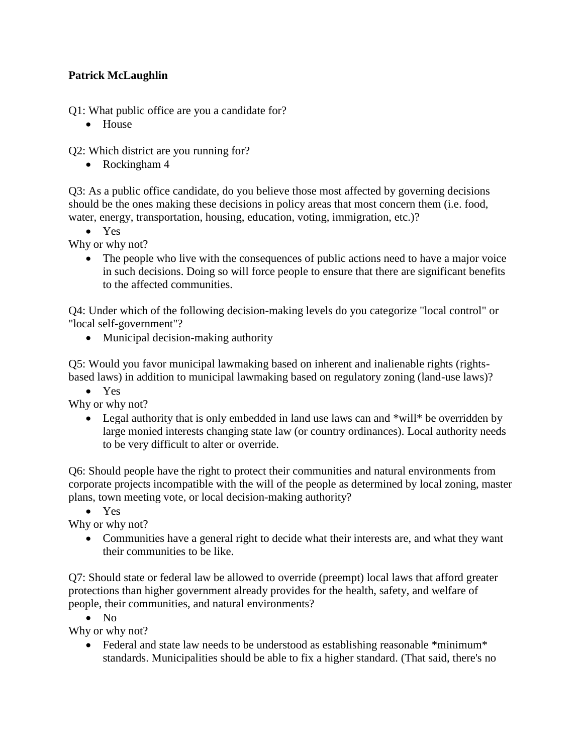**Patrick McLaughlin**

Q1: What public office are you a candidate for?

- House

Q2: Which district are you running for?

- Rockingham 4

Q3: As a public office candidate, do you believe those most affected by governing decisions should be the ones making these decisions in policy areas that most concern them (i.e. food, water, energy, transportation, housing, education, voting, immigration, etc.)?

- Yes

Why or why not?

- The people who live with the consequences of public actions need to have a major voice in such decisions. Doing so will force people to ensure that there are significant benefits to the affected communities.

Q4: Under which of the following decision-making levels do you categorize "local control" or "local self-government"?

- Municipal decision-making authority

Q5: Would you favor municipal lawmaking based on inherent and inalienable rights (rights-based laws) in addition to municipal lawmaking based on regulatory zoning (land-use laws)?

- Yes

Why or why not?

- Legal authority that is only embedded in land use laws can and *will* be overridden by large monied interests changing state law (or country ordinances). Local authority needs to be very difficult to alter or override.

Q6: Should people have the right to protect their communities and natural environments from corporate projects incompatible with the will of the people as determined by local zoning, master plans, town meeting vote, or local decision-making authority?

- Yes

Why or why not?

- Communities have a general right to decide what their interests are, and what they want their communities to be like.

Q7: Should state or federal law be allowed to override (preempt) local laws that afford greater protections than higher government already provides for the health, safety, and welfare of people, their communities, and natural environments?

- No

Why or why not?

- Federal and state law needs to be understood as establishing reasonable *minimum* standards. Municipalities should be able to fix a higher standard. (That said, there's no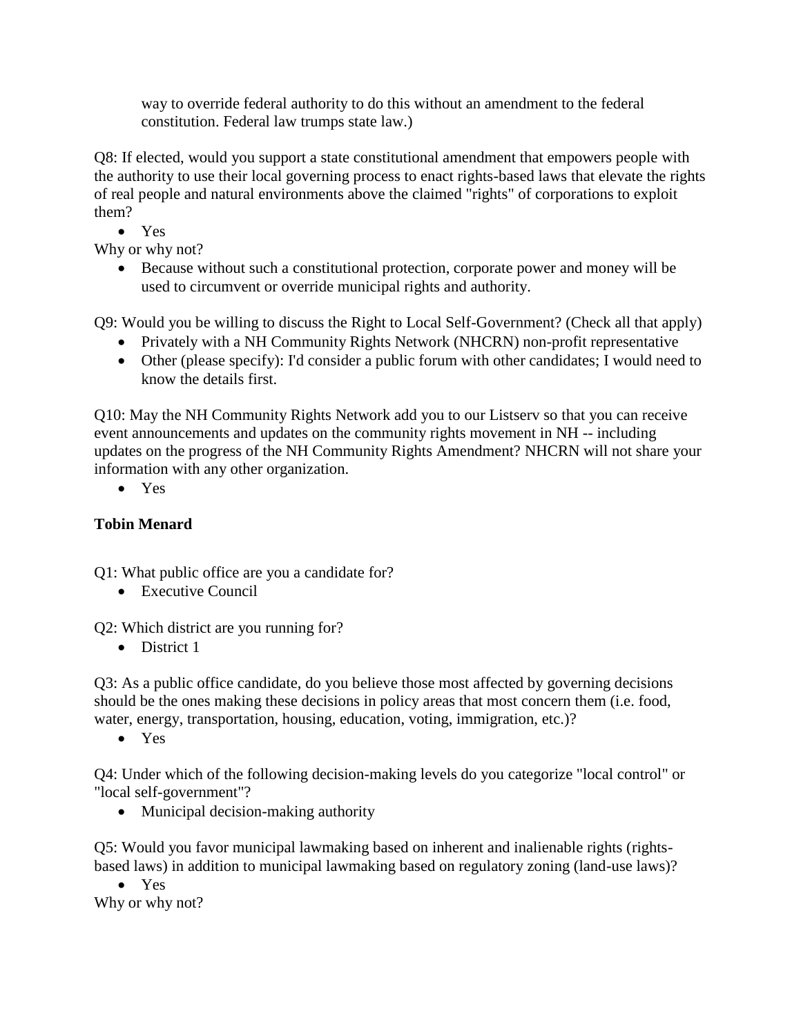way to override federal authority to do this without an amendment to the federal constitution. Federal law trumps state law.)

Q8: If elected, would you support a state constitutional amendment that empowers people with the authority to use their local governing process to enact rights-based laws that elevate the rights of real people and natural environments above the claimed "rights" of corporations to exploit them?

- Yes

Why or why not?

- Because without such a constitutional protection, corporate power and money will be used to circumvent or override municipal rights and authority.

Q9: Would you be willing to discuss the Right to Local Self-Government? (Check all that apply)

- Privately with a NH Community Rights Network (NHCRN) non-profit representative
- Other (please specify): I'd consider a public forum with other candidates; I would need to know the details first.

Q10: May the NH Community Rights Network add you to our Listserv so that you can receive event announcements and updates on the community rights movement in NH -- including updates on the progress of the NH Community Rights Amendment? NHCRN will not share your information with any other organization.

- Yes

**Tobin Menard**

Q1: What public office are you a candidate for?

- Executive Council

Q2: Which district are you running for?

- District 1

Q3: As a public office candidate, do you believe those most affected by governing decisions should be the ones making these decisions in policy areas that most concern them (i.e. food, water, energy, transportation, housing, education, voting, immigration, etc.)?

- Yes

Q4: Under which of the following decision-making levels do you categorize "local control" or "local self-government"?

- Municipal decision-making authority

Q5: Would you favor municipal lawmaking based on inherent and inalienable rights (rights-based laws) in addition to municipal lawmaking based on regulatory zoning (land-use laws)?

- Yes

Why or why not?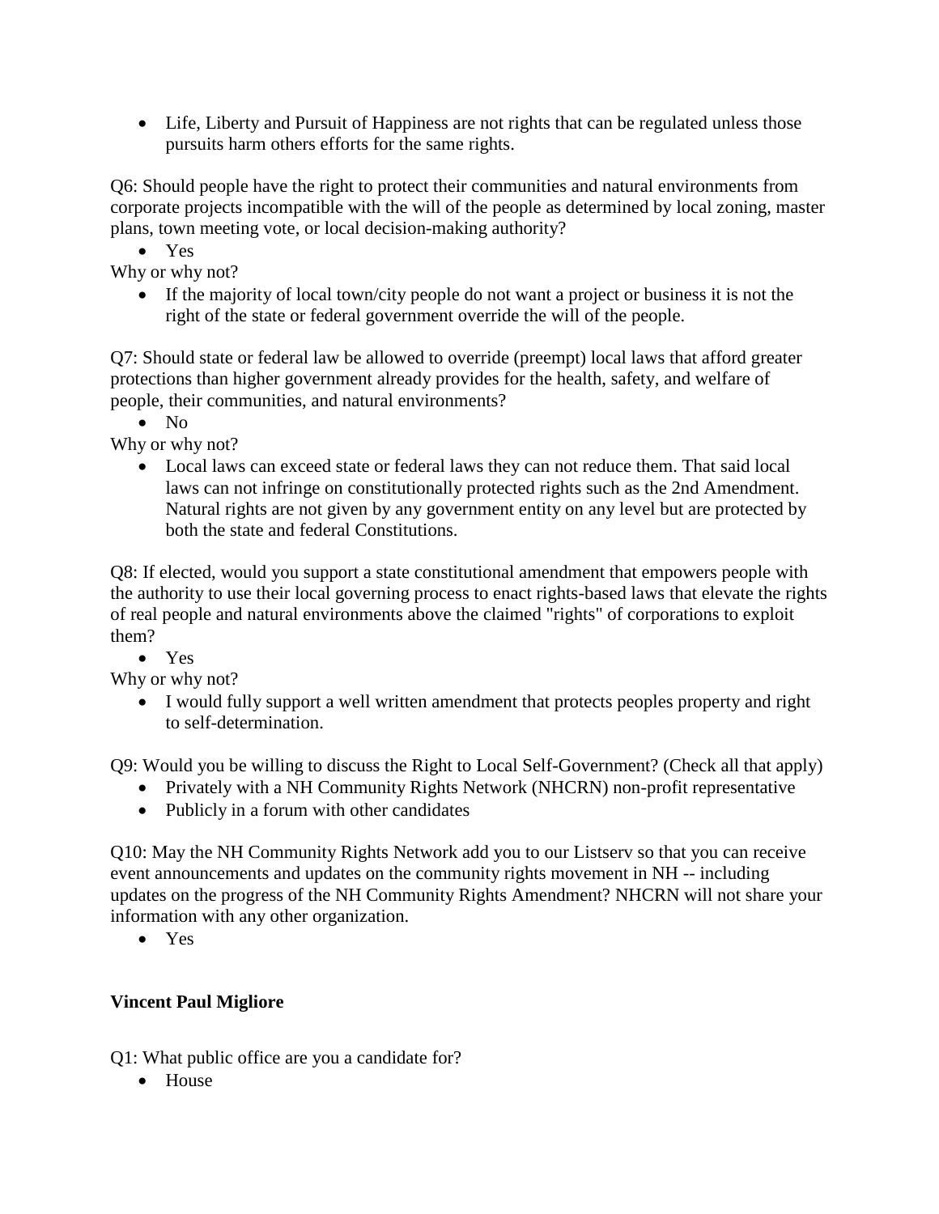- Life, Liberty and Pursuit of Happiness are not rights that can be regulated unless those pursuits harm others efforts for the same rights.

Q6: Should people have the right to protect their communities and natural environments from corporate projects incompatible with the will of the people as determined by local zoning, master plans, town meeting vote, or local decision-making authority?

- Yes

Why or why not?

- If the majority of local town/city people do not want a project or business it is not the right of the state or federal government override the will of the people.

Q7: Should state or federal law be allowed to override (preempt) local laws that afford greater protections than higher government already provides for the health, safety, and welfare of people, their communities, and natural environments?

- No

Why or why not?

- Local laws can exceed state or federal laws they can not reduce them. That said local laws can not infringe on constitutionally protected rights such as the 2nd Amendment. Natural rights are not given by any government entity on any level but are protected by both the state and federal Constitutions.

Q8: If elected, would you support a state constitutional amendment that empowers people with the authority to use their local governing process to enact rights-based laws that elevate the rights of real people and natural environments above the claimed "rights" of corporations to exploit them?

- Yes

Why or why not?

- I would fully support a well written amendment that protects peoples property and right to self-determination.

Q9: Would you be willing to discuss the Right to Local Self-Government? (Check all that apply)

- Privately with a NH Community Rights Network (NHCRN) non-profit representative
- Publicly in a forum with other candidates

Q10: May the NH Community Rights Network add you to our Listserv so that you can receive event announcements and updates on the community rights movement in NH -- including updates on the progress of the NH Community Rights Amendment? NHCRN will not share your information with any other organization.

- Yes

**Vincent Paul Migliore**

Q1: What public office are you a candidate for?

- House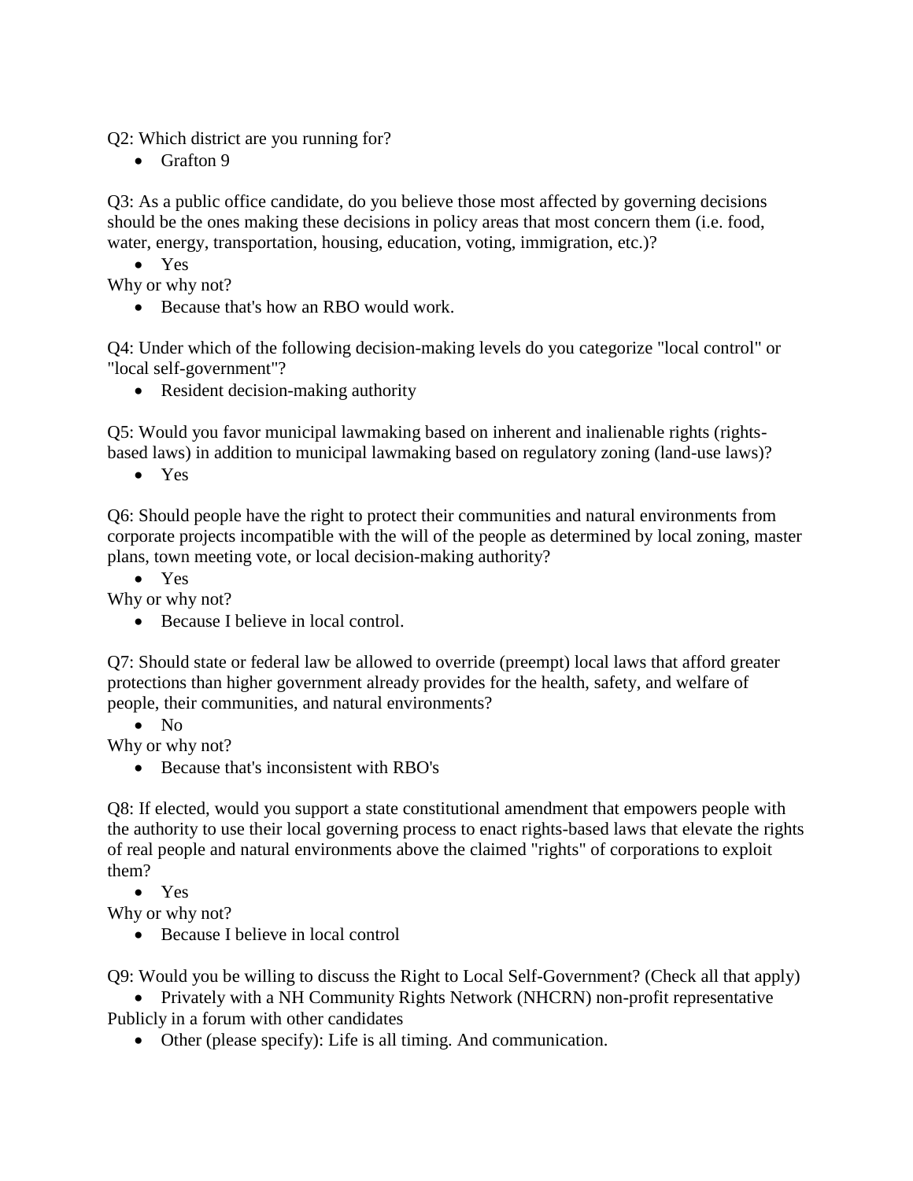Q2: Which district are you running for?

- Grafton 9

Q3: As a public office candidate, do you believe those most affected by governing decisions should be the ones making these decisions in policy areas that most concern them (i.e. food, water, energy, transportation, housing, education, voting, immigration, etc.)?

- Yes

Why or why not?

- Because that's how an RBO would work.

Q4: Under which of the following decision-making levels do you categorize "local control" or "local self-government"?

- Resident decision-making authority

Q5: Would you favor municipal lawmaking based on inherent and inalienable rights (rights-based laws) in addition to municipal lawmaking based on regulatory zoning (land-use laws)?

- Yes

Q6: Should people have the right to protect their communities and natural environments from corporate projects incompatible with the will of the people as determined by local zoning, master plans, town meeting vote, or local decision-making authority?

- Yes

Why or why not?

- Because I believe in local control.

Q7: Should state or federal law be allowed to override (preempt) local laws that afford greater protections than higher government already provides for the health, safety, and welfare of people, their communities, and natural environments?

- No

Why or why not?

- Because that's inconsistent with RBO's

Q8: If elected, would you support a state constitutional amendment that empowers people with the authority to use their local governing process to enact rights-based laws that elevate the rights of real people and natural environments above the claimed "rights" of corporations to exploit them?

- Yes

Why or why not?

- Because I believe in local control

Q9: Would you be willing to discuss the Right to Local Self-Government? (Check all that apply)

- Privately with a NH Community Rights Network (NHCRN) non-profit representative

Publicly in a forum with other candidates

- Other (please specify): Life is all timing. And communication.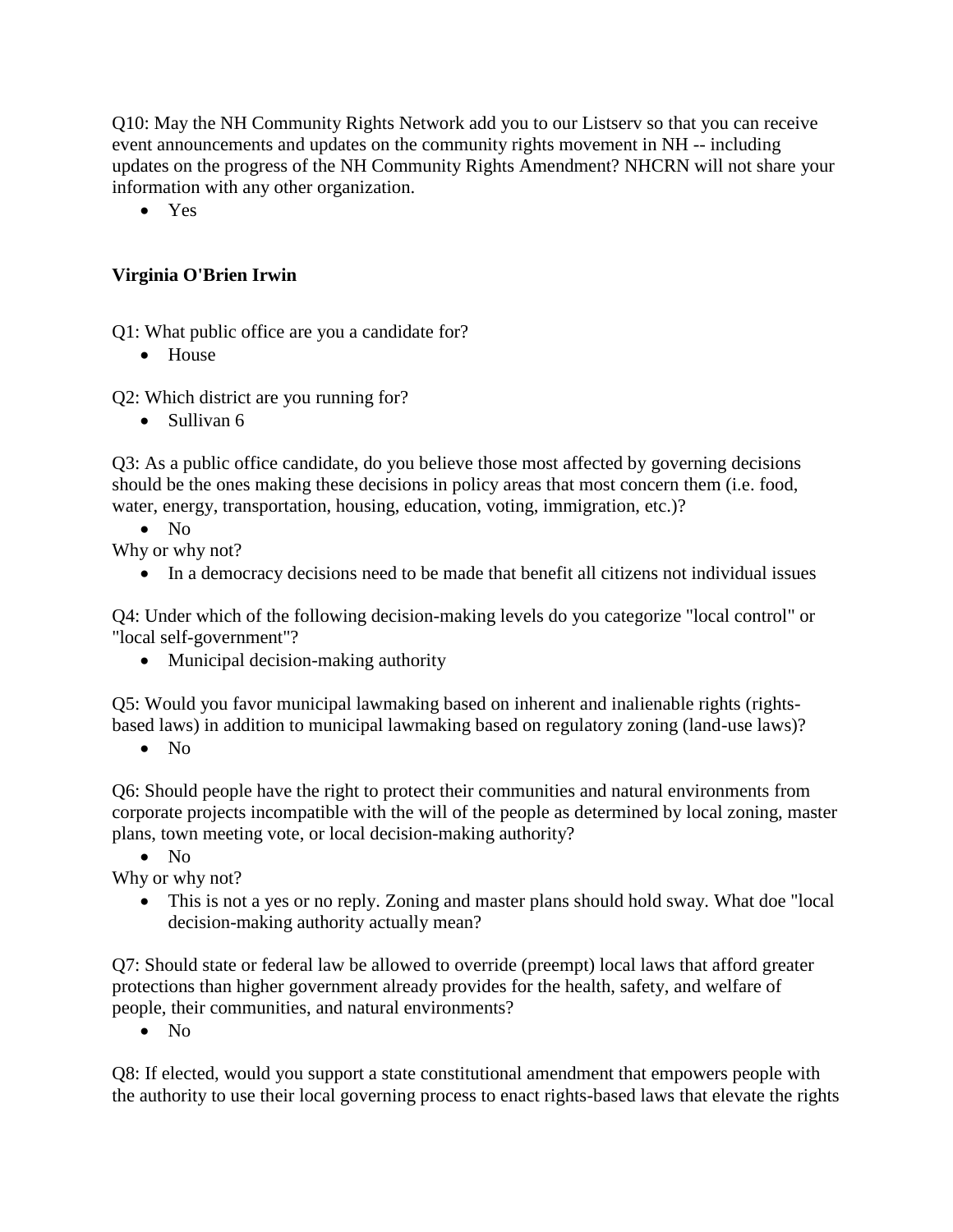Q10: May the NH Community Rights Network add you to our Listserv so that you can receive event announcements and updates on the community rights movement in NH -- including updates on the progress of the NH Community Rights Amendment? NHCRN will not share your information with any other organization.

- Yes

**Virginia O'Brien Irwin**

Q1: What public office are you a candidate for?

- House

Q2: Which district are you running for?

- Sullivan 6

Q3: As a public office candidate, do you believe those most affected by governing decisions should be the ones making these decisions in policy areas that most concern them (i.e. food, water, energy, transportation, housing, education, voting, immigration, etc.)?

- No

Why or why not?

- In a democracy decisions need to be made that benefit all citizens not individual issues

Q4: Under which of the following decision-making levels do you categorize "local control" or "local self-government"?

- Municipal decision-making authority

Q5: Would you favor municipal lawmaking based on inherent and inalienable rights (rights-based laws) in addition to municipal lawmaking based on regulatory zoning (land-use laws)?

- No

Q6: Should people have the right to protect their communities and natural environments from corporate projects incompatible with the will of the people as determined by local zoning, master plans, town meeting vote, or local decision-making authority?

- No

Why or why not?

- This is not a yes or no reply. Zoning and master plans should hold sway. What doe "local decision-making authority actually mean?

Q7: Should state or federal law be allowed to override (preempt) local laws that afford greater protections than higher government already provides for the health, safety, and welfare of people, their communities, and natural environments?

- No

Q8: If elected, would you support a state constitutional amendment that empowers people with the authority to use their local governing process to enact rights-based laws that elevate the rights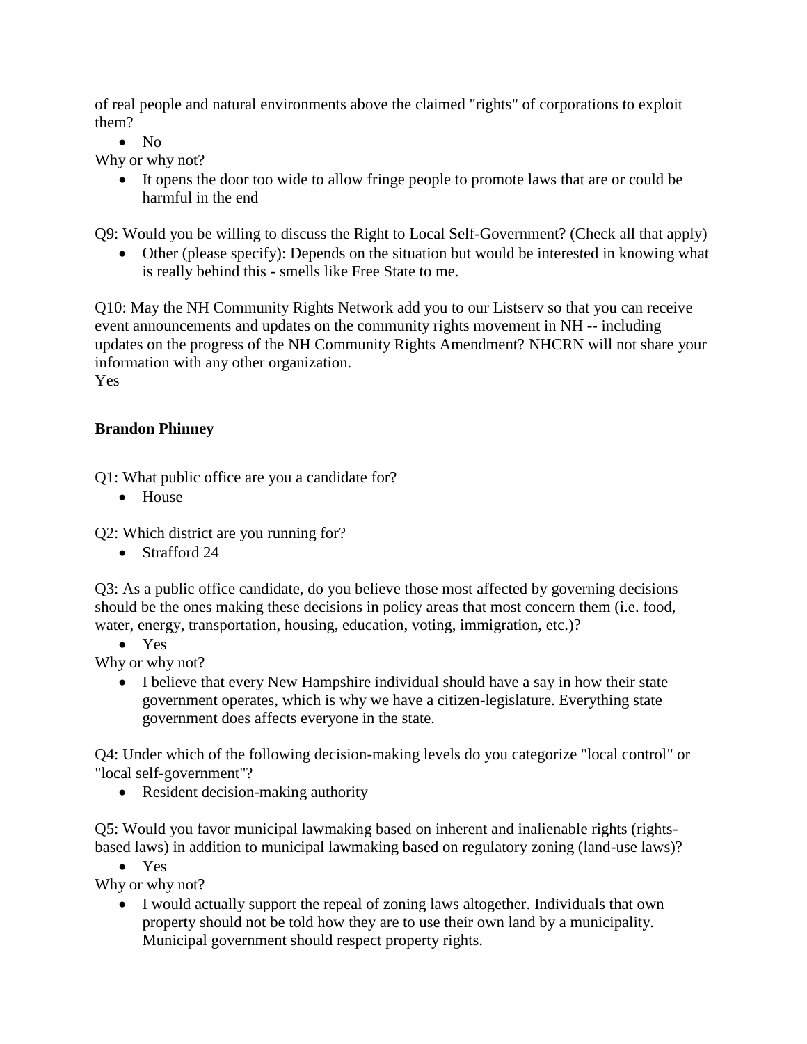of real people and natural environments above the claimed "rights" of corporations to exploit them?

- No

Why or why not?

- It opens the door too wide to allow fringe people to promote laws that are or could be harmful in the end

Q9: Would you be willing to discuss the Right to Local Self-Government? (Check all that apply)

- Other (please specify): Depends on the situation but would be interested in knowing what is really behind this - smells like Free State to me.

Q10: May the NH Community Rights Network add you to our Listserv so that you can receive event announcements and updates on the community rights movement in NH -- including updates on the progress of the NH Community Rights Amendment? NHCRN will not share your information with any other organization.
Yes

**Brandon Phinney**

Q1: What public office are you a candidate for?

- House

Q2: Which district are you running for?

- Strafford 24

Q3: As a public office candidate, do you believe those most affected by governing decisions should be the ones making these decisions in policy areas that most concern them (i.e. food, water, energy, transportation, housing, education, voting, immigration, etc.)?

- Yes

Why or why not?

- I believe that every New Hampshire individual should have a say in how their state government operates, which is why we have a citizen-legislature. Everything state government does affects everyone in the state.

Q4: Under which of the following decision-making levels do you categorize "local control" or "local self-government"?

- Resident decision-making authority

Q5: Would you favor municipal lawmaking based on inherent and inalienable rights (rights-based laws) in addition to municipal lawmaking based on regulatory zoning (land-use laws)?

- Yes

Why or why not?

- I would actually support the repeal of zoning laws altogether. Individuals that own property should not be told how they are to use their own land by a municipality. Municipal government should respect property rights.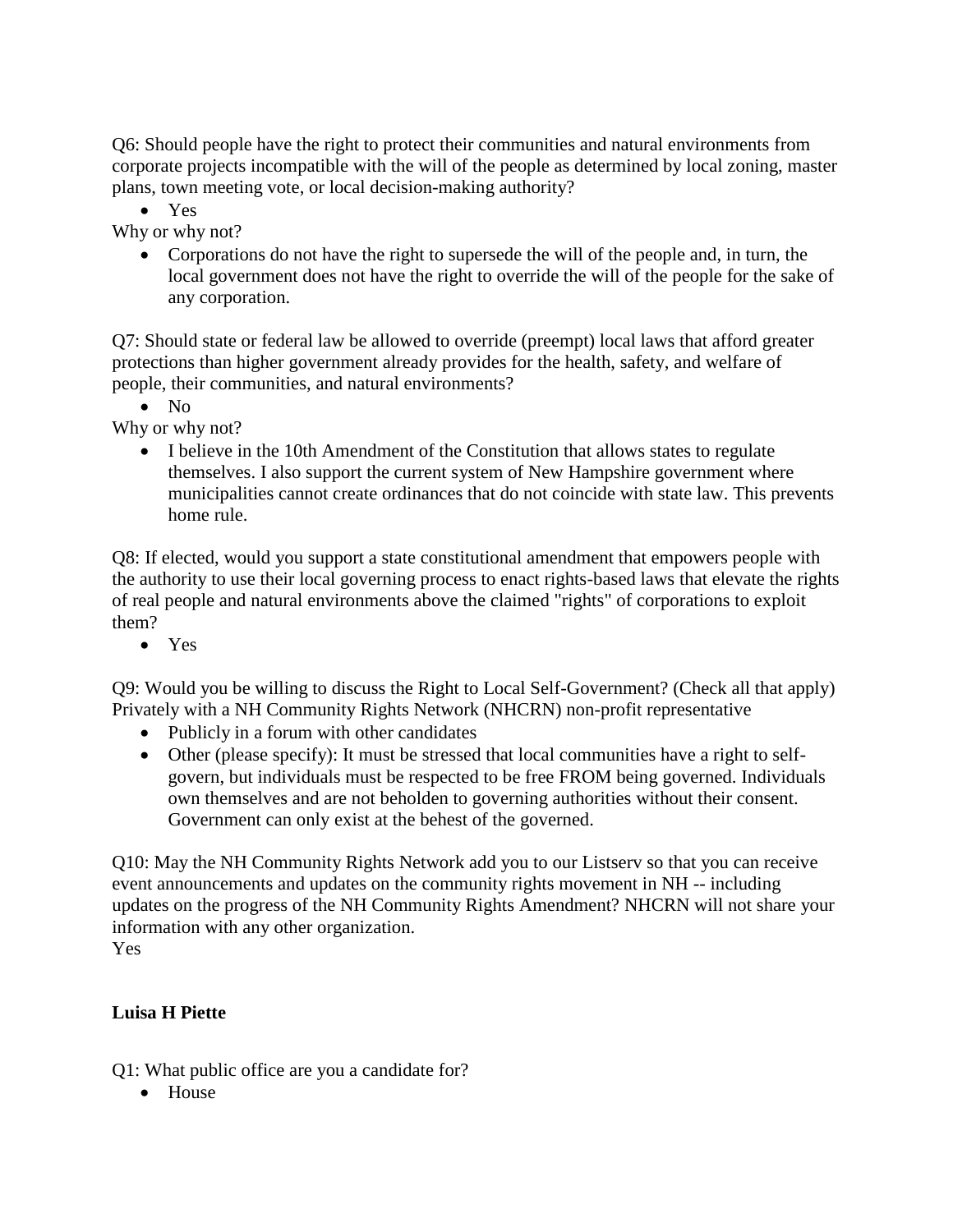Q6: Should people have the right to protect their communities and natural environments from corporate projects incompatible with the will of the people as determined by local zoning, master plans, town meeting vote, or local decision-making authority?

- Yes

Why or why not?

- Corporations do not have the right to supersede the will of the people and, in turn, the local government does not have the right to override the will of the people for the sake of any corporation.

Q7: Should state or federal law be allowed to override (preempt) local laws that afford greater protections than higher government already provides for the health, safety, and welfare of people, their communities, and natural environments?

- No

Why or why not?

- I believe in the 10th Amendment of the Constitution that allows states to regulate themselves. I also support the current system of New Hampshire government where municipalities cannot create ordinances that do not coincide with state law. This prevents home rule.

Q8: If elected, would you support a state constitutional amendment that empowers people with the authority to use their local governing process to enact rights-based laws that elevate the rights of real people and natural environments above the claimed "rights" of corporations to exploit them?

- Yes

Q9: Would you be willing to discuss the Right to Local Self-Government? (Check all that apply)
Privately with a NH Community Rights Network (NHCRN) non-profit representative

- Publicly in a forum with other candidates
- Other (please specify): It must be stressed that local communities have a right to self-govern, but individuals must be respected to be free FROM being governed. Individuals own themselves and are not beholden to governing authorities without their consent. Government can only exist at the behest of the governed.

Q10: May the NH Community Rights Network add you to our Listserv so that you can receive event announcements and updates on the community rights movement in NH -- including updates on the progress of the NH Community Rights Amendment? NHCRN will not share your information with any other organization.
Yes

**Luisa H Piette**

Q1: What public office are you a candidate for?

- House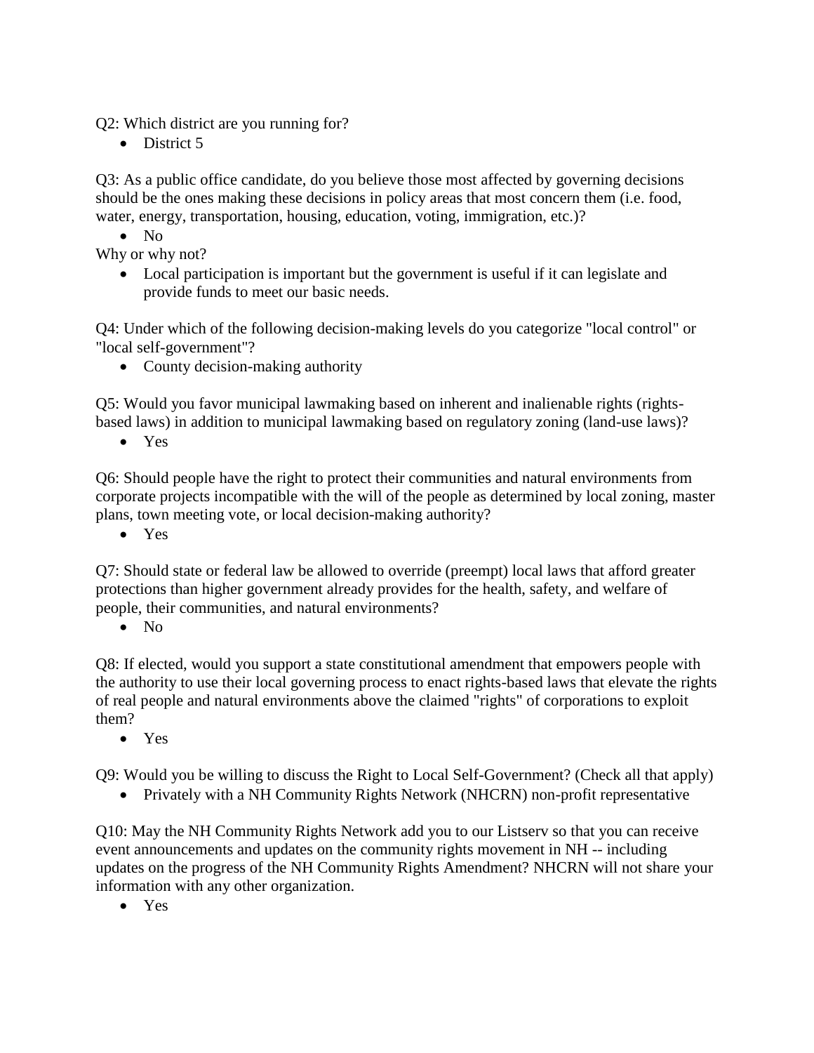Q2: Which district are you running for?

- District 5

Q3: As a public office candidate, do you believe those most affected by governing decisions should be the ones making these decisions in policy areas that most concern them (i.e. food, water, energy, transportation, housing, education, voting, immigration, etc.)?

- No

Why or why not?

- Local participation is important but the government is useful if it can legislate and provide funds to meet our basic needs.

Q4: Under which of the following decision-making levels do you categorize "local control" or "local self-government"?

- County decision-making authority

Q5: Would you favor municipal lawmaking based on inherent and inalienable rights (rights-based laws) in addition to municipal lawmaking based on regulatory zoning (land-use laws)?

- Yes

Q6: Should people have the right to protect their communities and natural environments from corporate projects incompatible with the will of the people as determined by local zoning, master plans, town meeting vote, or local decision-making authority?

- Yes

Q7: Should state or federal law be allowed to override (preempt) local laws that afford greater protections than higher government already provides for the health, safety, and welfare of people, their communities, and natural environments?

- No

Q8: If elected, would you support a state constitutional amendment that empowers people with the authority to use their local governing process to enact rights-based laws that elevate the rights of real people and natural environments above the claimed "rights" of corporations to exploit them?

- Yes

Q9: Would you be willing to discuss the Right to Local Self-Government? (Check all that apply)

- Privately with a NH Community Rights Network (NHCRN) non-profit representative

Q10: May the NH Community Rights Network add you to our Listserv so that you can receive event announcements and updates on the community rights movement in NH -- including updates on the progress of the NH Community Rights Amendment? NHCRN will not share your information with any other organization.

- Yes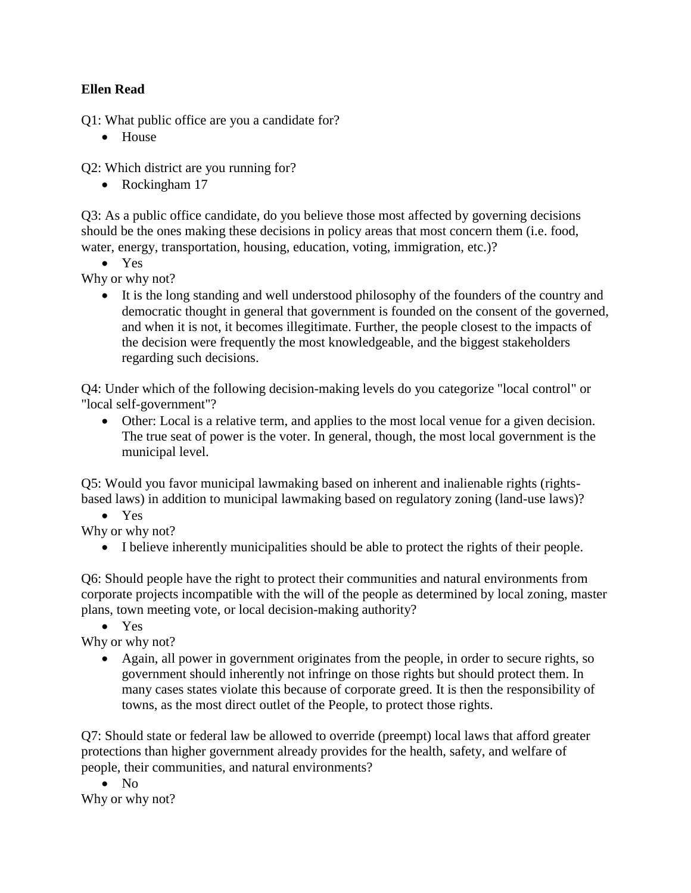**Ellen Read**

Q1: What public office are you a candidate for?

- House

Q2: Which district are you running for?

- Rockingham 17

Q3: As a public office candidate, do you believe those most affected by governing decisions should be the ones making these decisions in policy areas that most concern them (i.e. food, water, energy, transportation, housing, education, voting, immigration, etc.)?

- Yes

Why or why not?

- It is the long standing and well understood philosophy of the founders of the country and democratic thought in general that government is founded on the consent of the governed, and when it is not, it becomes illegitimate. Further, the people closest to the impacts of the decision were frequently the most knowledgeable, and the biggest stakeholders regarding such decisions.

Q4: Under which of the following decision-making levels do you categorize "local control" or "local self-government"?

- Other: Local is a relative term, and applies to the most local venue for a given decision. The true seat of power is the voter. In general, though, the most local government is the municipal level.

Q5: Would you favor municipal lawmaking based on inherent and inalienable rights (rights-based laws) in addition to municipal lawmaking based on regulatory zoning (land-use laws)?

- Yes

Why or why not?

- I believe inherently municipalities should be able to protect the rights of their people.

Q6: Should people have the right to protect their communities and natural environments from corporate projects incompatible with the will of the people as determined by local zoning, master plans, town meeting vote, or local decision-making authority?

- Yes

Why or why not?

- Again, all power in government originates from the people, in order to secure rights, so government should inherently not infringe on those rights but should protect them. In many cases states violate this because of corporate greed. It is then the responsibility of towns, as the most direct outlet of the People, to protect those rights.

Q7: Should state or federal law be allowed to override (preempt) local laws that afford greater protections than higher government already provides for the health, safety, and welfare of people, their communities, and natural environments?

- No

Why or why not?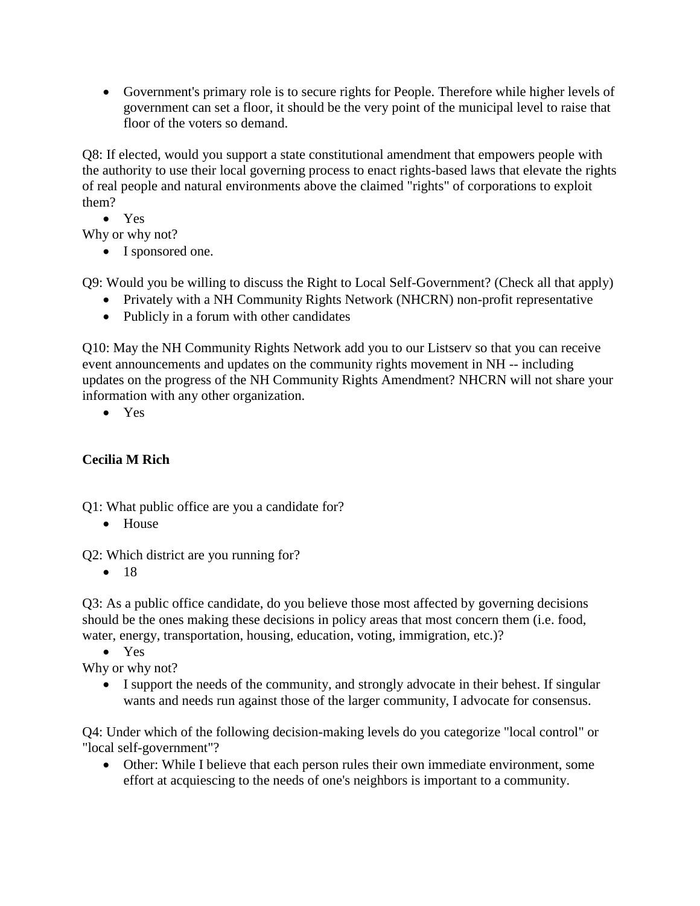- Government's primary role is to secure rights for People. Therefore while higher levels of government can set a floor, it should be the very point of the municipal level to raise that floor of the voters so demand.

Q8: If elected, would you support a state constitutional amendment that empowers people with the authority to use their local governing process to enact rights-based laws that elevate the rights of real people and natural environments above the claimed "rights" of corporations to exploit them?

- Yes

Why or why not?

- I sponsored one.

Q9: Would you be willing to discuss the Right to Local Self-Government? (Check all that apply)

- Privately with a NH Community Rights Network (NHCRN) non-profit representative
- Publicly in a forum with other candidates

Q10: May the NH Community Rights Network add you to our Listserv so that you can receive event announcements and updates on the community rights movement in NH -- including updates on the progress of the NH Community Rights Amendment? NHCRN will not share your information with any other organization.

- Yes

**Cecilia M Rich**

Q1: What public office are you a candidate for?

- House

Q2: Which district are you running for?

- 18

Q3: As a public office candidate, do you believe those most affected by governing decisions should be the ones making these decisions in policy areas that most concern them (i.e. food, water, energy, transportation, housing, education, voting, immigration, etc.)?

- Yes

Why or why not?

- I support the needs of the community, and strongly advocate in their behest. If singular wants and needs run against those of the larger community, I advocate for consensus.

Q4: Under which of the following decision-making levels do you categorize "local control" or "local self-government"?

- Other: While I believe that each person rules their own immediate environment, some effort at acquiescing to the needs of one's neighbors is important to a community.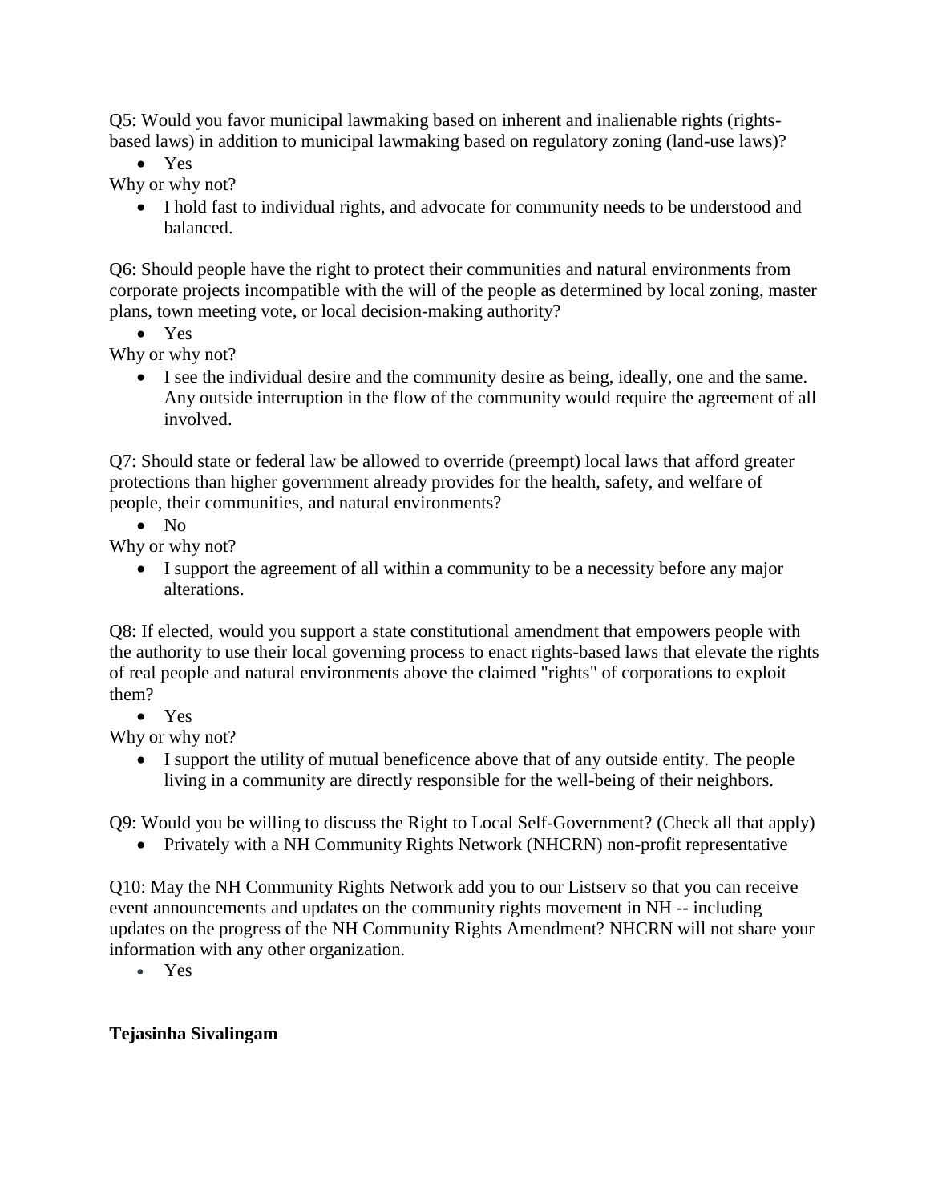Q5: Would you favor municipal lawmaking based on inherent and inalienable rights (rights-based laws) in addition to municipal lawmaking based on regulatory zoning (land-use laws)?

- Yes

Why or why not?

- I hold fast to individual rights, and advocate for community needs to be understood and balanced.

Q6: Should people have the right to protect their communities and natural environments from corporate projects incompatible with the will of the people as determined by local zoning, master plans, town meeting vote, or local decision-making authority?

- Yes

Why or why not?

- I see the individual desire and the community desire as being, ideally, one and the same. Any outside interruption in the flow of the community would require the agreement of all involved.

Q7: Should state or federal law be allowed to override (preempt) local laws that afford greater protections than higher government already provides for the health, safety, and welfare of people, their communities, and natural environments?

- No

Why or why not?

- I support the agreement of all within a community to be a necessity before any major alterations.

Q8: If elected, would you support a state constitutional amendment that empowers people with the authority to use their local governing process to enact rights-based laws that elevate the rights of real people and natural environments above the claimed "rights" of corporations to exploit them?

- Yes

Why or why not?

- I support the utility of mutual beneficence above that of any outside entity. The people living in a community are directly responsible for the well-being of their neighbors.

Q9: Would you be willing to discuss the Right to Local Self-Government? (Check all that apply)

- Privately with a NH Community Rights Network (NHCRN) non-profit representative

Q10: May the NH Community Rights Network add you to our Listserv so that you can receive event announcements and updates on the community rights movement in NH -- including updates on the progress of the NH Community Rights Amendment? NHCRN will not share your information with any other organization.

- Yes

**Tejasinha Sivalingam**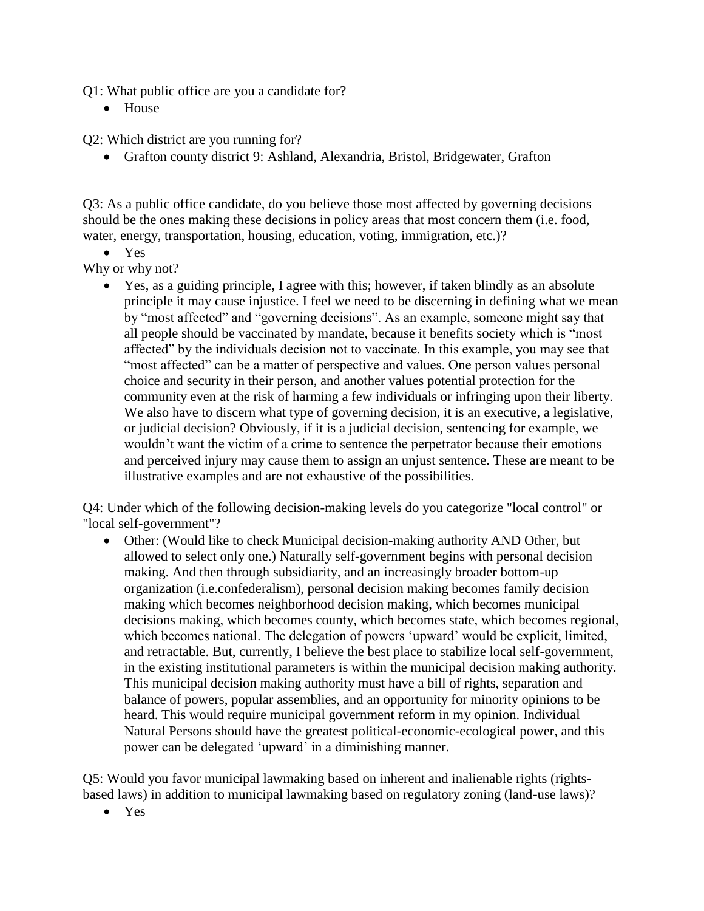Q1: What public office are you a candidate for?

- House

Q2: Which district are you running for?

- Grafton county district 9: Ashland, Alexandria, Bristol, Bridgewater, Grafton

Q3: As a public office candidate, do you believe those most affected by governing decisions should be the ones making these decisions in policy areas that most concern them (i.e. food, water, energy, transportation, housing, education, voting, immigration, etc.)?

- Yes

Why or why not?

- Yes, as a guiding principle, I agree with this; however, if taken blindly as an absolute principle it may cause injustice. I feel we need to be discerning in defining what we mean by "most affected" and "governing decisions". As an example, someone might say that all people should be vaccinated by mandate, because it benefits society which is "most affected" by the individuals decision not to vaccinate. In this example, you may see that "most affected" can be a matter of perspective and values. One person values personal choice and security in their person, and another values potential protection for the community even at the risk of harming a few individuals or infringing upon their liberty. We also have to discern what type of governing decision, it is an executive, a legislative, or judicial decision? Obviously, if it is a judicial decision, sentencing for example, we wouldn't want the victim of a crime to sentence the perpetrator because their emotions and perceived injury may cause them to assign an unjust sentence. These are meant to be illustrative examples and are not exhaustive of the possibilities.

Q4: Under which of the following decision-making levels do you categorize "local control" or "local self-government"?

- Other: (Would like to check Municipal decision-making authority AND Other, but allowed to select only one.) Naturally self-government begins with personal decision making. And then through subsidiarity, and an increasingly broader bottom-up organization (i.e.confederalism), personal decision making becomes family decision making which becomes neighborhood decision making, which becomes municipal decisions making, which becomes county, which becomes state, which becomes regional, which becomes national. The delegation of powers 'upward' would be explicit, limited, and retractable. But, currently, I believe the best place to stabilize local self-government, in the existing institutional parameters is within the municipal decision making authority. This municipal decision making authority must have a bill of rights, separation and balance of powers, popular assemblies, and an opportunity for minority opinions to be heard. This would require municipal government reform in my opinion. Individual Natural Persons should have the greatest political-economic-ecological power, and this power can be delegated 'upward' in a diminishing manner.

Q5: Would you favor municipal lawmaking based on inherent and inalienable rights (rights-based laws) in addition to municipal lawmaking based on regulatory zoning (land-use laws)?

- Yes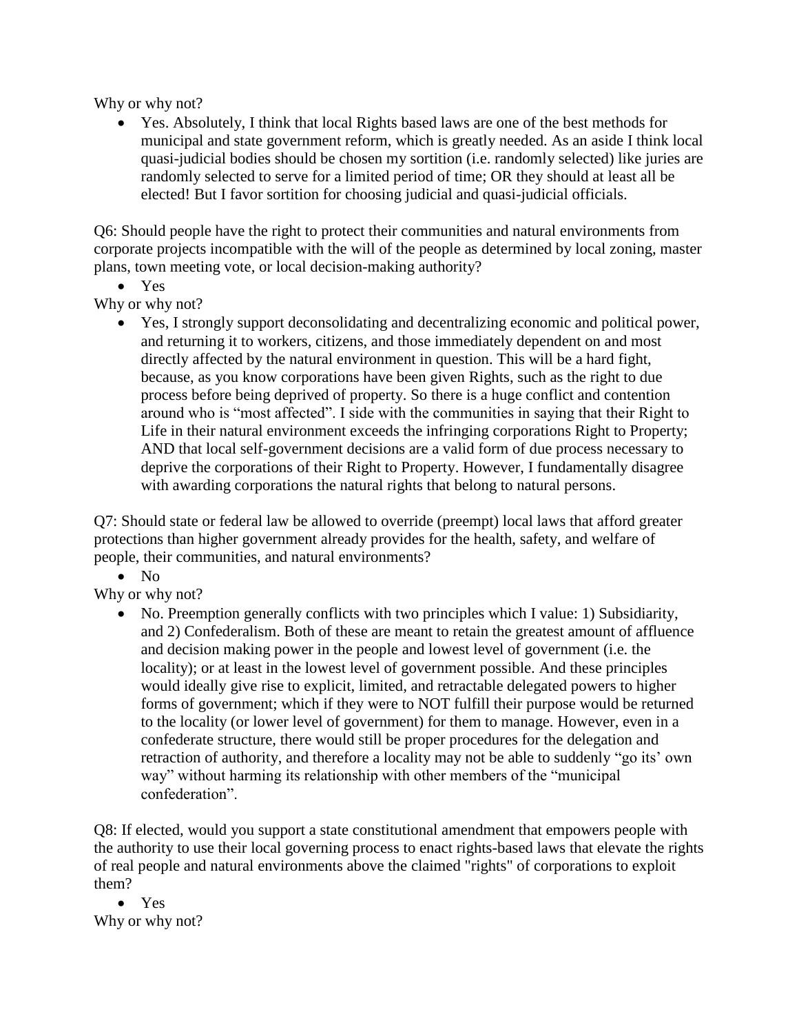Why or why not?

- Yes. Absolutely, I think that local Rights based laws are one of the best methods for municipal and state government reform, which is greatly needed. As an aside I think local quasi-judicial bodies should be chosen my sortition (i.e. randomly selected) like juries are randomly selected to serve for a limited period of time; OR they should at least all be elected! But I favor sortition for choosing judicial and quasi-judicial officials.

Q6: Should people have the right to protect their communities and natural environments from corporate projects incompatible with the will of the people as determined by local zoning, master plans, town meeting vote, or local decision-making authority?

- Yes

Why or why not?

- Yes, I strongly support deconsolidating and decentralizing economic and political power, and returning it to workers, citizens, and those immediately dependent on and most directly affected by the natural environment in question. This will be a hard fight, because, as you know corporations have been given Rights, such as the right to due process before being deprived of property. So there is a huge conflict and contention around who is "most affected". I side with the communities in saying that their Right to Life in their natural environment exceeds the infringing corporations Right to Property; AND that local self-government decisions are a valid form of due process necessary to deprive the corporations of their Right to Property. However, I fundamentally disagree with awarding corporations the natural rights that belong to natural persons.

Q7: Should state or federal law be allowed to override (preempt) local laws that afford greater protections than higher government already provides for the health, safety, and welfare of people, their communities, and natural environments?

- No

Why or why not?

- No. Preemption generally conflicts with two principles which I value: 1) Subsidiarity, and 2) Confederalism. Both of these are meant to retain the greatest amount of affluence and decision making power in the people and lowest level of government (i.e. the locality); or at least in the lowest level of government possible. And these principles would ideally give rise to explicit, limited, and retractable delegated powers to higher forms of government; which if they were to NOT fulfill their purpose would be returned to the locality (or lower level of government) for them to manage. However, even in a confederate structure, there would still be proper procedures for the delegation and retraction of authority, and therefore a locality may not be able to suddenly "go its' own way" without harming its relationship with other members of the "municipal confederation".

Q8: If elected, would you support a state constitutional amendment that empowers people with the authority to use their local governing process to enact rights-based laws that elevate the rights of real people and natural environments above the claimed "rights" of corporations to exploit them?

- Yes

Why or why not?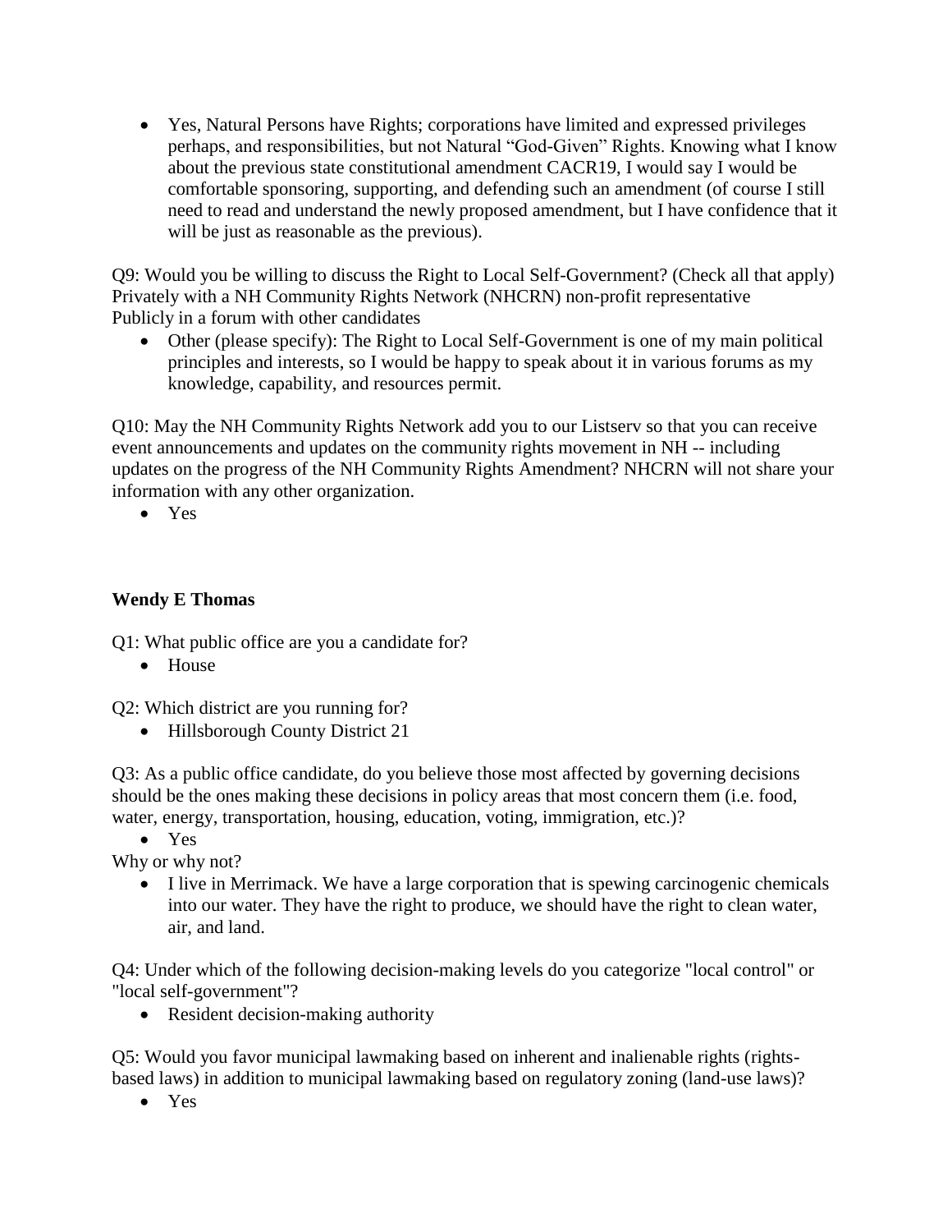- Yes, Natural Persons have Rights; corporations have limited and expressed privileges perhaps, and responsibilities, but not Natural "God-Given" Rights. Knowing what I know about the previous state constitutional amendment CACR19, I would say I would be comfortable sponsoring, supporting, and defending such an amendment (of course I still need to read and understand the newly proposed amendment, but I have confidence that it will be just as reasonable as the previous).

Q9: Would you be willing to discuss the Right to Local Self-Government? (Check all that apply)
Privately with a NH Community Rights Network (NHCRN) non-profit representative
Publicly in a forum with other candidates

- Other (please specify): The Right to Local Self-Government is one of my main political principles and interests, so I would be happy to speak about it in various forums as my knowledge, capability, and resources permit.

Q10: May the NH Community Rights Network add you to our Listserv so that you can receive event announcements and updates on the community rights movement in NH -- including updates on the progress of the NH Community Rights Amendment? NHCRN will not share your information with any other organization.

- Yes

**Wendy E Thomas**

Q1: What public office are you a candidate for?

- House

Q2: Which district are you running for?

- Hillsborough County District 21

Q3: As a public office candidate, do you believe those most affected by governing decisions should be the ones making these decisions in policy areas that most concern them (i.e. food, water, energy, transportation, housing, education, voting, immigration, etc.)?

- Yes

Why or why not?

- I live in Merrimack. We have a large corporation that is spewing carcinogenic chemicals into our water. They have the right to produce, we should have the right to clean water, air, and land.

Q4: Under which of the following decision-making levels do you categorize "local control" or "local self-government"?

- Resident decision-making authority

Q5: Would you favor municipal lawmaking based on inherent and inalienable rights (rights-based laws) in addition to municipal lawmaking based on regulatory zoning (land-use laws)?

- Yes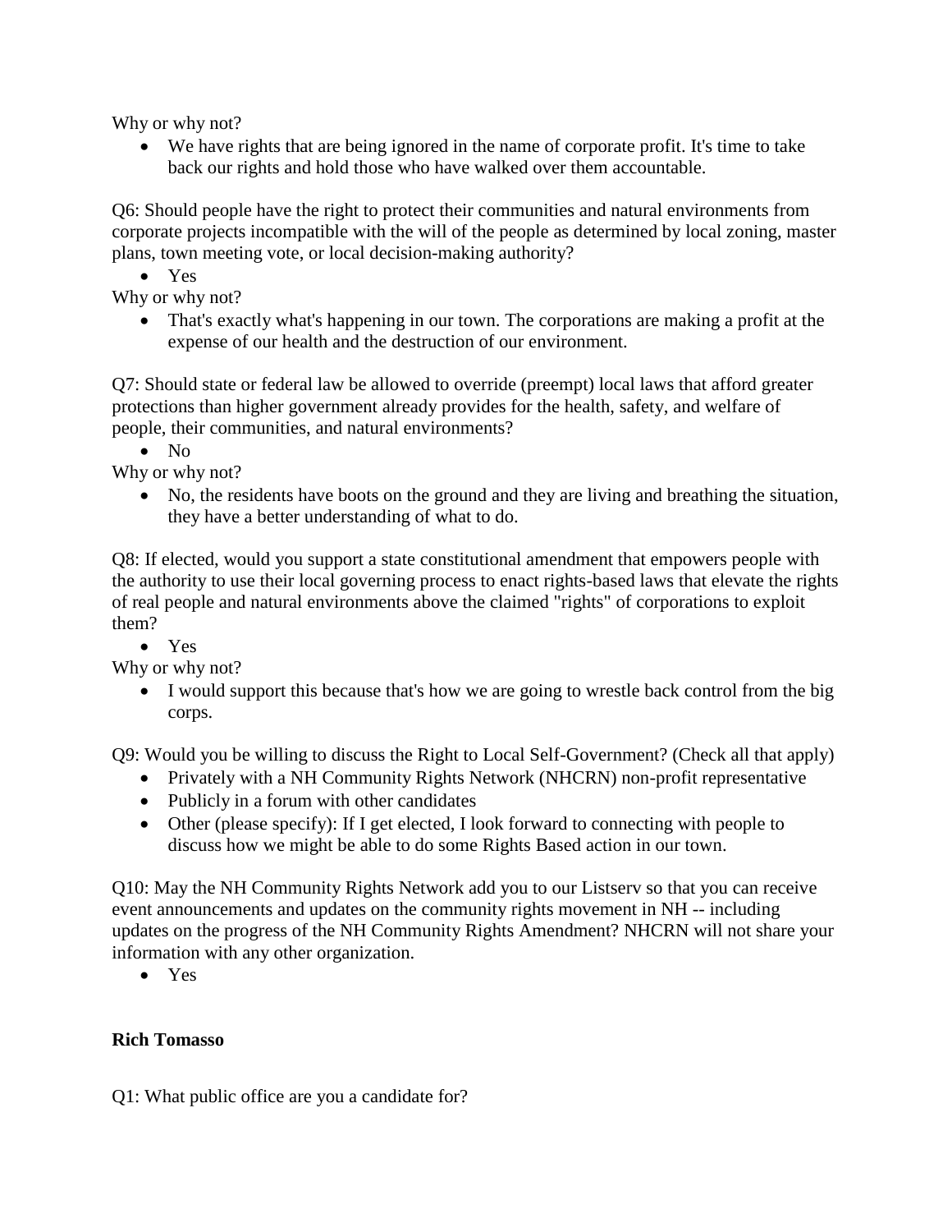Why or why not?

- We have rights that are being ignored in the name of corporate profit. It's time to take back our rights and hold those who have walked over them accountable.

Q6: Should people have the right to protect their communities and natural environments from corporate projects incompatible with the will of the people as determined by local zoning, master plans, town meeting vote, or local decision-making authority?

- Yes

Why or why not?

- That's exactly what's happening in our town. The corporations are making a profit at the expense of our health and the destruction of our environment.

Q7: Should state or federal law be allowed to override (preempt) local laws that afford greater protections than higher government already provides for the health, safety, and welfare of people, their communities, and natural environments?

- No

Why or why not?

- No, the residents have boots on the ground and they are living and breathing the situation, they have a better understanding of what to do.

Q8: If elected, would you support a state constitutional amendment that empowers people with the authority to use their local governing process to enact rights-based laws that elevate the rights of real people and natural environments above the claimed "rights" of corporations to exploit them?

- Yes

Why or why not?

- I would support this because that's how we are going to wrestle back control from the big corps.

Q9: Would you be willing to discuss the Right to Local Self-Government? (Check all that apply)

- Privately with a NH Community Rights Network (NHCRN) non-profit representative
- Publicly in a forum with other candidates
- Other (please specify): If I get elected, I look forward to connecting with people to discuss how we might be able to do some Rights Based action in our town.

Q10: May the NH Community Rights Network add you to our Listserv so that you can receive event announcements and updates on the community rights movement in NH -- including updates on the progress of the NH Community Rights Amendment? NHCRN will not share your information with any other organization.

- Yes

**Rich Tomasso**

Q1: What public office are you a candidate for?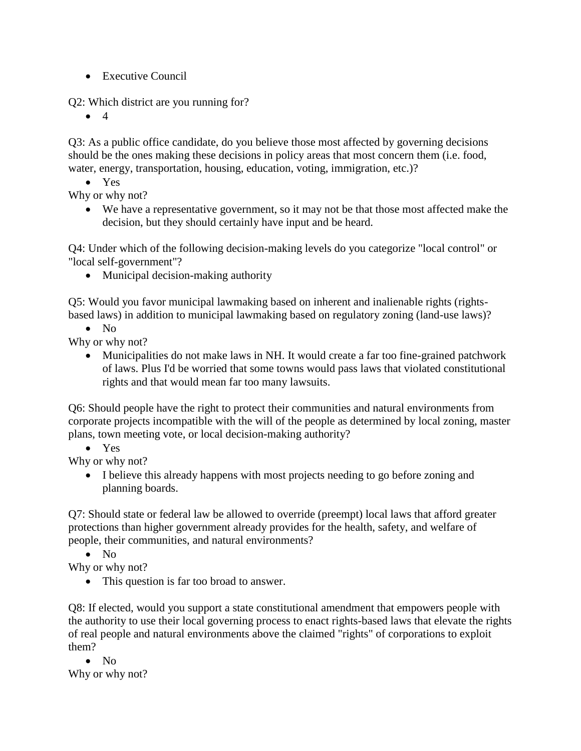- Executive Council

Q2: Which district are you running for?

- 4

Q3: As a public office candidate, do you believe those most affected by governing decisions should be the ones making these decisions in policy areas that most concern them (i.e. food, water, energy, transportation, housing, education, voting, immigration, etc.)?

- Yes

Why or why not?

- We have a representative government, so it may not be that those most affected make the decision, but they should certainly have input and be heard.

Q4: Under which of the following decision-making levels do you categorize "local control" or "local self-government"?

- Municipal decision-making authority

Q5: Would you favor municipal lawmaking based on inherent and inalienable rights (rights-based laws) in addition to municipal lawmaking based on regulatory zoning (land-use laws)?

- No

Why or why not?

- Municipalities do not make laws in NH. It would create a far too fine-grained patchwork of laws. Plus I'd be worried that some towns would pass laws that violated constitutional rights and that would mean far too many lawsuits.

Q6: Should people have the right to protect their communities and natural environments from corporate projects incompatible with the will of the people as determined by local zoning, master plans, town meeting vote, or local decision-making authority?

- Yes

Why or why not?

- I believe this already happens with most projects needing to go before zoning and planning boards.

Q7: Should state or federal law be allowed to override (preempt) local laws that afford greater protections than higher government already provides for the health, safety, and welfare of people, their communities, and natural environments?

- No

Why or why not?

- This question is far too broad to answer.

Q8: If elected, would you support a state constitutional amendment that empowers people with the authority to use their local governing process to enact rights-based laws that elevate the rights of real people and natural environments above the claimed "rights" of corporations to exploit them?

- No

Why or why not?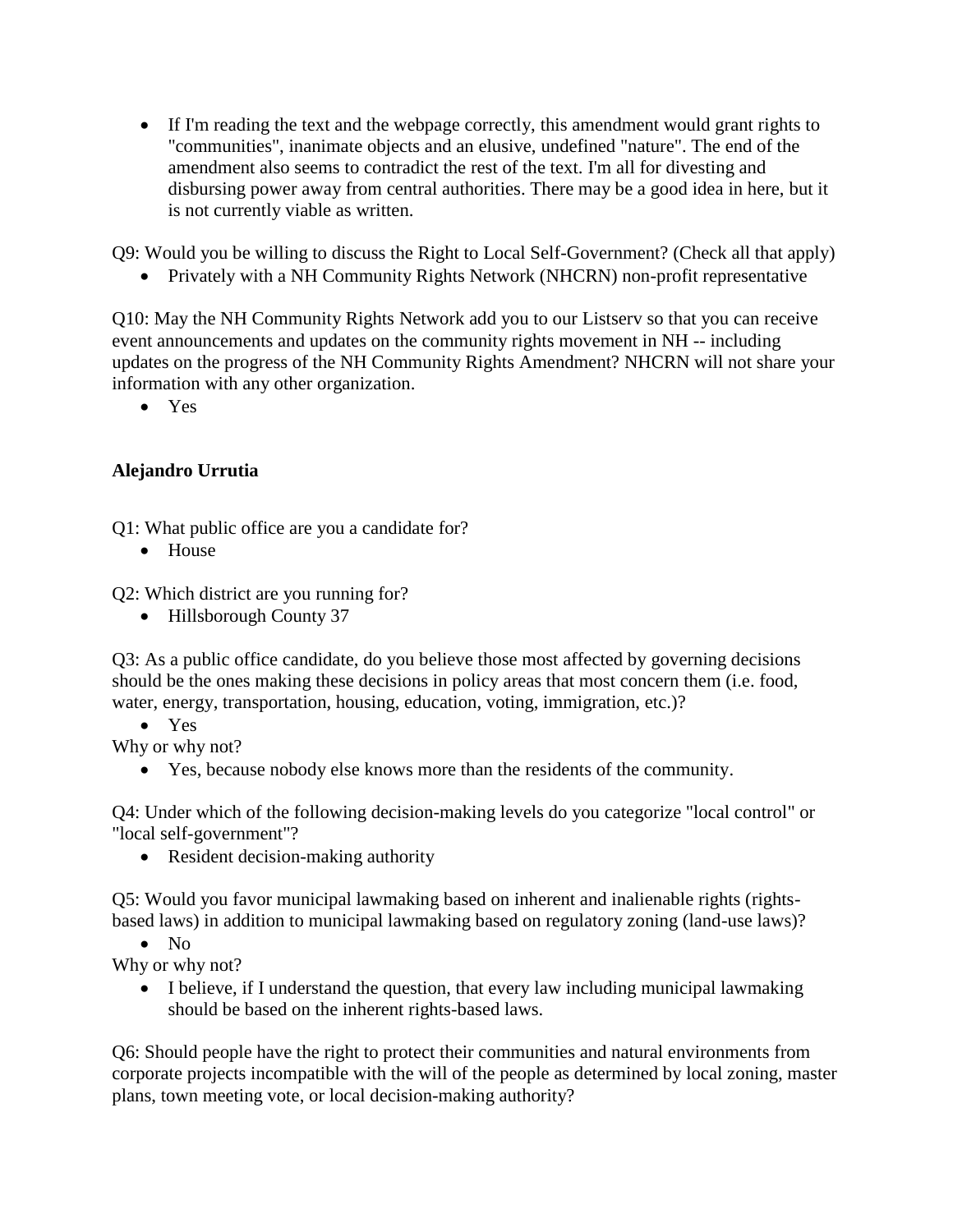- If I'm reading the text and the webpage correctly, this amendment would grant rights to "communities", inanimate objects and an elusive, undefined "nature". The end of the amendment also seems to contradict the rest of the text. I'm all for divesting and disbursing power away from central authorities. There may be a good idea in here, but it is not currently viable as written.

Q9: Would you be willing to discuss the Right to Local Self-Government? (Check all that apply)

- Privately with a NH Community Rights Network (NHCRN) non-profit representative

Q10: May the NH Community Rights Network add you to our Listserv so that you can receive event announcements and updates on the community rights movement in NH -- including updates on the progress of the NH Community Rights Amendment? NHCRN will not share your information with any other organization.

- Yes

**Alejandro Urrutia**

Q1: What public office are you a candidate for?

- House

Q2: Which district are you running for?

- Hillsborough County 37

Q3: As a public office candidate, do you believe those most affected by governing decisions should be the ones making these decisions in policy areas that most concern them (i.e. food, water, energy, transportation, housing, education, voting, immigration, etc.)?

- Yes

Why or why not?

- Yes, because nobody else knows more than the residents of the community.

Q4: Under which of the following decision-making levels do you categorize "local control" or "local self-government"?

- Resident decision-making authority

Q5: Would you favor municipal lawmaking based on inherent and inalienable rights (rights-based laws) in addition to municipal lawmaking based on regulatory zoning (land-use laws)?

- No

Why or why not?

- I believe, if I understand the question, that every law including municipal lawmaking should be based on the inherent rights-based laws.

Q6: Should people have the right to protect their communities and natural environments from corporate projects incompatible with the will of the people as determined by local zoning, master plans, town meeting vote, or local decision-making authority?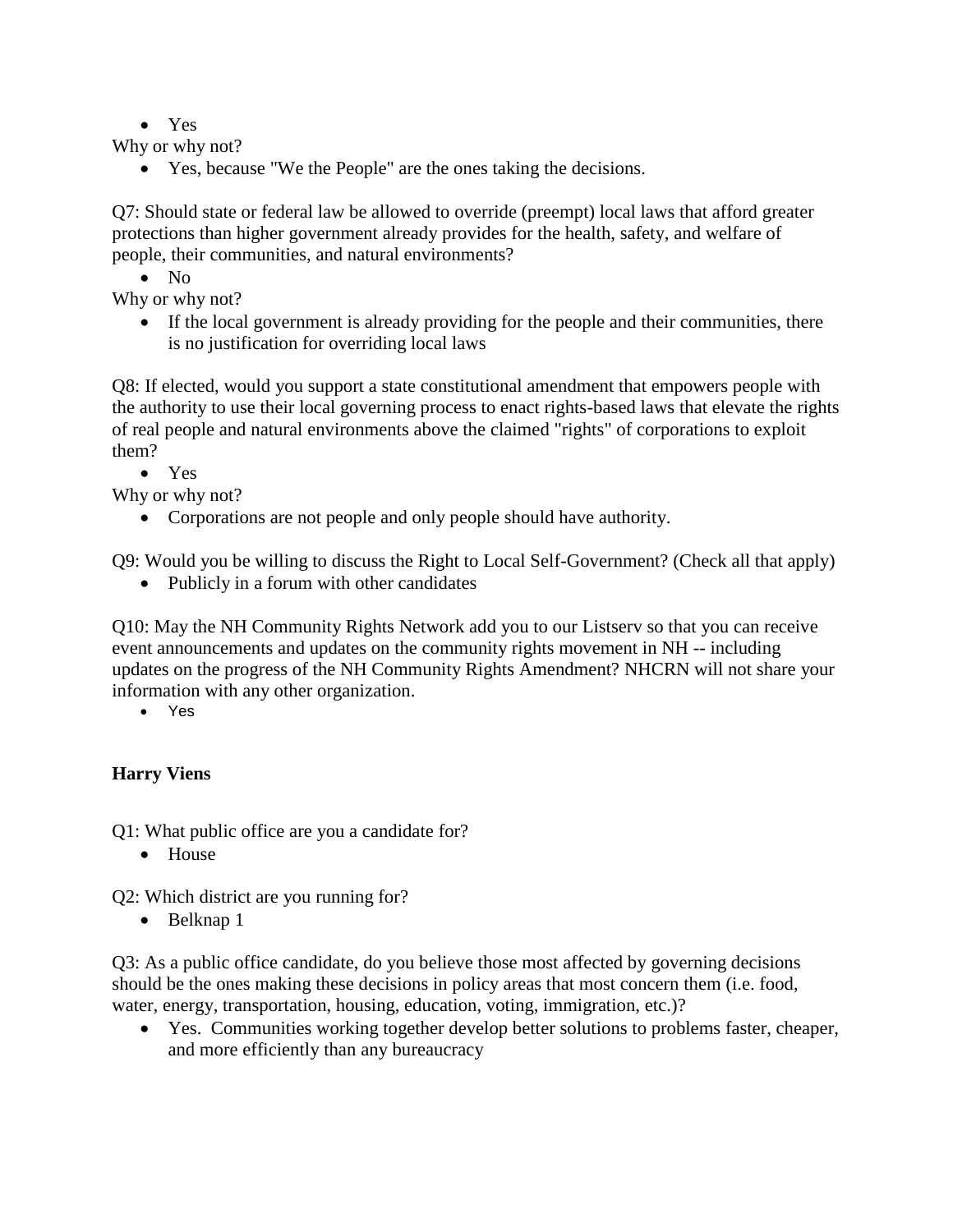- Yes

Why or why not?

- Yes, because "We the People" are the ones taking the decisions.

Q7: Should state or federal law be allowed to override (preempt) local laws that afford greater protections than higher government already provides for the health, safety, and welfare of people, their communities, and natural environments?

- No

Why or why not?

- If the local government is already providing for the people and their communities, there is no justification for overriding local laws

Q8: If elected, would you support a state constitutional amendment that empowers people with the authority to use their local governing process to enact rights-based laws that elevate the rights of real people and natural environments above the claimed "rights" of corporations to exploit them?

- Yes

Why or why not?

- Corporations are not people and only people should have authority.

Q9: Would you be willing to discuss the Right to Local Self-Government? (Check all that apply)

- Publicly in a forum with other candidates

Q10: May the NH Community Rights Network add you to our Listserv so that you can receive event announcements and updates on the community rights movement in NH -- including updates on the progress of the NH Community Rights Amendment? NHCRN will not share your information with any other organization.

- Yes

**Harry Viens**

Q1: What public office are you a candidate for?

- House

Q2: Which district are you running for?

- Belknap 1

Q3: As a public office candidate, do you believe those most affected by governing decisions should be the ones making these decisions in policy areas that most concern them (i.e. food, water, energy, transportation, housing, education, voting, immigration, etc.)?

- Yes. Communities working together develop better solutions to problems faster, cheaper, and more efficiently than any bureaucracy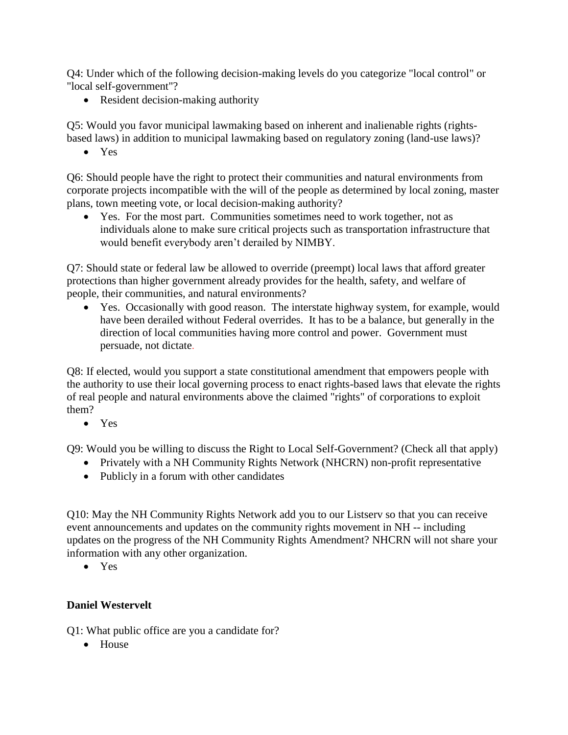Q4: Under which of the following decision-making levels do you categorize "local control" or "local self-government"?

- Resident decision-making authority

Q5: Would you favor municipal lawmaking based on inherent and inalienable rights (rights-based laws) in addition to municipal lawmaking based on regulatory zoning (land-use laws)?

- Yes

Q6: Should people have the right to protect their communities and natural environments from corporate projects incompatible with the will of the people as determined by local zoning, master plans, town meeting vote, or local decision-making authority?

- Yes. For the most part. Communities sometimes need to work together, not as individuals alone to make sure critical projects such as transportation infrastructure that would benefit everybody aren't derailed by NIMBY.

Q7: Should state or federal law be allowed to override (preempt) local laws that afford greater protections than higher government already provides for the health, safety, and welfare of people, their communities, and natural environments?

- Yes. Occasionally with good reason. The interstate highway system, for example, would have been derailed without Federal overrides. It has to be a balance, but generally in the direction of local communities having more control and power. Government must persuade, not dictate.

Q8: If elected, would you support a state constitutional amendment that empowers people with the authority to use their local governing process to enact rights-based laws that elevate the rights of real people and natural environments above the claimed "rights" of corporations to exploit them?

- Yes

Q9: Would you be willing to discuss the Right to Local Self-Government? (Check all that apply)

- Privately with a NH Community Rights Network (NHCRN) non-profit representative
- Publicly in a forum with other candidates

Q10: May the NH Community Rights Network add you to our Listserv so that you can receive event announcements and updates on the community rights movement in NH -- including updates on the progress of the NH Community Rights Amendment? NHCRN will not share your information with any other organization.

- Yes

**Daniel Westervelt**

Q1: What public office are you a candidate for?

- House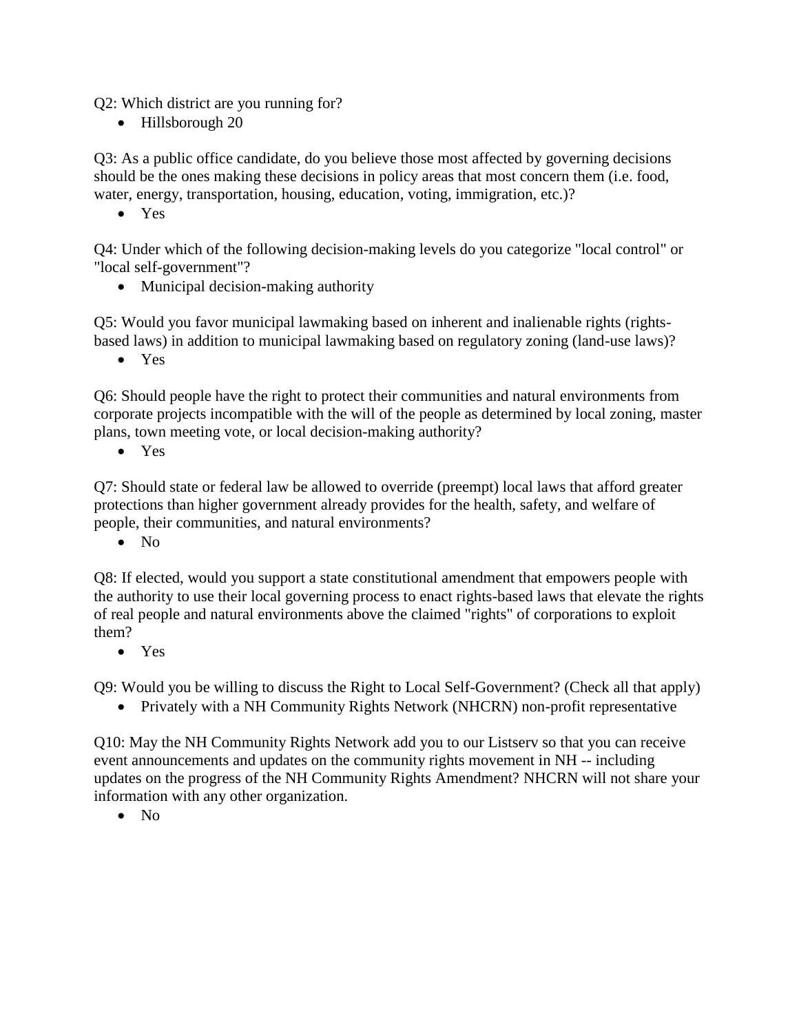Q2: Which district are you running for?

- Hillsborough 20

Q3: As a public office candidate, do you believe those most affected by governing decisions should be the ones making these decisions in policy areas that most concern them (i.e. food, water, energy, transportation, housing, education, voting, immigration, etc.)?

- Yes

Q4: Under which of the following decision-making levels do you categorize "local control" or "local self-government"?

- Municipal decision-making authority

Q5: Would you favor municipal lawmaking based on inherent and inalienable rights (rights-based laws) in addition to municipal lawmaking based on regulatory zoning (land-use laws)?

- Yes

Q6: Should people have the right to protect their communities and natural environments from corporate projects incompatible with the will of the people as determined by local zoning, master plans, town meeting vote, or local decision-making authority?

- Yes

Q7: Should state or federal law be allowed to override (preempt) local laws that afford greater protections than higher government already provides for the health, safety, and welfare of people, their communities, and natural environments?

- No

Q8: If elected, would you support a state constitutional amendment that empowers people with the authority to use their local governing process to enact rights-based laws that elevate the rights of real people and natural environments above the claimed "rights" of corporations to exploit them?

- Yes

Q9: Would you be willing to discuss the Right to Local Self-Government? (Check all that apply)

- Privately with a NH Community Rights Network (NHCRN) non-profit representative

Q10: May the NH Community Rights Network add you to our Listserv so that you can receive event announcements and updates on the community rights movement in NH -- including updates on the progress of the NH Community Rights Amendment? NHCRN will not share your information with any other organization.

- No